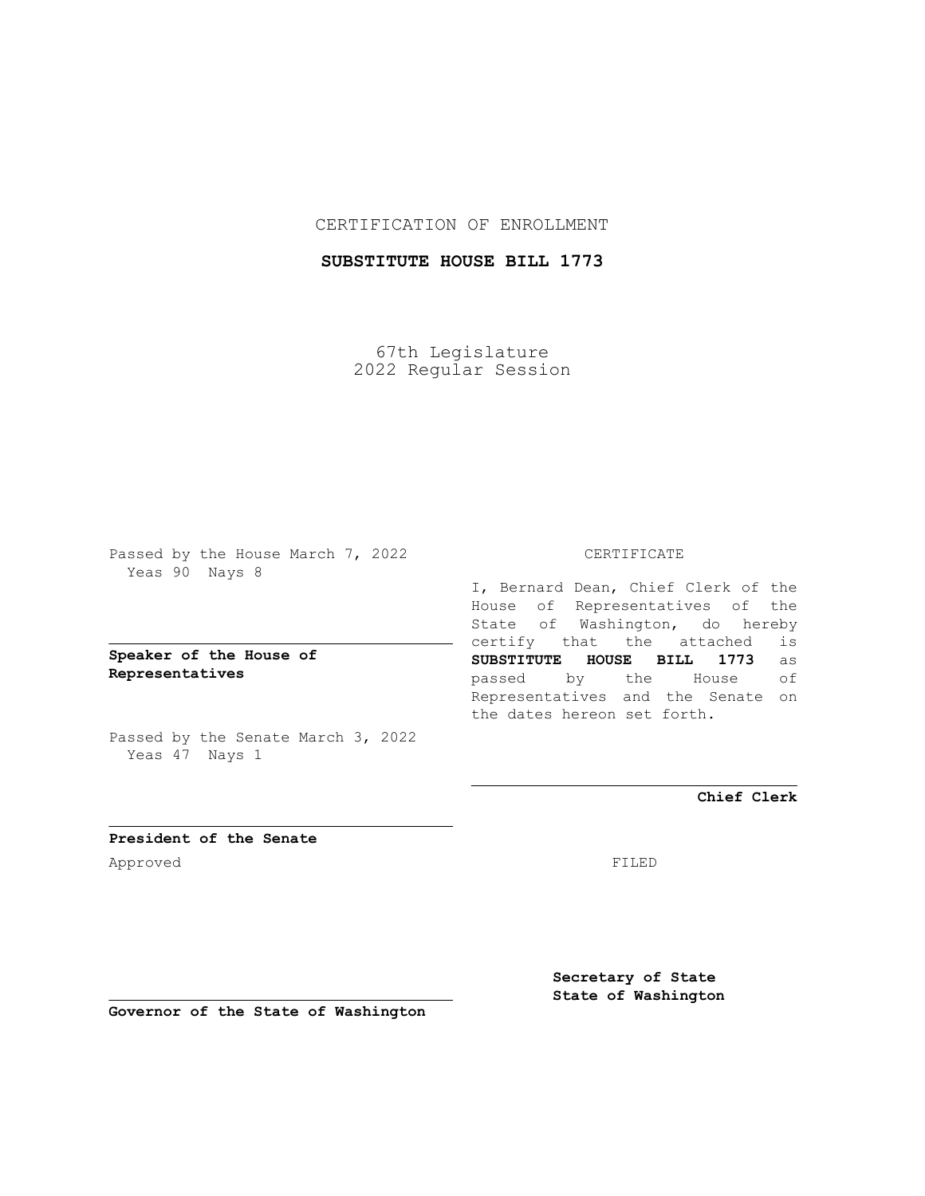CERTIFICATION OF ENROLLMENT

**SUBSTITUTE HOUSE BILL 1773**

67th Legislature
2022 Regular Session

Passed by the House March 7, 2022
Yeas 90 Nays 8

**Speaker of the House of Representatives**

Passed by the Senate March 3, 2022
Yeas 47 Nays 1

**President of the Senate**

Approved

**Governor of the State of Washington**

CERTIFICATE

I, Bernard Dean, Chief Clerk of the House of Representatives of the State of Washington, do hereby certify that the attached is **SUBSTITUTE HOUSE BILL 1773** as passed by the House of Representatives and the Senate on the dates hereon set forth.

**Chief Clerk**

FILED

**Secretary of State**
**State of Washington**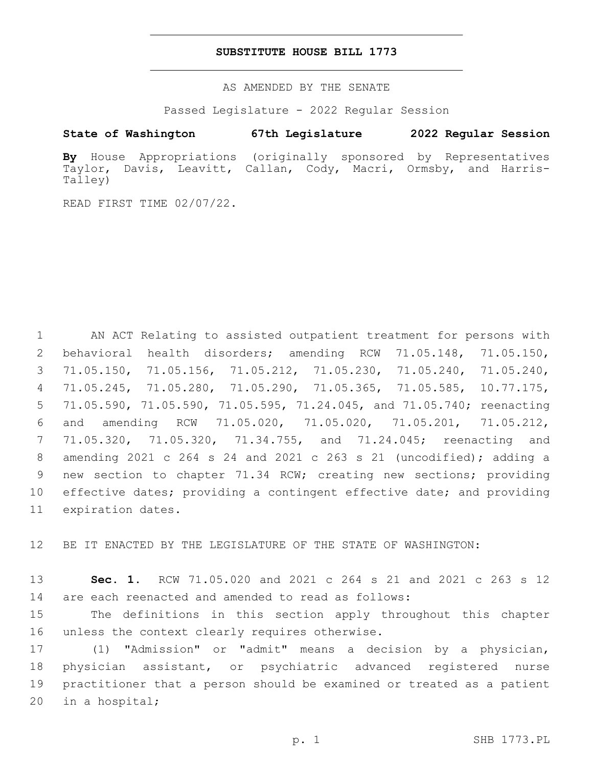# SUBSTITUTE HOUSE BILL 1773

AS AMENDED BY THE SENATE

Passed Legislature - 2022 Regular Session

**State of Washington 67th Legislature 2022 Regular Session**

**By** House Appropriations (originally sponsored by Representatives Taylor, Davis, Leavitt, Callan, Cody, Macri, Ormsby, and Harris-Talley)

READ FIRST TIME 02/07/22.

1 AN ACT Relating to assisted outpatient treatment for persons with
2 behavioral health disorders; amending RCW 71.05.148, 71.05.150,
3 71.05.150, 71.05.156, 71.05.212, 71.05.230, 71.05.240, 71.05.240,
4 71.05.245, 71.05.280, 71.05.290, 71.05.365, 71.05.585, 10.77.175,
5 71.05.590, 71.05.590, 71.05.595, 71.24.045, and 71.05.740; reenacting
6 and amending RCW 71.05.020, 71.05.020, 71.05.201, 71.05.212,
7 71.05.320, 71.05.320, 71.34.755, and 71.24.045; reenacting and
8 amending 2021 c 264 s 24 and 2021 c 263 s 21 (uncodified); adding a
9 new section to chapter 71.34 RCW; creating new sections; providing
10 effective dates; providing a contingent effective date; and providing
11 expiration dates.

12 BE IT ENACTED BY THE LEGISLATURE OF THE STATE OF WASHINGTON:

13 **Sec. 1.** RCW 71.05.020 and 2021 c 264 s 21 and 2021 c 263 s 12
14 are each reenacted and amended to read as follows:

15 The definitions in this section apply throughout this chapter
16 unless the context clearly requires otherwise.

17 (1) "Admission" or "admit" means a decision by a physician,
18 physician assistant, or psychiatric advanced registered nurse
19 practitioner that a person should be examined or treated as a patient
20 in a hospital;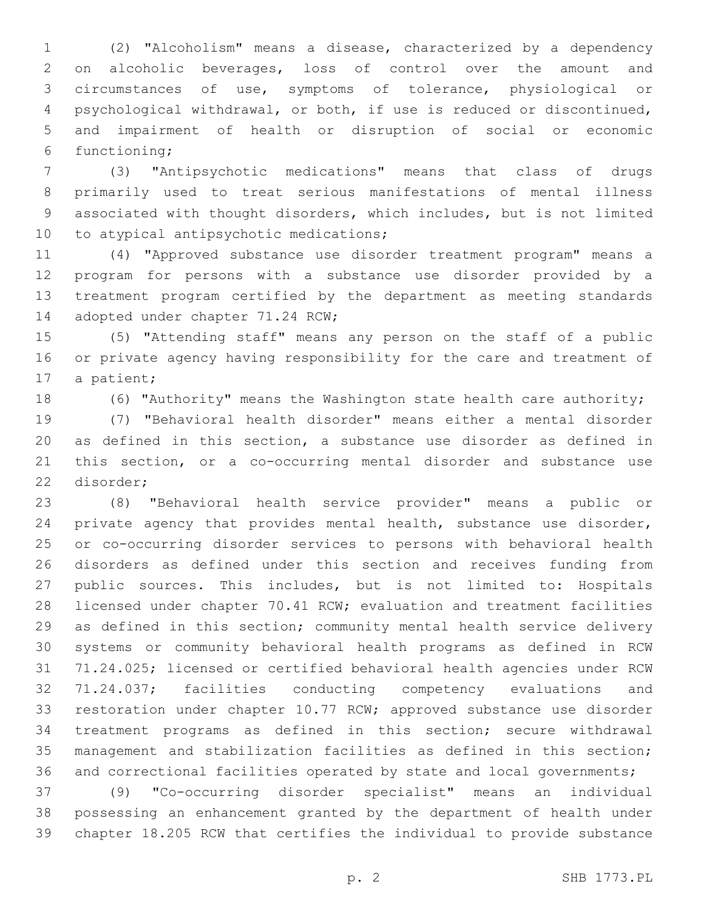(2) "Alcoholism" means a disease, characterized by a dependency on alcoholic beverages, loss of control over the amount and circumstances of use, symptoms of tolerance, physiological or psychological withdrawal, or both, if use is reduced or discontinued, and impairment of health or disruption of social or economic functioning;

(3) "Antipsychotic medications" means that class of drugs primarily used to treat serious manifestations of mental illness associated with thought disorders, which includes, but is not limited to atypical antipsychotic medications;

(4) "Approved substance use disorder treatment program" means a program for persons with a substance use disorder provided by a treatment program certified by the department as meeting standards adopted under chapter 71.24 RCW;

(5) "Attending staff" means any person on the staff of a public or private agency having responsibility for the care and treatment of a patient;

(6) "Authority" means the Washington state health care authority;

(7) "Behavioral health disorder" means either a mental disorder as defined in this section, a substance use disorder as defined in this section, or a co-occurring mental disorder and substance use disorder;

(8) "Behavioral health service provider" means a public or private agency that provides mental health, substance use disorder, or co-occurring disorder services to persons with behavioral health disorders as defined under this section and receives funding from public sources. This includes, but is not limited to: Hospitals licensed under chapter 70.41 RCW; evaluation and treatment facilities as defined in this section; community mental health service delivery systems or community behavioral health programs as defined in RCW 71.24.025; licensed or certified behavioral health agencies under RCW 71.24.037; facilities conducting competency evaluations and restoration under chapter 10.77 RCW; approved substance use disorder treatment programs as defined in this section; secure withdrawal management and stabilization facilities as defined in this section; and correctional facilities operated by state and local governments;

(9) "Co-occurring disorder specialist" means an individual possessing an enhancement granted by the department of health under chapter 18.205 RCW that certifies the individual to provide substance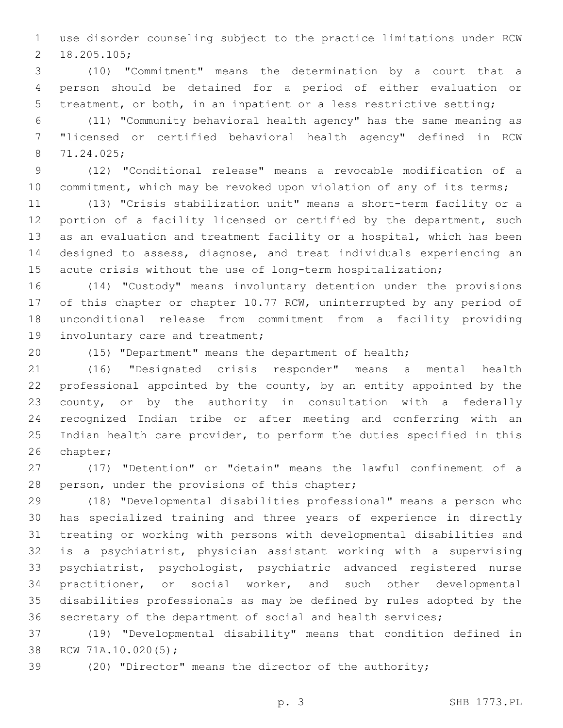use disorder counseling subject to the practice limitations under RCW 18.205.105;

(10) "Commitment" means the determination by a court that a person should be detained for a period of either evaluation or treatment, or both, in an inpatient or a less restrictive setting;

(11) "Community behavioral health agency" has the same meaning as "licensed or certified behavioral health agency" defined in RCW 71.24.025;

(12) "Conditional release" means a revocable modification of a commitment, which may be revoked upon violation of any of its terms;

(13) "Crisis stabilization unit" means a short-term facility or a portion of a facility licensed or certified by the department, such as an evaluation and treatment facility or a hospital, which has been designed to assess, diagnose, and treat individuals experiencing an acute crisis without the use of long-term hospitalization;

(14) "Custody" means involuntary detention under the provisions of this chapter or chapter 10.77 RCW, uninterrupted by any period of unconditional release from commitment from a facility providing involuntary care and treatment;

(15) "Department" means the department of health;

(16) "Designated crisis responder" means a mental health professional appointed by the county, by an entity appointed by the county, or by the authority in consultation with a federally recognized Indian tribe or after meeting and conferring with an Indian health care provider, to perform the duties specified in this chapter;

(17) "Detention" or "detain" means the lawful confinement of a person, under the provisions of this chapter;

(18) "Developmental disabilities professional" means a person who has specialized training and three years of experience in directly treating or working with persons with developmental disabilities and is a psychiatrist, physician assistant working with a supervising psychiatrist, psychologist, psychiatric advanced registered nurse practitioner, or social worker, and such other developmental disabilities professionals as may be defined by rules adopted by the secretary of the department of social and health services;

(19) "Developmental disability" means that condition defined in RCW 71A.10.020(5);

(20) "Director" means the director of the authority;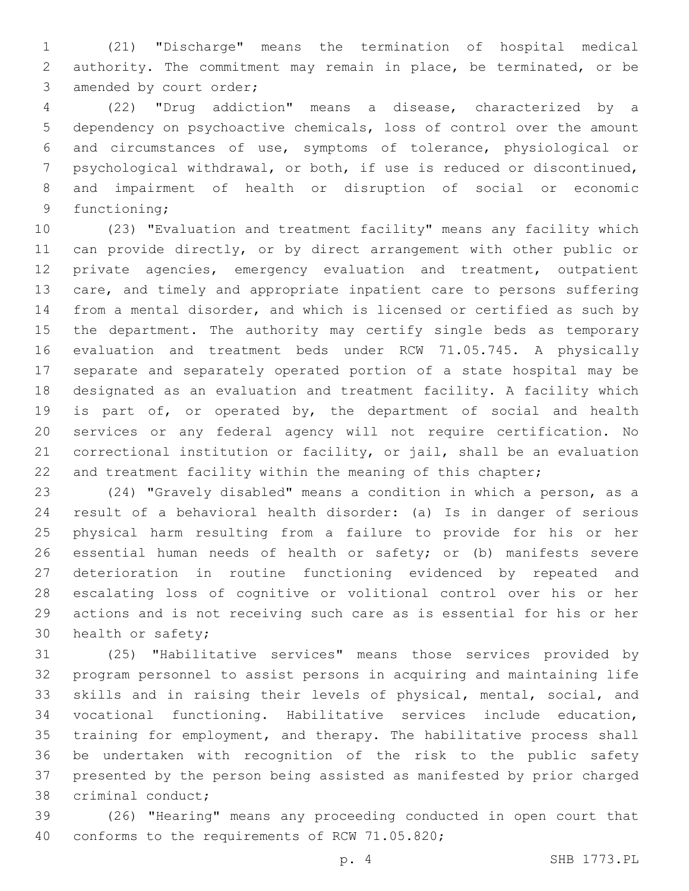(21) "Discharge" means the termination of hospital medical authority. The commitment may remain in place, be terminated, or be amended by court order;

(22) "Drug addiction" means a disease, characterized by a dependency on psychoactive chemicals, loss of control over the amount and circumstances of use, symptoms of tolerance, physiological or psychological withdrawal, or both, if use is reduced or discontinued, and impairment of health or disruption of social or economic functioning;

(23) "Evaluation and treatment facility" means any facility which can provide directly, or by direct arrangement with other public or private agencies, emergency evaluation and treatment, outpatient care, and timely and appropriate inpatient care to persons suffering from a mental disorder, and which is licensed or certified as such by the department. The authority may certify single beds as temporary evaluation and treatment beds under RCW 71.05.745. A physically separate and separately operated portion of a state hospital may be designated as an evaluation and treatment facility. A facility which is part of, or operated by, the department of social and health services or any federal agency will not require certification. No correctional institution or facility, or jail, shall be an evaluation and treatment facility within the meaning of this chapter;

(24) "Gravely disabled" means a condition in which a person, as a result of a behavioral health disorder: (a) Is in danger of serious physical harm resulting from a failure to provide for his or her essential human needs of health or safety; or (b) manifests severe deterioration in routine functioning evidenced by repeated and escalating loss of cognitive or volitional control over his or her actions and is not receiving such care as is essential for his or her health or safety;

(25) "Habilitative services" means those services provided by program personnel to assist persons in acquiring and maintaining life skills and in raising their levels of physical, mental, social, and vocational functioning. Habilitative services include education, training for employment, and therapy. The habilitative process shall be undertaken with recognition of the risk to the public safety presented by the person being assisted as manifested by prior charged criminal conduct;

(26) "Hearing" means any proceeding conducted in open court that conforms to the requirements of RCW 71.05.820;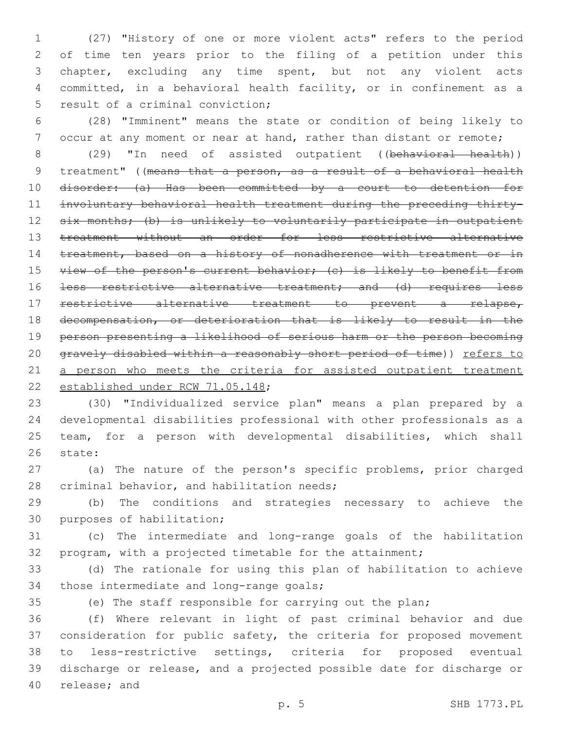(27) "History of one or more violent acts" refers to the period of time ten years prior to the filing of a petition under this chapter, excluding any time spent, but not any violent acts committed, in a behavioral health facility, or in confinement as a result of a criminal conviction;

(28) "Imminent" means the state or condition of being likely to occur at any moment or near at hand, rather than distant or remote;

(29) "In need of assisted outpatient ((~~behavioral health~~)) treatment" ((~~means that a person, as a result of a behavioral health disorder: (a) Has been committed by a court to detention for involuntary behavioral health treatment during the preceding thirty-six months; (b) is unlikely to voluntarily participate in outpatient treatment without an order for less restrictive alternative treatment, based on a history of nonadherence with treatment or in view of the person's current behavior; (c) is likely to benefit from less restrictive alternative treatment; and (d) requires less restrictive alternative treatment to prevent a relapse, decompensation, or deterioration that is likely to result in the person presenting a likelihood of serious harm or the person becoming gravely disabled within a reasonably short period of time~~)) <u>refers to a person who meets the criteria for assisted outpatient treatment established under RCW 71.05.148</u>;

(30) "Individualized service plan" means a plan prepared by a developmental disabilities professional with other professionals as a team, for a person with developmental disabilities, which shall state:

(a) The nature of the person's specific problems, prior charged criminal behavior, and habilitation needs;

(b) The conditions and strategies necessary to achieve the purposes of habilitation;

(c) The intermediate and long-range goals of the habilitation program, with a projected timetable for the attainment;

(d) The rationale for using this plan of habilitation to achieve those intermediate and long-range goals;

(e) The staff responsible for carrying out the plan;

(f) Where relevant in light of past criminal behavior and due consideration for public safety, the criteria for proposed movement to less-restrictive settings, criteria for proposed eventual discharge or release, and a projected possible date for discharge or release; and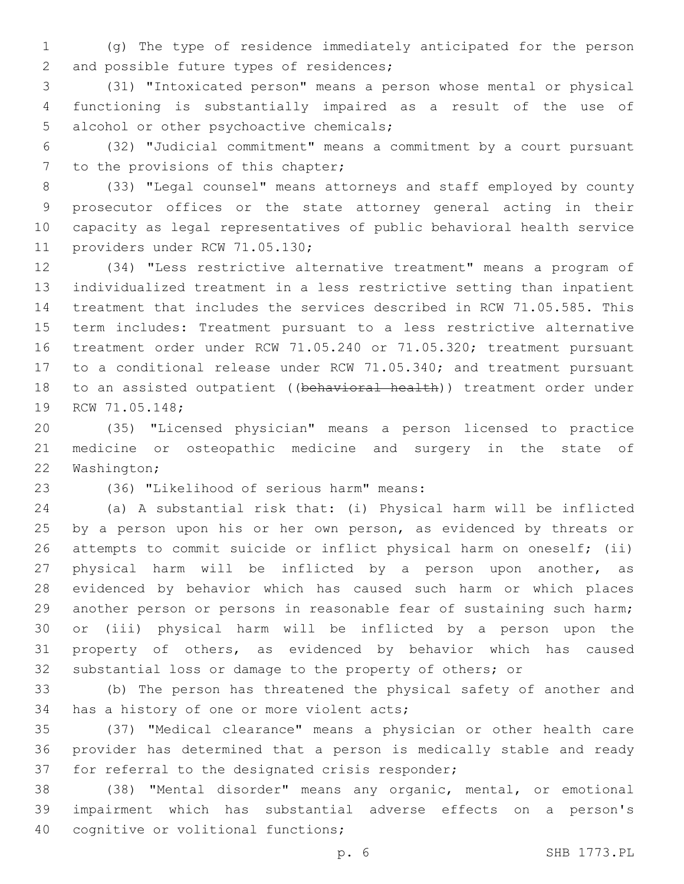(g) The type of residence immediately anticipated for the person and possible future types of residences;

(31) "Intoxicated person" means a person whose mental or physical functioning is substantially impaired as a result of the use of alcohol or other psychoactive chemicals;

(32) "Judicial commitment" means a commitment by a court pursuant to the provisions of this chapter;

(33) "Legal counsel" means attorneys and staff employed by county prosecutor offices or the state attorney general acting in their capacity as legal representatives of public behavioral health service providers under RCW 71.05.130;

(34) "Less restrictive alternative treatment" means a program of individualized treatment in a less restrictive setting than inpatient treatment that includes the services described in RCW 71.05.585. This term includes: Treatment pursuant to a less restrictive alternative treatment order under RCW 71.05.240 or 71.05.320; treatment pursuant to a conditional release under RCW 71.05.340; and treatment pursuant to an assisted outpatient ((~~behavioral health~~)) treatment order under RCW 71.05.148;

(35) "Licensed physician" means a person licensed to practice medicine or osteopathic medicine and surgery in the state of Washington;

(36) "Likelihood of serious harm" means:

(a) A substantial risk that: (i) Physical harm will be inflicted by a person upon his or her own person, as evidenced by threats or attempts to commit suicide or inflict physical harm on oneself; (ii) physical harm will be inflicted by a person upon another, as evidenced by behavior which has caused such harm or which places another person or persons in reasonable fear of sustaining such harm; or (iii) physical harm will be inflicted by a person upon the property of others, as evidenced by behavior which has caused substantial loss or damage to the property of others; or

(b) The person has threatened the physical safety of another and has a history of one or more violent acts;

(37) "Medical clearance" means a physician or other health care provider has determined that a person is medically stable and ready for referral to the designated crisis responder;

(38) "Mental disorder" means any organic, mental, or emotional impairment which has substantial adverse effects on a person's cognitive or volitional functions;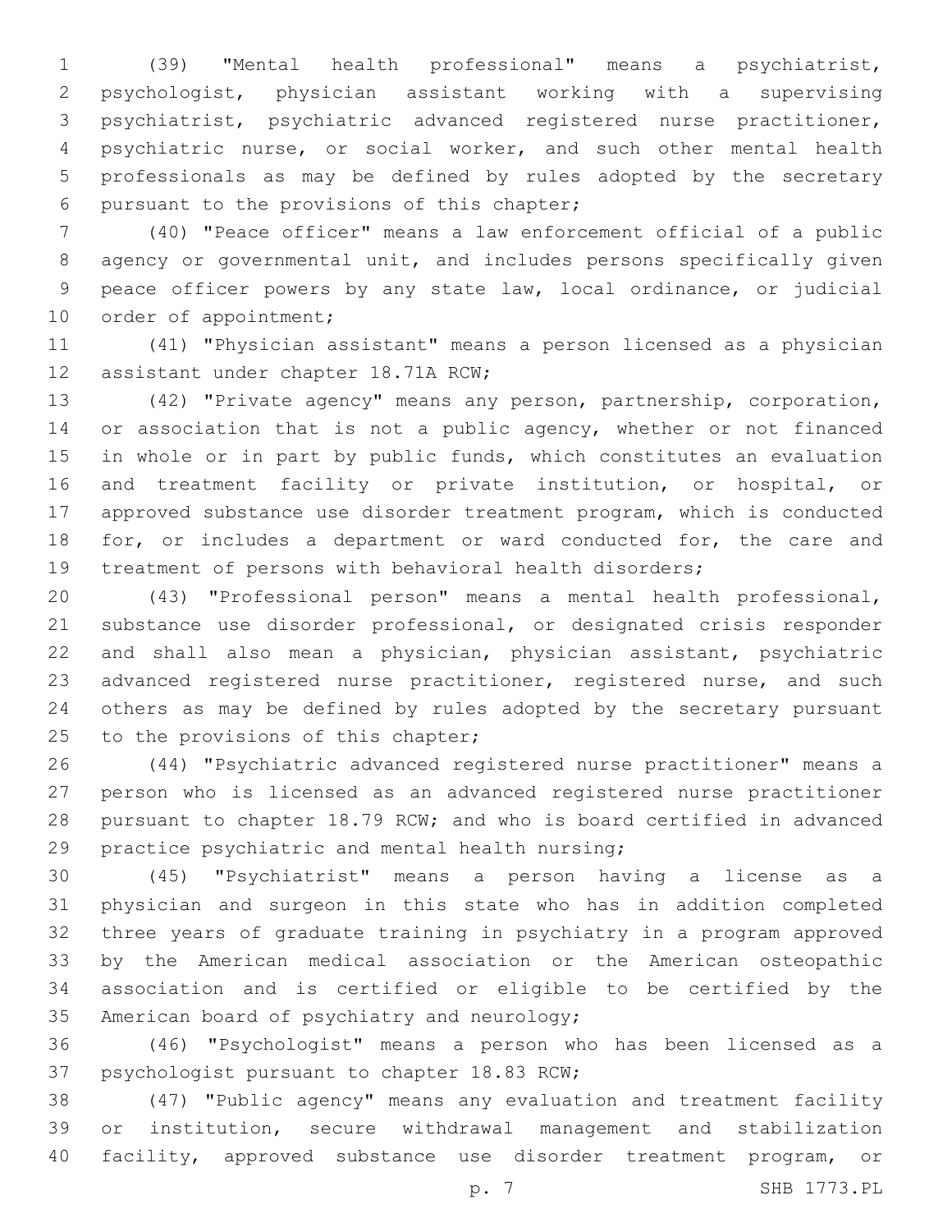(39) "Mental health professional" means a psychiatrist, psychologist, physician assistant working with a supervising psychiatrist, psychiatric advanced registered nurse practitioner, psychiatric nurse, or social worker, and such other mental health professionals as may be defined by rules adopted by the secretary pursuant to the provisions of this chapter;

(40) "Peace officer" means a law enforcement official of a public agency or governmental unit, and includes persons specifically given peace officer powers by any state law, local ordinance, or judicial order of appointment;

(41) "Physician assistant" means a person licensed as a physician assistant under chapter 18.71A RCW;

(42) "Private agency" means any person, partnership, corporation, or association that is not a public agency, whether or not financed in whole or in part by public funds, which constitutes an evaluation and treatment facility or private institution, or hospital, or approved substance use disorder treatment program, which is conducted for, or includes a department or ward conducted for, the care and treatment of persons with behavioral health disorders;

(43) "Professional person" means a mental health professional, substance use disorder professional, or designated crisis responder and shall also mean a physician, physician assistant, psychiatric advanced registered nurse practitioner, registered nurse, and such others as may be defined by rules adopted by the secretary pursuant to the provisions of this chapter;

(44) "Psychiatric advanced registered nurse practitioner" means a person who is licensed as an advanced registered nurse practitioner pursuant to chapter 18.79 RCW; and who is board certified in advanced practice psychiatric and mental health nursing;

(45) "Psychiatrist" means a person having a license as a physician and surgeon in this state who has in addition completed three years of graduate training in psychiatry in a program approved by the American medical association or the American osteopathic association and is certified or eligible to be certified by the American board of psychiatry and neurology;

(46) "Psychologist" means a person who has been licensed as a psychologist pursuant to chapter 18.83 RCW;

(47) "Public agency" means any evaluation and treatment facility or institution, secure withdrawal management and stabilization facility, approved substance use disorder treatment program, or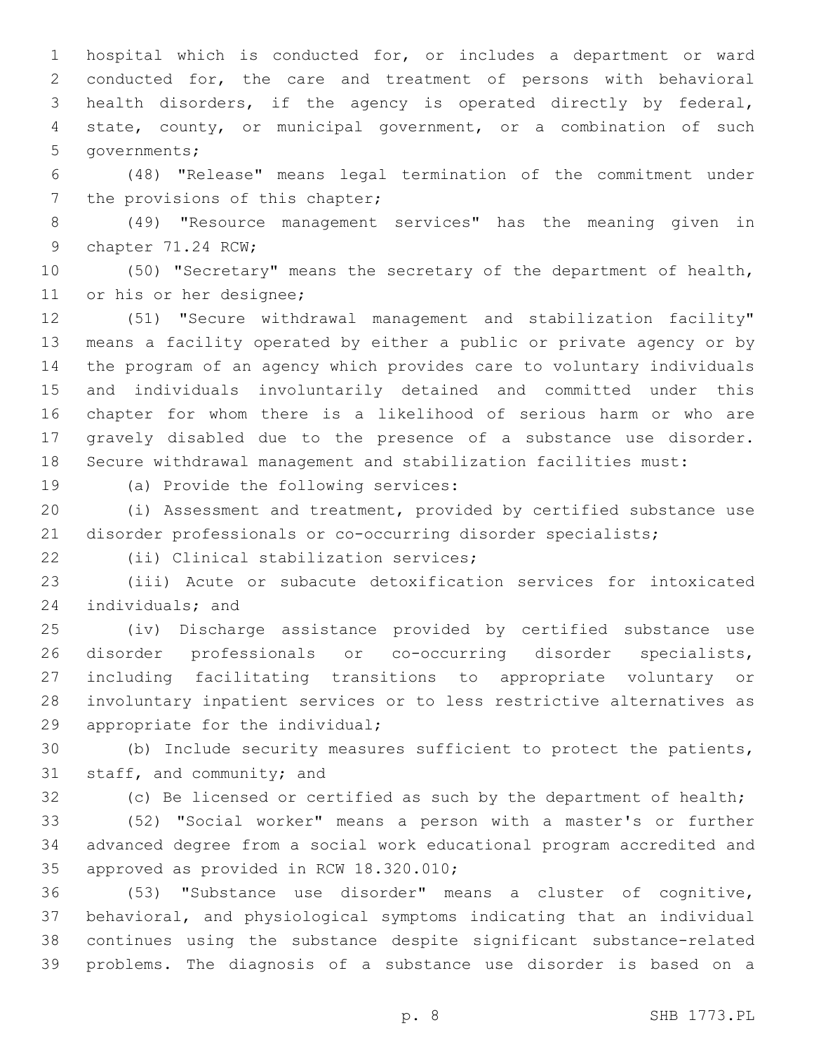hospital which is conducted for, or includes a department or ward conducted for, the care and treatment of persons with behavioral health disorders, if the agency is operated directly by federal, state, county, or municipal government, or a combination of such governments;

(48) "Release" means legal termination of the commitment under the provisions of this chapter;

(49) "Resource management services" has the meaning given in chapter 71.24 RCW;

(50) "Secretary" means the secretary of the department of health, or his or her designee;

(51) "Secure withdrawal management and stabilization facility" means a facility operated by either a public or private agency or by the program of an agency which provides care to voluntary individuals and individuals involuntarily detained and committed under this chapter for whom there is a likelihood of serious harm or who are gravely disabled due to the presence of a substance use disorder. Secure withdrawal management and stabilization facilities must:

(a) Provide the following services:

(i) Assessment and treatment, provided by certified substance use disorder professionals or co-occurring disorder specialists;

(ii) Clinical stabilization services;

(iii) Acute or subacute detoxification services for intoxicated individuals; and

(iv) Discharge assistance provided by certified substance use disorder professionals or co-occurring disorder specialists, including facilitating transitions to appropriate voluntary or involuntary inpatient services or to less restrictive alternatives as appropriate for the individual;

(b) Include security measures sufficient to protect the patients, staff, and community; and

(c) Be licensed or certified as such by the department of health;

(52) "Social worker" means a person with a master's or further advanced degree from a social work educational program accredited and approved as provided in RCW 18.320.010;

(53) "Substance use disorder" means a cluster of cognitive, behavioral, and physiological symptoms indicating that an individual continues using the substance despite significant substance-related problems. The diagnosis of a substance use disorder is based on a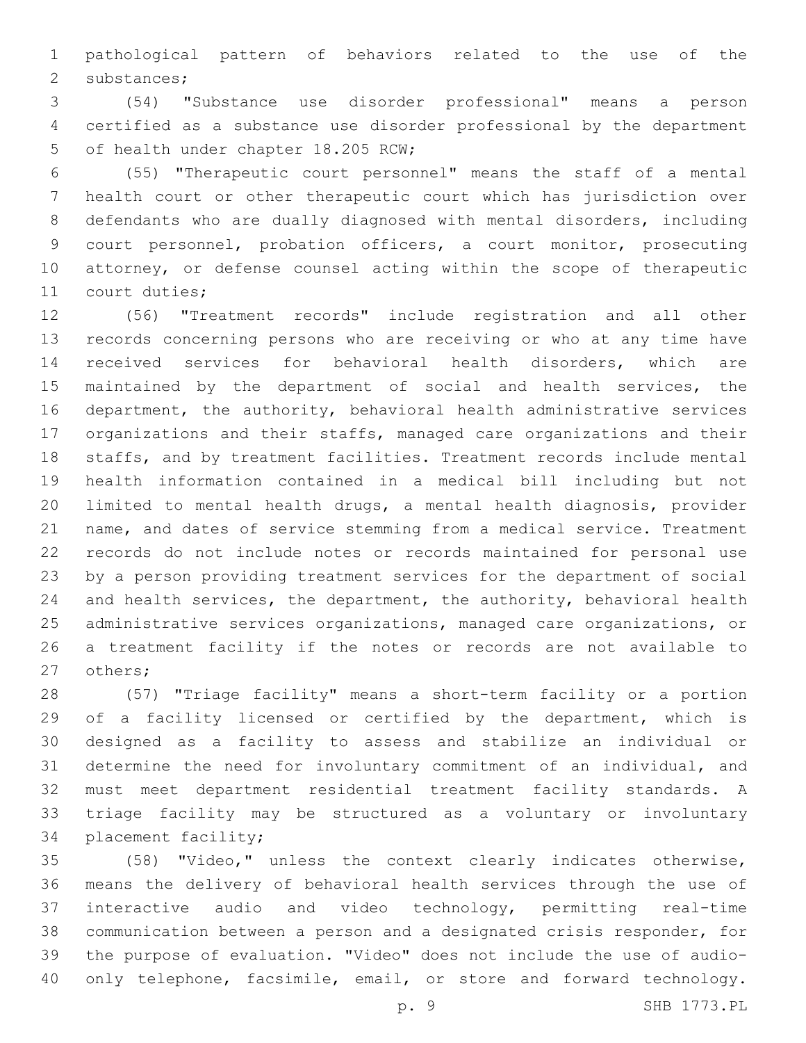pathological pattern of behaviors related to the use of the substances;

(54) "Substance use disorder professional" means a person certified as a substance use disorder professional by the department of health under chapter 18.205 RCW;

(55) "Therapeutic court personnel" means the staff of a mental health court or other therapeutic court which has jurisdiction over defendants who are dually diagnosed with mental disorders, including court personnel, probation officers, a court monitor, prosecuting attorney, or defense counsel acting within the scope of therapeutic court duties;

(56) "Treatment records" include registration and all other records concerning persons who are receiving or who at any time have received services for behavioral health disorders, which are maintained by the department of social and health services, the department, the authority, behavioral health administrative services organizations and their staffs, managed care organizations and their staffs, and by treatment facilities. Treatment records include mental health information contained in a medical bill including but not limited to mental health drugs, a mental health diagnosis, provider name, and dates of service stemming from a medical service. Treatment records do not include notes or records maintained for personal use by a person providing treatment services for the department of social and health services, the department, the authority, behavioral health administrative services organizations, managed care organizations, or a treatment facility if the notes or records are not available to others;

(57) "Triage facility" means a short-term facility or a portion of a facility licensed or certified by the department, which is designed as a facility to assess and stabilize an individual or determine the need for involuntary commitment of an individual, and must meet department residential treatment facility standards. A triage facility may be structured as a voluntary or involuntary placement facility;

(58) "Video," unless the context clearly indicates otherwise, means the delivery of behavioral health services through the use of interactive audio and video technology, permitting real-time communication between a person and a designated crisis responder, for the purpose of evaluation. "Video" does not include the use of audio-only telephone, facsimile, email, or store and forward technology.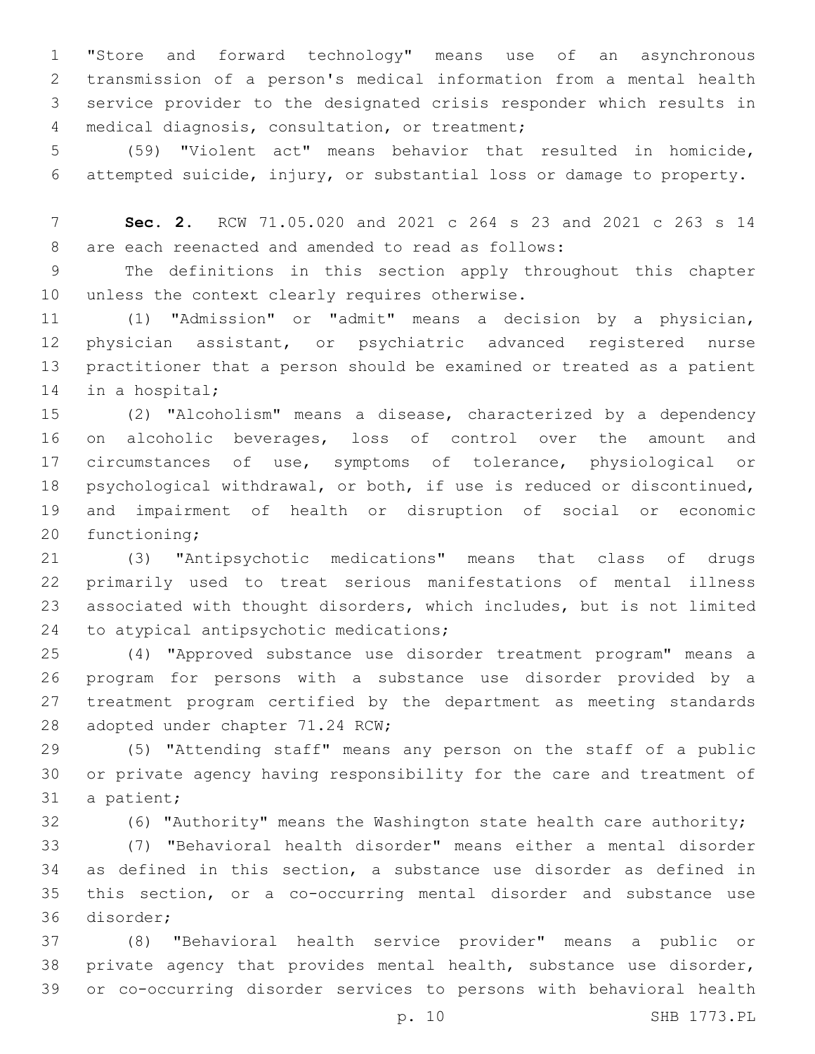"Store and forward technology" means use of an asynchronous transmission of a person's medical information from a mental health service provider to the designated crisis responder which results in medical diagnosis, consultation, or treatment;

(59) "Violent act" means behavior that resulted in homicide, attempted suicide, injury, or substantial loss or damage to property.

**Sec. 2.** RCW 71.05.020 and 2021 c 264 s 23 and 2021 c 263 s 14 are each reenacted and amended to read as follows:

The definitions in this section apply throughout this chapter unless the context clearly requires otherwise.

(1) "Admission" or "admit" means a decision by a physician, physician assistant, or psychiatric advanced registered nurse practitioner that a person should be examined or treated as a patient in a hospital;

(2) "Alcoholism" means a disease, characterized by a dependency on alcoholic beverages, loss of control over the amount and circumstances of use, symptoms of tolerance, physiological or psychological withdrawal, or both, if use is reduced or discontinued, and impairment of health or disruption of social or economic functioning;

(3) "Antipsychotic medications" means that class of drugs primarily used to treat serious manifestations of mental illness associated with thought disorders, which includes, but is not limited to atypical antipsychotic medications;

(4) "Approved substance use disorder treatment program" means a program for persons with a substance use disorder provided by a treatment program certified by the department as meeting standards adopted under chapter 71.24 RCW;

(5) "Attending staff" means any person on the staff of a public or private agency having responsibility for the care and treatment of a patient;

(6) "Authority" means the Washington state health care authority;

(7) "Behavioral health disorder" means either a mental disorder as defined in this section, a substance use disorder as defined in this section, or a co-occurring mental disorder and substance use disorder;

(8) "Behavioral health service provider" means a public or private agency that provides mental health, substance use disorder, or co-occurring disorder services to persons with behavioral health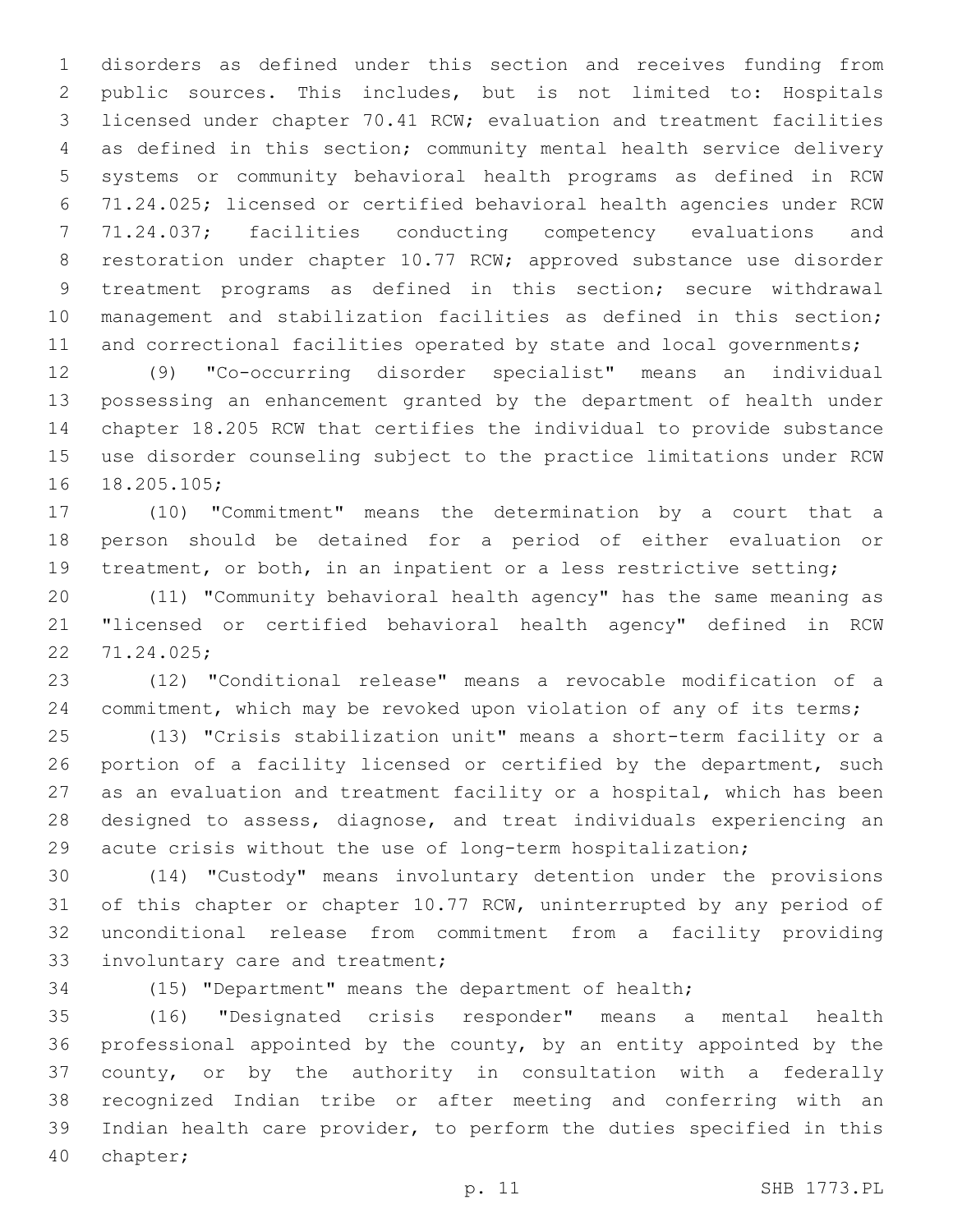disorders as defined under this section and receives funding from public sources. This includes, but is not limited to: Hospitals licensed under chapter 70.41 RCW; evaluation and treatment facilities as defined in this section; community mental health service delivery systems or community behavioral health programs as defined in RCW 71.24.025; licensed or certified behavioral health agencies under RCW 71.24.037; facilities conducting competency evaluations and restoration under chapter 10.77 RCW; approved substance use disorder treatment programs as defined in this section; secure withdrawal management and stabilization facilities as defined in this section; and correctional facilities operated by state and local governments;

(9) "Co-occurring disorder specialist" means an individual possessing an enhancement granted by the department of health under chapter 18.205 RCW that certifies the individual to provide substance use disorder counseling subject to the practice limitations under RCW 18.205.105;

(10) "Commitment" means the determination by a court that a person should be detained for a period of either evaluation or treatment, or both, in an inpatient or a less restrictive setting;

(11) "Community behavioral health agency" has the same meaning as "licensed or certified behavioral health agency" defined in RCW 71.24.025;

(12) "Conditional release" means a revocable modification of a commitment, which may be revoked upon violation of any of its terms;

(13) "Crisis stabilization unit" means a short-term facility or a portion of a facility licensed or certified by the department, such as an evaluation and treatment facility or a hospital, which has been designed to assess, diagnose, and treat individuals experiencing an acute crisis without the use of long-term hospitalization;

(14) "Custody" means involuntary detention under the provisions of this chapter or chapter 10.77 RCW, uninterrupted by any period of unconditional release from commitment from a facility providing involuntary care and treatment;

(15) "Department" means the department of health;

(16) "Designated crisis responder" means a mental health professional appointed by the county, by an entity appointed by the county, or by the authority in consultation with a federally recognized Indian tribe or after meeting and conferring with an Indian health care provider, to perform the duties specified in this chapter;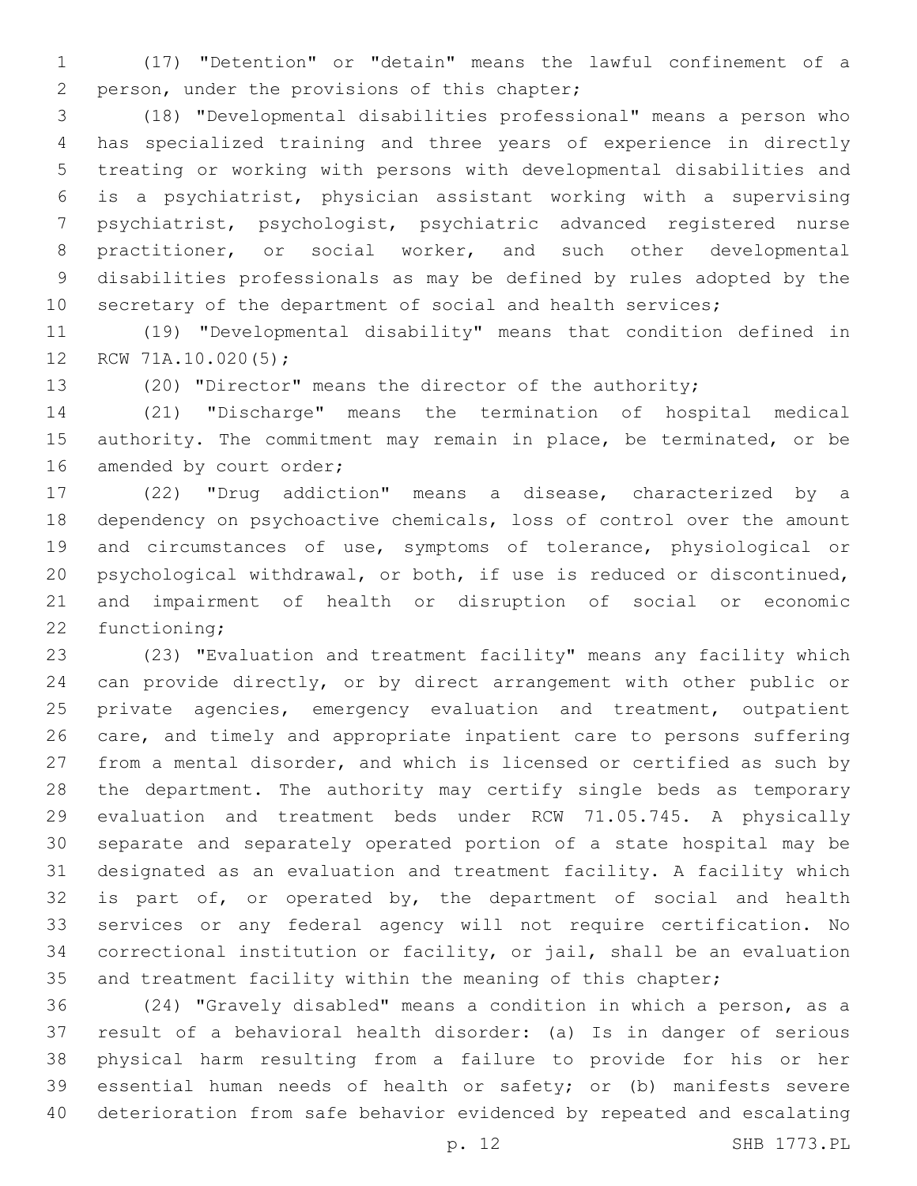(17) "Detention" or "detain" means the lawful confinement of a person, under the provisions of this chapter;

(18) "Developmental disabilities professional" means a person who has specialized training and three years of experience in directly treating or working with persons with developmental disabilities and is a psychiatrist, physician assistant working with a supervising psychiatrist, psychologist, psychiatric advanced registered nurse practitioner, or social worker, and such other developmental disabilities professionals as may be defined by rules adopted by the secretary of the department of social and health services;

(19) "Developmental disability" means that condition defined in RCW 71A.10.020(5);

(20) "Director" means the director of the authority;

(21) "Discharge" means the termination of hospital medical authority. The commitment may remain in place, be terminated, or be amended by court order;

(22) "Drug addiction" means a disease, characterized by a dependency on psychoactive chemicals, loss of control over the amount and circumstances of use, symptoms of tolerance, physiological or psychological withdrawal, or both, if use is reduced or discontinued, and impairment of health or disruption of social or economic functioning;

(23) "Evaluation and treatment facility" means any facility which can provide directly, or by direct arrangement with other public or private agencies, emergency evaluation and treatment, outpatient care, and timely and appropriate inpatient care to persons suffering from a mental disorder, and which is licensed or certified as such by the department. The authority may certify single beds as temporary evaluation and treatment beds under RCW 71.05.745. A physically separate and separately operated portion of a state hospital may be designated as an evaluation and treatment facility. A facility which is part of, or operated by, the department of social and health services or any federal agency will not require certification. No correctional institution or facility, or jail, shall be an evaluation and treatment facility within the meaning of this chapter;

(24) "Gravely disabled" means a condition in which a person, as a result of a behavioral health disorder: (a) Is in danger of serious physical harm resulting from a failure to provide for his or her essential human needs of health or safety; or (b) manifests severe deterioration from safe behavior evidenced by repeated and escalating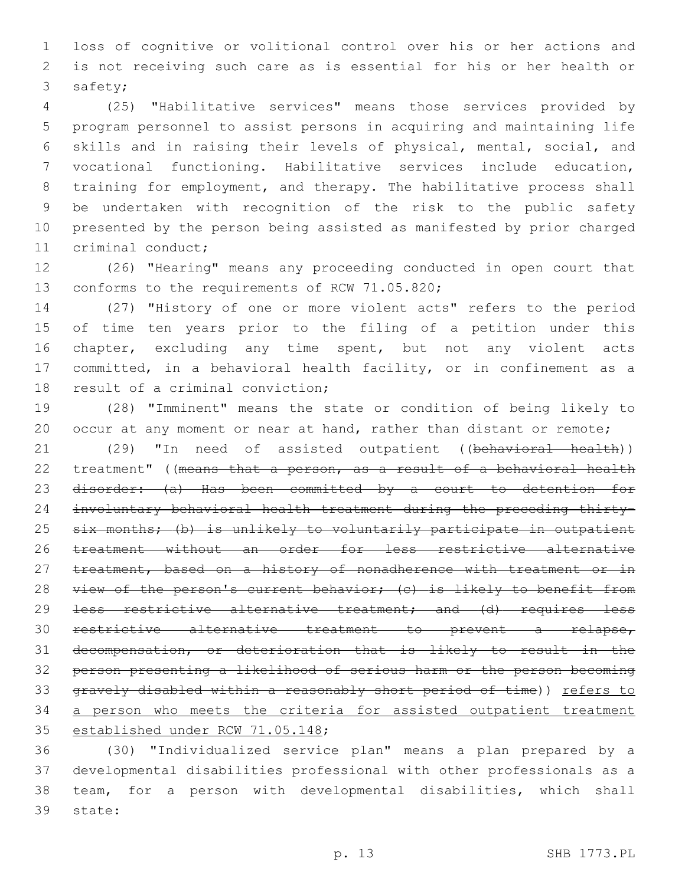loss of cognitive or volitional control over his or her actions and is not receiving such care as is essential for his or her health or safety;

(25) "Habilitative services" means those services provided by program personnel to assist persons in acquiring and maintaining life skills and in raising their levels of physical, mental, social, and vocational functioning. Habilitative services include education, training for employment, and therapy. The habilitative process shall be undertaken with recognition of the risk to the public safety presented by the person being assisted as manifested by prior charged criminal conduct;

(26) "Hearing" means any proceeding conducted in open court that conforms to the requirements of RCW 71.05.820;

(27) "History of one or more violent acts" refers to the period of time ten years prior to the filing of a petition under this chapter, excluding any time spent, but not any violent acts committed, in a behavioral health facility, or in confinement as a result of a criminal conviction;

(28) "Imminent" means the state or condition of being likely to occur at any moment or near at hand, rather than distant or remote;

(29) "In need of assisted outpatient ((~~behavioral health~~)) treatment" ((~~means that a person, as a result of a behavioral health disorder: (a) Has been committed by a court to detention for involuntary behavioral health treatment during the preceding thirty-six months; (b) is unlikely to voluntarily participate in outpatient treatment without an order for less restrictive alternative treatment, based on a history of nonadherence with treatment or in view of the person's current behavior; (c) is likely to benefit from less restrictive alternative treatment; and (d) requires less restrictive alternative treatment to prevent a relapse, decompensation, or deterioration that is likely to result in the person presenting a likelihood of serious harm or the person becoming gravely disabled within a reasonably short period of time~~)) <u>refers to a person who meets the criteria for assisted outpatient treatment established under RCW 71.05.148</u>;

(30) "Individualized service plan" means a plan prepared by a developmental disabilities professional with other professionals as a team, for a person with developmental disabilities, which shall state: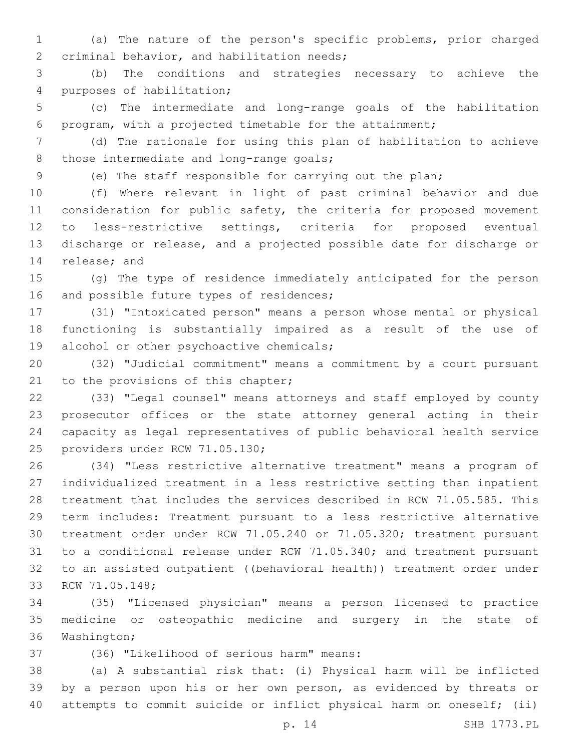(a) The nature of the person's specific problems, prior charged criminal behavior, and habilitation needs;

(b) The conditions and strategies necessary to achieve the purposes of habilitation;

(c) The intermediate and long-range goals of the habilitation program, with a projected timetable for the attainment;

(d) The rationale for using this plan of habilitation to achieve those intermediate and long-range goals;

(e) The staff responsible for carrying out the plan;

(f) Where relevant in light of past criminal behavior and due consideration for public safety, the criteria for proposed movement to less-restrictive settings, criteria for proposed eventual discharge or release, and a projected possible date for discharge or release; and

(g) The type of residence immediately anticipated for the person and possible future types of residences;

(31) "Intoxicated person" means a person whose mental or physical functioning is substantially impaired as a result of the use of alcohol or other psychoactive chemicals;

(32) "Judicial commitment" means a commitment by a court pursuant to the provisions of this chapter;

(33) "Legal counsel" means attorneys and staff employed by county prosecutor offices or the state attorney general acting in their capacity as legal representatives of public behavioral health service providers under RCW 71.05.130;

(34) "Less restrictive alternative treatment" means a program of individualized treatment in a less restrictive setting than inpatient treatment that includes the services described in RCW 71.05.585. This term includes: Treatment pursuant to a less restrictive alternative treatment order under RCW 71.05.240 or 71.05.320; treatment pursuant to a conditional release under RCW 71.05.340; and treatment pursuant to an assisted outpatient ((~~behavioral health~~)) treatment order under RCW 71.05.148;

(35) "Licensed physician" means a person licensed to practice medicine or osteopathic medicine and surgery in the state of Washington;

(36) "Likelihood of serious harm" means:

(a) A substantial risk that: (i) Physical harm will be inflicted by a person upon his or her own person, as evidenced by threats or attempts to commit suicide or inflict physical harm on oneself; (ii)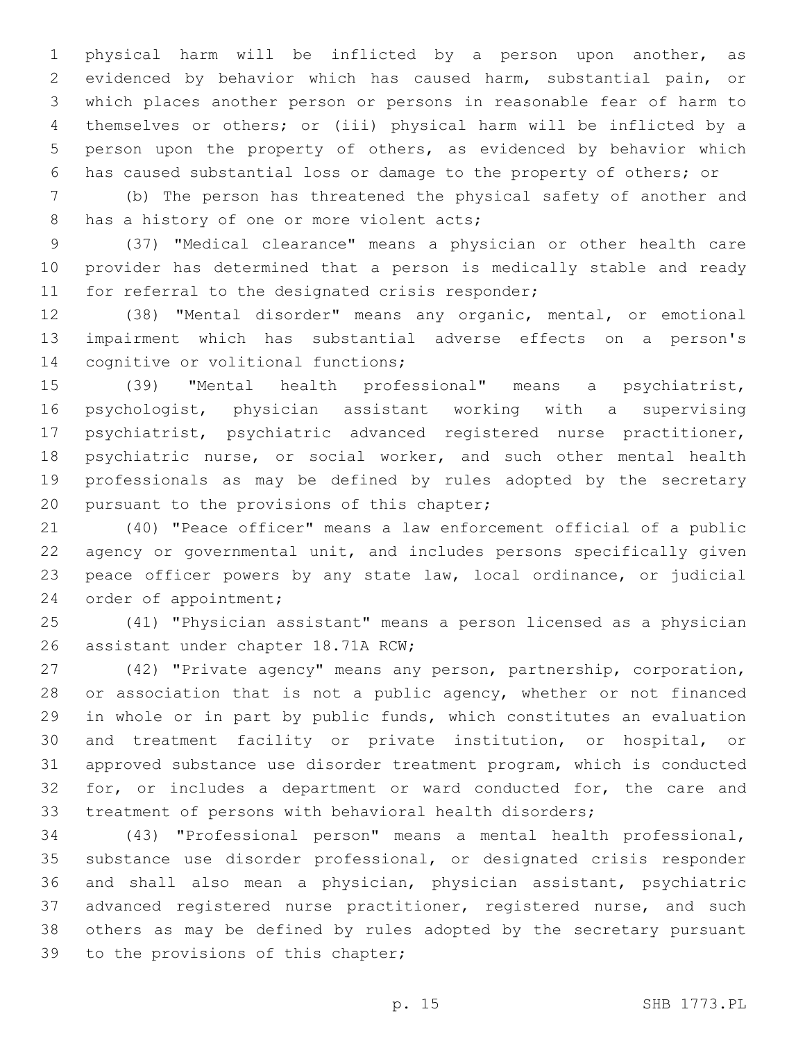physical harm will be inflicted by a person upon another, as evidenced by behavior which has caused harm, substantial pain, or which places another person or persons in reasonable fear of harm to themselves or others; or (iii) physical harm will be inflicted by a person upon the property of others, as evidenced by behavior which has caused substantial loss or damage to the property of others; or

(b) The person has threatened the physical safety of another and has a history of one or more violent acts;

(37) "Medical clearance" means a physician or other health care provider has determined that a person is medically stable and ready for referral to the designated crisis responder;

(38) "Mental disorder" means any organic, mental, or emotional impairment which has substantial adverse effects on a person's cognitive or volitional functions;

(39) "Mental health professional" means a psychiatrist, psychologist, physician assistant working with a supervising psychiatrist, psychiatric advanced registered nurse practitioner, psychiatric nurse, or social worker, and such other mental health professionals as may be defined by rules adopted by the secretary pursuant to the provisions of this chapter;

(40) "Peace officer" means a law enforcement official of a public agency or governmental unit, and includes persons specifically given peace officer powers by any state law, local ordinance, or judicial order of appointment;

(41) "Physician assistant" means a person licensed as a physician assistant under chapter 18.71A RCW;

(42) "Private agency" means any person, partnership, corporation, or association that is not a public agency, whether or not financed in whole or in part by public funds, which constitutes an evaluation and treatment facility or private institution, or hospital, or approved substance use disorder treatment program, which is conducted for, or includes a department or ward conducted for, the care and treatment of persons with behavioral health disorders;

(43) "Professional person" means a mental health professional, substance use disorder professional, or designated crisis responder and shall also mean a physician, physician assistant, psychiatric advanced registered nurse practitioner, registered nurse, and such others as may be defined by rules adopted by the secretary pursuant to the provisions of this chapter;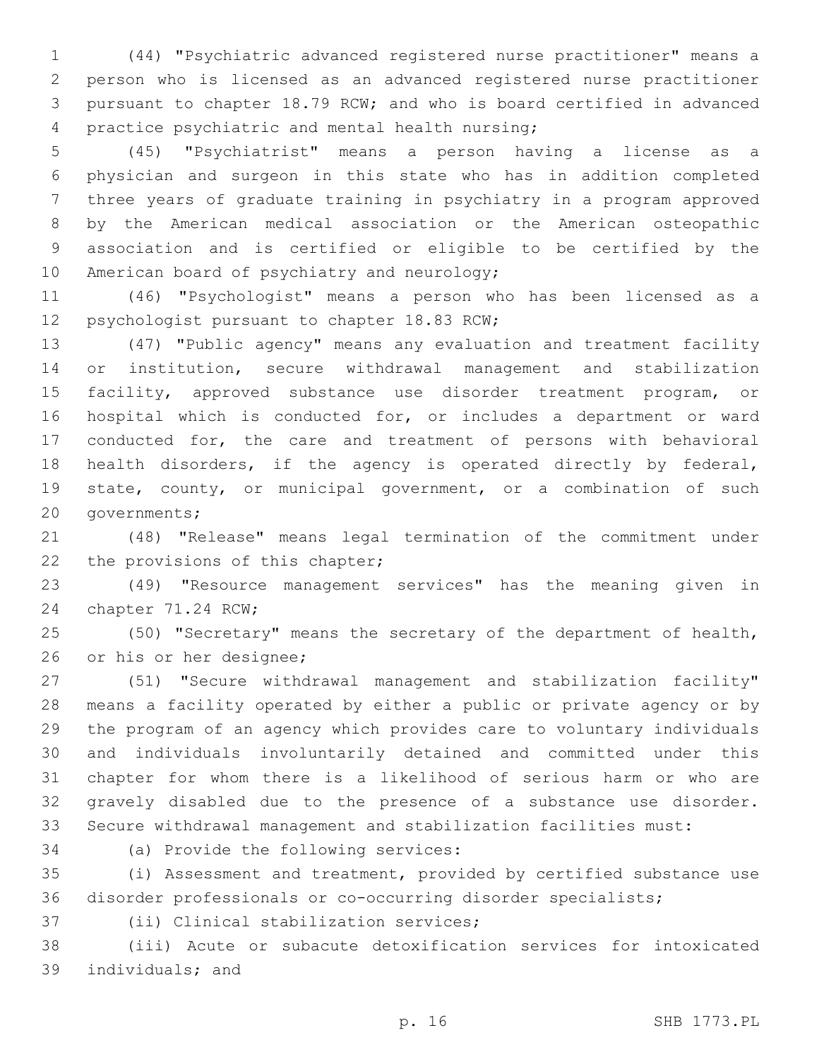(44) "Psychiatric advanced registered nurse practitioner" means a person who is licensed as an advanced registered nurse practitioner pursuant to chapter 18.79 RCW; and who is board certified in advanced practice psychiatric and mental health nursing;

(45) "Psychiatrist" means a person having a license as a physician and surgeon in this state who has in addition completed three years of graduate training in psychiatry in a program approved by the American medical association or the American osteopathic association and is certified or eligible to be certified by the American board of psychiatry and neurology;

(46) "Psychologist" means a person who has been licensed as a psychologist pursuant to chapter 18.83 RCW;

(47) "Public agency" means any evaluation and treatment facility or institution, secure withdrawal management and stabilization facility, approved substance use disorder treatment program, or hospital which is conducted for, or includes a department or ward conducted for, the care and treatment of persons with behavioral health disorders, if the agency is operated directly by federal, state, county, or municipal government, or a combination of such governments;

(48) "Release" means legal termination of the commitment under the provisions of this chapter;

(49) "Resource management services" has the meaning given in chapter 71.24 RCW;

(50) "Secretary" means the secretary of the department of health, or his or her designee;

(51) "Secure withdrawal management and stabilization facility" means a facility operated by either a public or private agency or by the program of an agency which provides care to voluntary individuals and individuals involuntarily detained and committed under this chapter for whom there is a likelihood of serious harm or who are gravely disabled due to the presence of a substance use disorder. Secure withdrawal management and stabilization facilities must:

(a) Provide the following services:

(i) Assessment and treatment, provided by certified substance use disorder professionals or co-occurring disorder specialists;

(ii) Clinical stabilization services;

(iii) Acute or subacute detoxification services for intoxicated individuals; and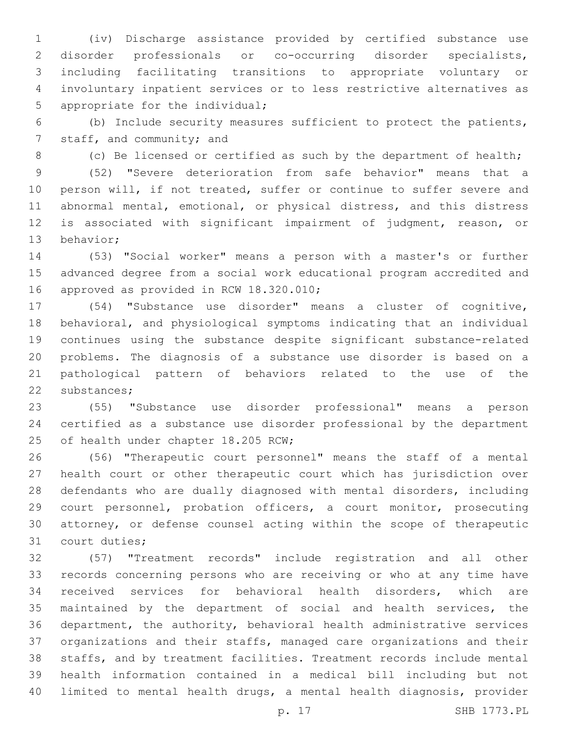(iv) Discharge assistance provided by certified substance use disorder professionals or co-occurring disorder specialists, including facilitating transitions to appropriate voluntary or involuntary inpatient services or to less restrictive alternatives as appropriate for the individual;

(b) Include security measures sufficient to protect the patients, staff, and community; and

(c) Be licensed or certified as such by the department of health;

(52) "Severe deterioration from safe behavior" means that a person will, if not treated, suffer or continue to suffer severe and abnormal mental, emotional, or physical distress, and this distress is associated with significant impairment of judgment, reason, or behavior;

(53) "Social worker" means a person with a master's or further advanced degree from a social work educational program accredited and approved as provided in RCW 18.320.010;

(54) "Substance use disorder" means a cluster of cognitive, behavioral, and physiological symptoms indicating that an individual continues using the substance despite significant substance-related problems. The diagnosis of a substance use disorder is based on a pathological pattern of behaviors related to the use of the substances;

(55) "Substance use disorder professional" means a person certified as a substance use disorder professional by the department of health under chapter 18.205 RCW;

(56) "Therapeutic court personnel" means the staff of a mental health court or other therapeutic court which has jurisdiction over defendants who are dually diagnosed with mental disorders, including court personnel, probation officers, a court monitor, prosecuting attorney, or defense counsel acting within the scope of therapeutic court duties;

(57) "Treatment records" include registration and all other records concerning persons who are receiving or who at any time have received services for behavioral health disorders, which are maintained by the department of social and health services, the department, the authority, behavioral health administrative services organizations and their staffs, managed care organizations and their staffs, and by treatment facilities. Treatment records include mental health information contained in a medical bill including but not limited to mental health drugs, a mental health diagnosis, provider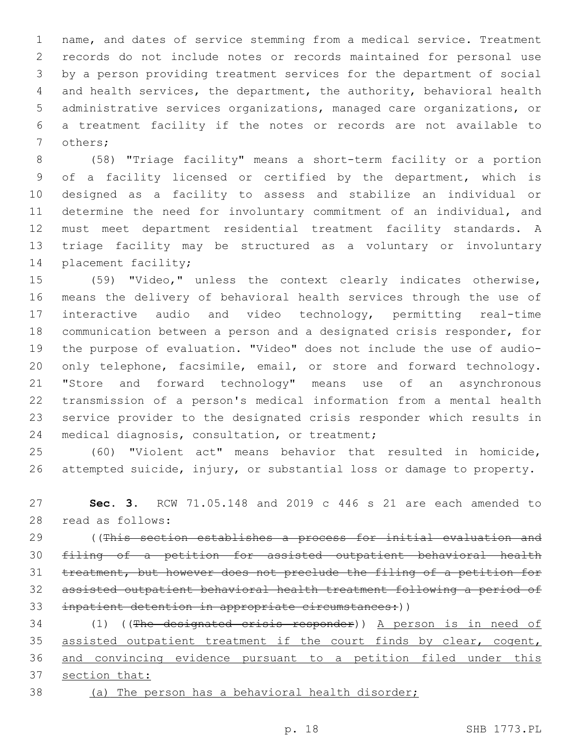name, and dates of service stemming from a medical service. Treatment records do not include notes or records maintained for personal use by a person providing treatment services for the department of social and health services, the department, the authority, behavioral health administrative services organizations, managed care organizations, or a treatment facility if the notes or records are not available to others;

(58) "Triage facility" means a short-term facility or a portion of a facility licensed or certified by the department, which is designed as a facility to assess and stabilize an individual or determine the need for involuntary commitment of an individual, and must meet department residential treatment facility standards. A triage facility may be structured as a voluntary or involuntary placement facility;

(59) "Video," unless the context clearly indicates otherwise, means the delivery of behavioral health services through the use of interactive audio and video technology, permitting real-time communication between a person and a designated crisis responder, for the purpose of evaluation. "Video" does not include the use of audio-only telephone, facsimile, email, or store and forward technology. "Store and forward technology" means use of an asynchronous transmission of a person's medical information from a mental health service provider to the designated crisis responder which results in medical diagnosis, consultation, or treatment;

(60) "Violent act" means behavior that resulted in homicide, attempted suicide, injury, or substantial loss or damage to property.

**Sec. 3.** RCW 71.05.148 and 2019 c 446 s 21 are each amended to read as follows:

((~~This section establishes a process for initial evaluation and filing of a petition for assisted outpatient behavioral health treatment, but however does not preclude the filing of a petition for assisted outpatient behavioral health treatment following a period of inpatient detention in appropriate circumstances:~~))

(1) ((~~The designated crisis responder~~)) <u>A person is in need of assisted outpatient treatment if the court finds by clear, cogent, and convincing evidence pursuant to a petition filed under this section that:</u>

<u>(a) The person has a behavioral health disorder;</u>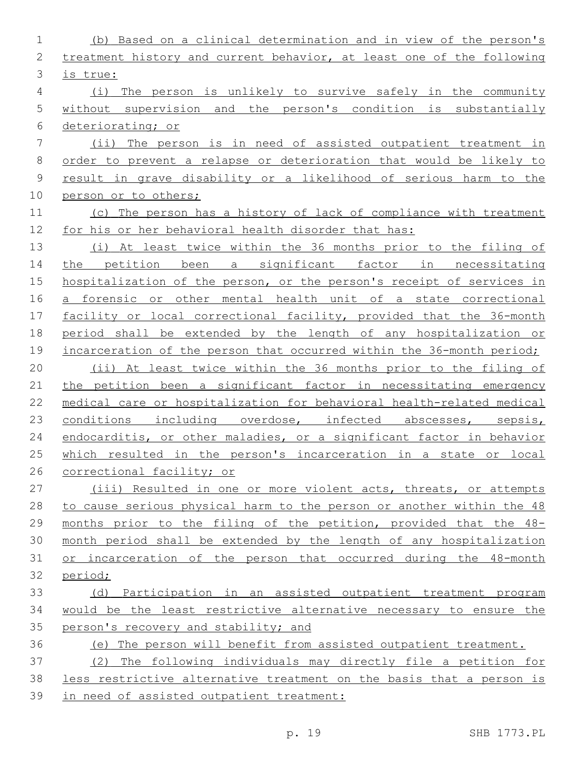(b) Based on a clinical determination and in view of the person's treatment history and current behavior, at least one of the following is true:

(i) The person is unlikely to survive safely in the community without supervision and the person's condition is substantially deteriorating; or

(ii) The person is in need of assisted outpatient treatment in order to prevent a relapse or deterioration that would be likely to result in grave disability or a likelihood of serious harm to the person or to others;

(c) The person has a history of lack of compliance with treatment for his or her behavioral health disorder that has:

(i) At least twice within the 36 months prior to the filing of the petition been a significant factor in necessitating hospitalization of the person, or the person's receipt of services in a forensic or other mental health unit of a state correctional facility or local correctional facility, provided that the 36-month period shall be extended by the length of any hospitalization or incarceration of the person that occurred within the 36-month period;

(ii) At least twice within the 36 months prior to the filing of the petition been a significant factor in necessitating emergency medical care or hospitalization for behavioral health-related medical conditions including overdose, infected abscesses, sepsis, endocarditis, or other maladies, or a significant factor in behavior which resulted in the person's incarceration in a state or local correctional facility; or

(iii) Resulted in one or more violent acts, threats, or attempts to cause serious physical harm to the person or another within the 48 months prior to the filing of the petition, provided that the 48-month period shall be extended by the length of any hospitalization or incarceration of the person that occurred during the 48-month period;

(d) Participation in an assisted outpatient treatment program would be the least restrictive alternative necessary to ensure the person's recovery and stability; and

(e) The person will benefit from assisted outpatient treatment.

(2) The following individuals may directly file a petition for less restrictive alternative treatment on the basis that a person is in need of assisted outpatient treatment: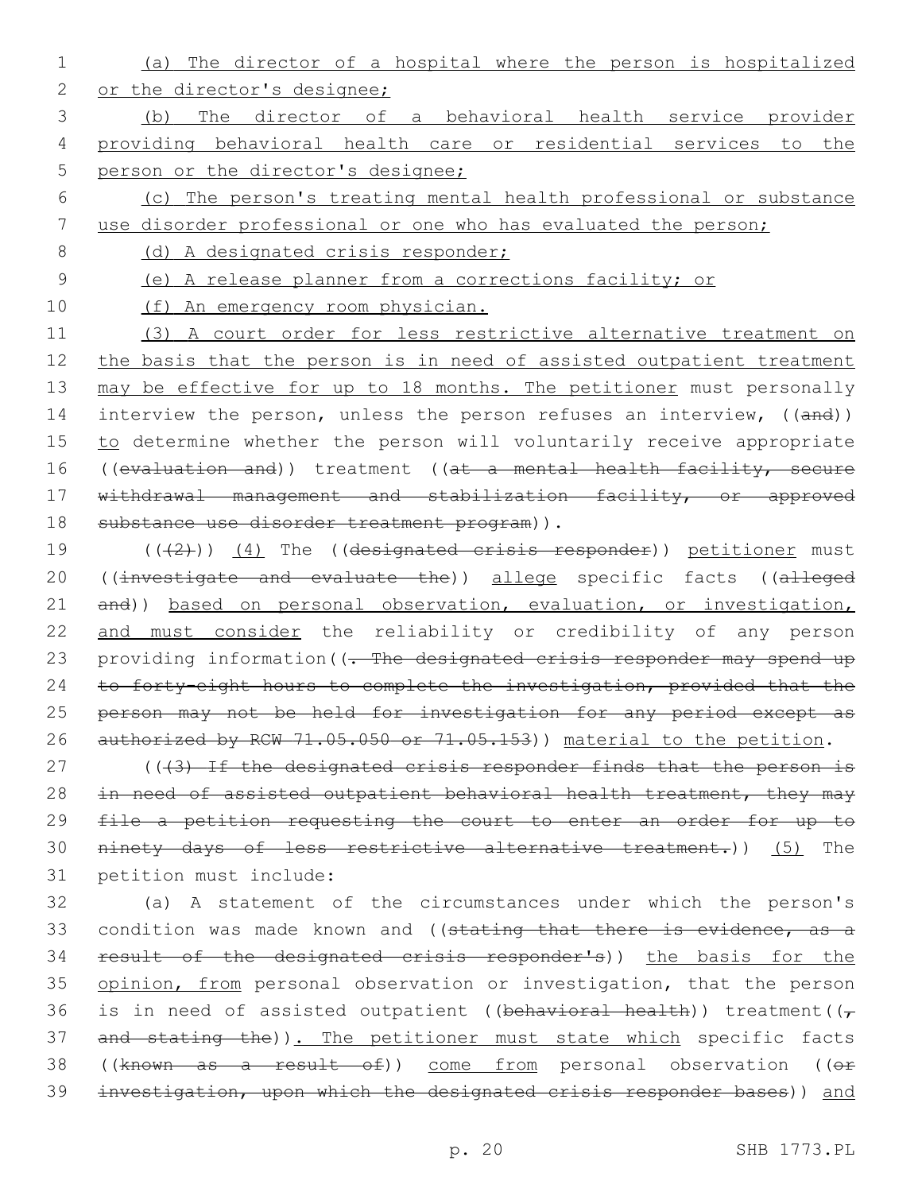(a) The director of a hospital where the person is hospitalized or the director's designee;

(b) The director of a behavioral health service provider providing behavioral health care or residential services to the person or the director's designee;

(c) The person's treating mental health professional or substance use disorder professional or one who has evaluated the person;

(d) A designated crisis responder;

(e) A release planner from a corrections facility; or

(f) An emergency room physician.

(3) A court order for less restrictive alternative treatment on the basis that the person is in need of assisted outpatient treatment may be effective for up to 18 months. The petitioner must personally interview the person, unless the person refuses an interview, ((and)) to determine whether the person will voluntarily receive appropriate ((evaluation and)) treatment ((at a mental health facility, secure withdrawal management and stabilization facility, or approved substance use disorder treatment program)).

(((2))) (4) The ((designated crisis responder)) petitioner must ((investigate and evaluate the)) allege specific facts ((alleged and)) based on personal observation, evaluation, or investigation, and must consider the reliability or credibility of any person providing information((. The designated crisis responder may spend up to forty-eight hours to complete the investigation, provided that the person may not be held for investigation for any period except as authorized by RCW 71.05.050 or 71.05.153)) material to the petition.

(((3) If the designated crisis responder finds that the person is in need of assisted outpatient behavioral health treatment, they may file a petition requesting the court to enter an order for up to ninety days of less restrictive alternative treatment.)) (5) The petition must include:

(a) A statement of the circumstances under which the person's condition was made known and ((stating that there is evidence, as a result of the designated crisis responder's)) the basis for the opinion, from personal observation or investigation, that the person is in need of assisted outpatient ((behavioral health)) treatment((, and stating the)). The petitioner must state which specific facts ((known as a result of)) come from personal observation ((or investigation, upon which the designated crisis responder bases)) and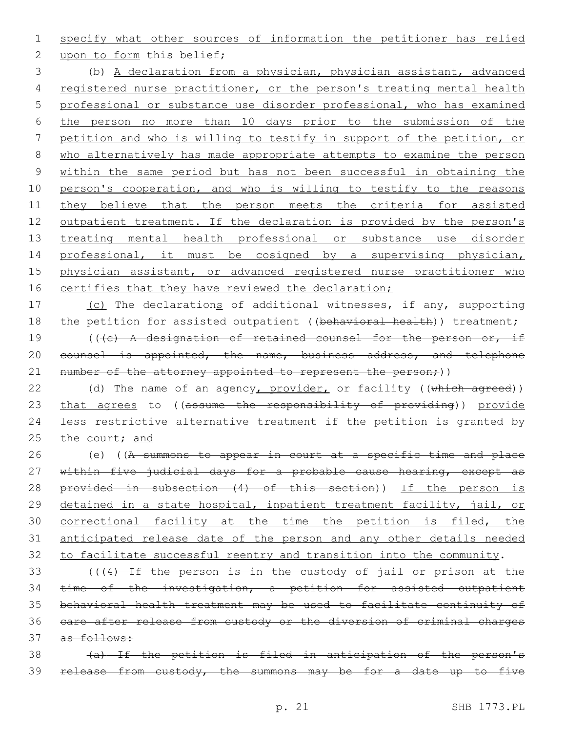specify what other sources of information the petitioner has relied upon to form this belief;

(b) A declaration from a physician, physician assistant, advanced registered nurse practitioner, or the person's treating mental health professional or substance use disorder professional, who has examined the person no more than 10 days prior to the submission of the petition and who is willing to testify in support of the petition, or who alternatively has made appropriate attempts to examine the person within the same period but has not been successful in obtaining the person's cooperation, and who is willing to testify to the reasons they believe that the person meets the criteria for assisted outpatient treatment. If the declaration is provided by the person's treating mental health professional or substance use disorder professional, it must be cosigned by a supervising physician, physician assistant, or advanced registered nurse practitioner who certifies that they have reviewed the declaration;

(c) The declarations of additional witnesses, if any, supporting the petition for assisted outpatient ((behavioral health)) treatment;

(((c) A designation of retained counsel for the person or, if counsel is appointed, the name, business address, and telephone number of the attorney appointed to represent the person;))

(d) The name of an agency, provider, or facility ((which agreed)) that agrees to ((assume the responsibility of providing)) provide less restrictive alternative treatment if the petition is granted by the court; and

(e) ((A summons to appear in court at a specific time and place within five judicial days for a probable cause hearing, except as provided in subsection (4) of this section)) If the person is detained in a state hospital, inpatient treatment facility, jail, or correctional facility at the time the petition is filed, the anticipated release date of the person and any other details needed to facilitate successful reentry and transition into the community.

(((4) If the person is in the custody of jail or prison at the time of the investigation, a petition for assisted outpatient behavioral health treatment may be used to facilitate continuity of care after release from custody or the diversion of criminal charges as follows:

(a) If the petition is filed in anticipation of the person's release from custody, the summons may be for a date up to five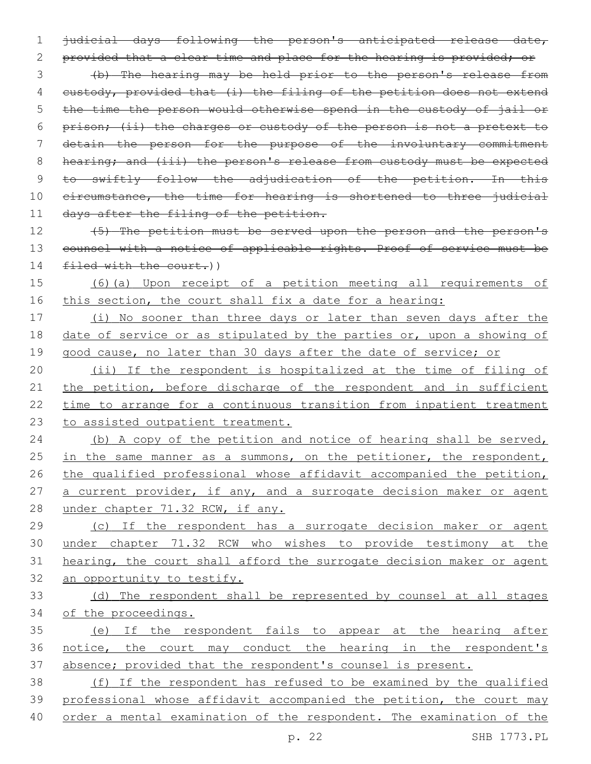~~judicial days following the person's anticipated release date, provided that a clear time and place for the hearing is provided; or~~

~~(b) The hearing may be held prior to the person's release from custody, provided that (i) the filing of the petition does not extend the time the person would otherwise spend in the custody of jail or prison; (ii) the charges or custody of the person is not a pretext to detain the person for the purpose of the involuntary commitment hearing; and (iii) the person's release from custody must be expected to swiftly follow the adjudication of the petition. In this circumstance, the time for hearing is shortened to three judicial days after the filing of the petition.~~

~~(5) The petition must be served upon the person and the person's counsel with a notice of applicable rights. Proof of service must be filed with the court.~~))

(6)(a) Upon receipt of a petition meeting all requirements of this section, the court shall fix a date for a hearing:

(i) No sooner than three days or later than seven days after the date of service or as stipulated by the parties or, upon a showing of good cause, no later than 30 days after the date of service; or

(ii) If the respondent is hospitalized at the time of filing of the petition, before discharge of the respondent and in sufficient time to arrange for a continuous transition from inpatient treatment to assisted outpatient treatment.

(b) A copy of the petition and notice of hearing shall be served, in the same manner as a summons, on the petitioner, the respondent, the qualified professional whose affidavit accompanied the petition, a current provider, if any, and a surrogate decision maker or agent under chapter 71.32 RCW, if any.

(c) If the respondent has a surrogate decision maker or agent under chapter 71.32 RCW who wishes to provide testimony at the hearing, the court shall afford the surrogate decision maker or agent an opportunity to testify.

(d) The respondent shall be represented by counsel at all stages of the proceedings.

(e) If the respondent fails to appear at the hearing after notice, the court may conduct the hearing in the respondent's absence; provided that the respondent's counsel is present.

(f) If the respondent has refused to be examined by the qualified professional whose affidavit accompanied the petition, the court may order a mental examination of the respondent. The examination of the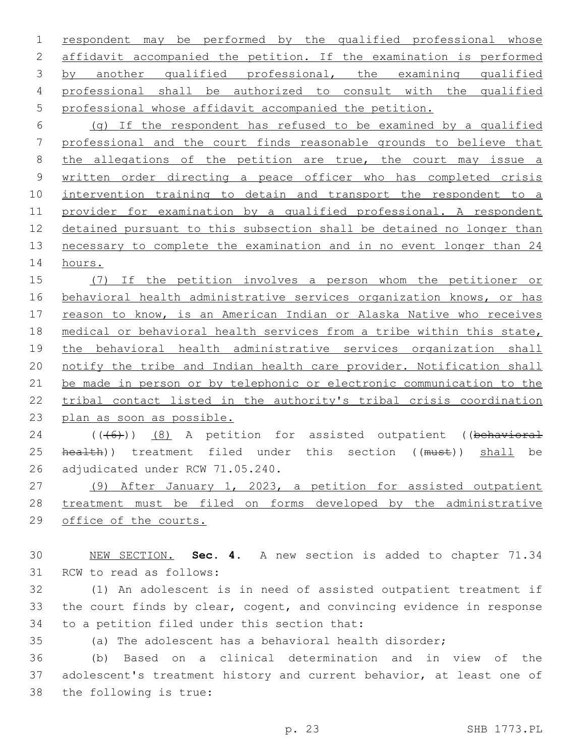respondent may be performed by the qualified professional whose affidavit accompanied the petition. If the examination is performed by another qualified professional, the examining qualified professional shall be authorized to consult with the qualified professional whose affidavit accompanied the petition.

(g) If the respondent has refused to be examined by a qualified professional and the court finds reasonable grounds to believe that the allegations of the petition are true, the court may issue a written order directing a peace officer who has completed crisis intervention training to detain and transport the respondent to a provider for examination by a qualified professional. A respondent detained pursuant to this subsection shall be detained no longer than necessary to complete the examination and in no event longer than 24 hours.

(7) If the petition involves a person whom the petitioner or behavioral health administrative services organization knows, or has reason to know, is an American Indian or Alaska Native who receives medical or behavioral health services from a tribe within this state, the behavioral health administrative services organization shall notify the tribe and Indian health care provider. Notification shall be made in person or by telephonic or electronic communication to the tribal contact listed in the authority's tribal crisis coordination plan as soon as possible.

((~~(6)~~)) (8) A petition for assisted outpatient ((~~behavioral health~~)) treatment filed under this section ((~~must~~)) shall be adjudicated under RCW 71.05.240.

(9) After January 1, 2023, a petition for assisted outpatient treatment must be filed on forms developed by the administrative office of the courts.

NEW SECTION. **Sec. 4.** A new section is added to chapter 71.34 RCW to read as follows:

(1) An adolescent is in need of assisted outpatient treatment if the court finds by clear, cogent, and convincing evidence in response to a petition filed under this section that:

(a) The adolescent has a behavioral health disorder;

(b) Based on a clinical determination and in view of the adolescent's treatment history and current behavior, at least one of the following is true: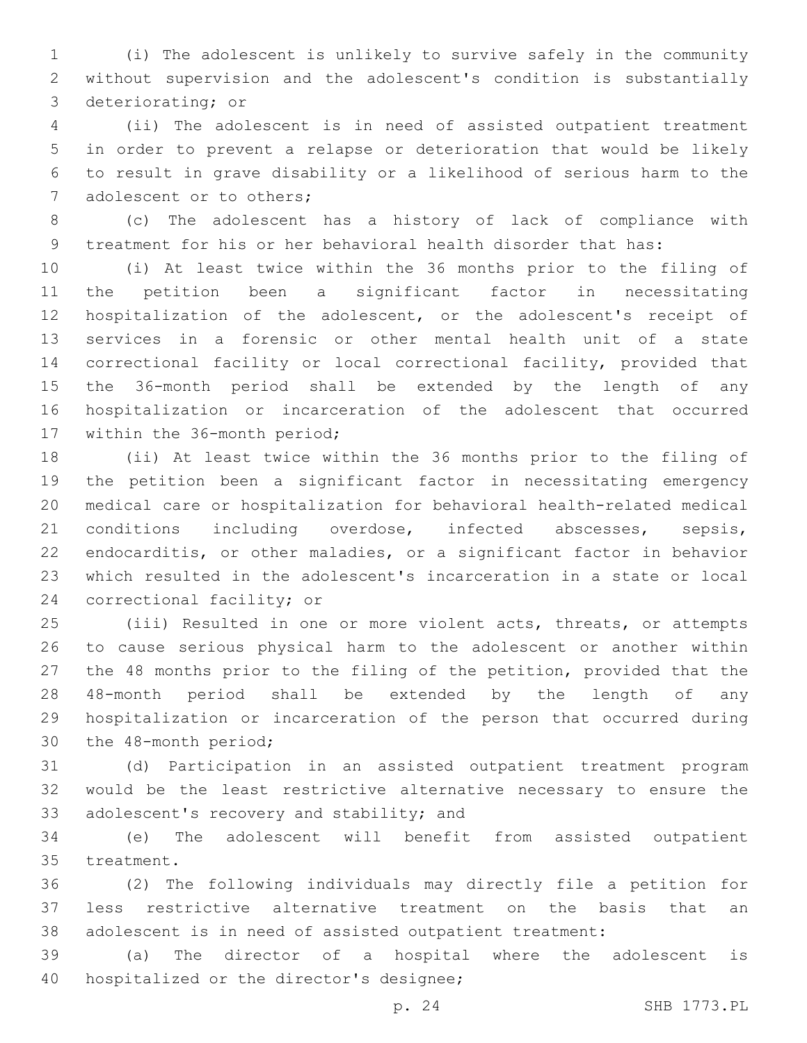(i) The adolescent is unlikely to survive safely in the community without supervision and the adolescent's condition is substantially deteriorating; or

(ii) The adolescent is in need of assisted outpatient treatment in order to prevent a relapse or deterioration that would be likely to result in grave disability or a likelihood of serious harm to the adolescent or to others;

(c) The adolescent has a history of lack of compliance with treatment for his or her behavioral health disorder that has:

(i) At least twice within the 36 months prior to the filing of the petition been a significant factor in necessitating hospitalization of the adolescent, or the adolescent's receipt of services in a forensic or other mental health unit of a state correctional facility or local correctional facility, provided that the 36-month period shall be extended by the length of any hospitalization or incarceration of the adolescent that occurred within the 36-month period;

(ii) At least twice within the 36 months prior to the filing of the petition been a significant factor in necessitating emergency medical care or hospitalization for behavioral health-related medical conditions including overdose, infected abscesses, sepsis, endocarditis, or other maladies, or a significant factor in behavior which resulted in the adolescent's incarceration in a state or local correctional facility; or

(iii) Resulted in one or more violent acts, threats, or attempts to cause serious physical harm to the adolescent or another within the 48 months prior to the filing of the petition, provided that the 48-month period shall be extended by the length of any hospitalization or incarceration of the person that occurred during the 48-month period;

(d) Participation in an assisted outpatient treatment program would be the least restrictive alternative necessary to ensure the adolescent's recovery and stability; and

(e) The adolescent will benefit from assisted outpatient treatment.

(2) The following individuals may directly file a petition for less restrictive alternative treatment on the basis that an adolescent is in need of assisted outpatient treatment:

(a) The director of a hospital where the adolescent is hospitalized or the director's designee;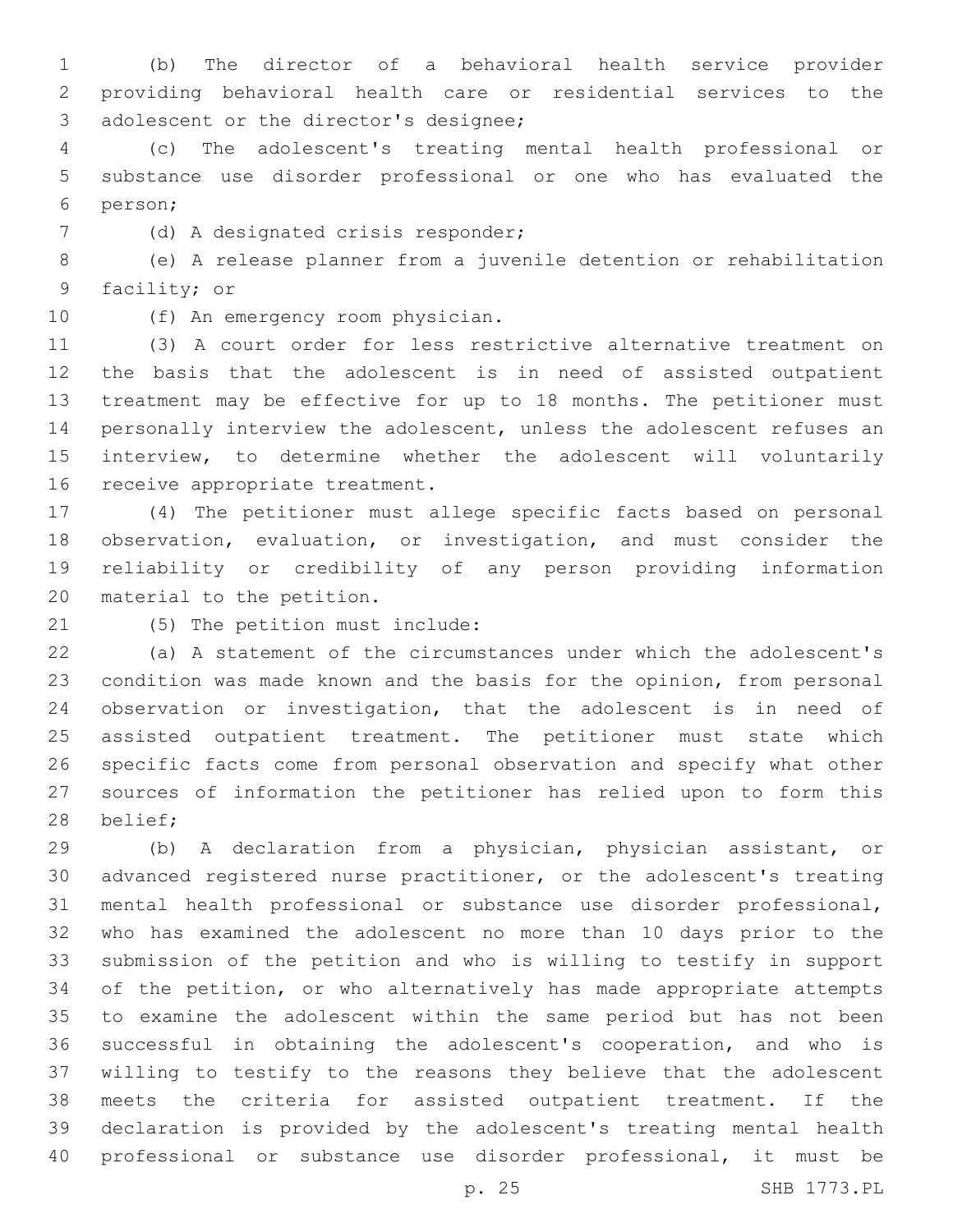(b) The director of a behavioral health service provider providing behavioral health care or residential services to the adolescent or the director's designee;

(c) The adolescent's treating mental health professional or substance use disorder professional or one who has evaluated the person;

(d) A designated crisis responder;

(e) A release planner from a juvenile detention or rehabilitation facility; or

(f) An emergency room physician.

(3) A court order for less restrictive alternative treatment on the basis that the adolescent is in need of assisted outpatient treatment may be effective for up to 18 months. The petitioner must personally interview the adolescent, unless the adolescent refuses an interview, to determine whether the adolescent will voluntarily receive appropriate treatment.

(4) The petitioner must allege specific facts based on personal observation, evaluation, or investigation, and must consider the reliability or credibility of any person providing information material to the petition.

(5) The petition must include:

(a) A statement of the circumstances under which the adolescent's condition was made known and the basis for the opinion, from personal observation or investigation, that the adolescent is in need of assisted outpatient treatment. The petitioner must state which specific facts come from personal observation and specify what other sources of information the petitioner has relied upon to form this belief;

(b) A declaration from a physician, physician assistant, or advanced registered nurse practitioner, or the adolescent's treating mental health professional or substance use disorder professional, who has examined the adolescent no more than 10 days prior to the submission of the petition and who is willing to testify in support of the petition, or who alternatively has made appropriate attempts to examine the adolescent within the same period but has not been successful in obtaining the adolescent's cooperation, and who is willing to testify to the reasons they believe that the adolescent meets the criteria for assisted outpatient treatment. If the declaration is provided by the adolescent's treating mental health professional or substance use disorder professional, it must be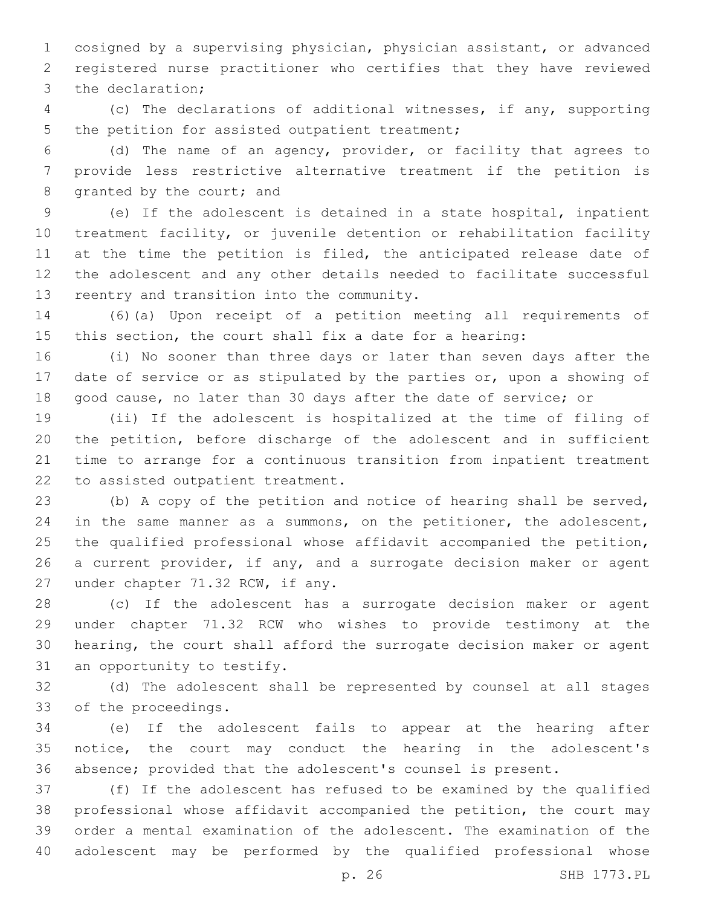cosigned by a supervising physician, physician assistant, or advanced registered nurse practitioner who certifies that they have reviewed the declaration;

(c) The declarations of additional witnesses, if any, supporting the petition for assisted outpatient treatment;

(d) The name of an agency, provider, or facility that agrees to provide less restrictive alternative treatment if the petition is granted by the court; and

(e) If the adolescent is detained in a state hospital, inpatient treatment facility, or juvenile detention or rehabilitation facility at the time the petition is filed, the anticipated release date of the adolescent and any other details needed to facilitate successful reentry and transition into the community.

(6)(a) Upon receipt of a petition meeting all requirements of this section, the court shall fix a date for a hearing:

(i) No sooner than three days or later than seven days after the date of service or as stipulated by the parties or, upon a showing of good cause, no later than 30 days after the date of service; or

(ii) If the adolescent is hospitalized at the time of filing of the petition, before discharge of the adolescent and in sufficient time to arrange for a continuous transition from inpatient treatment to assisted outpatient treatment.

(b) A copy of the petition and notice of hearing shall be served, in the same manner as a summons, on the petitioner, the adolescent, the qualified professional whose affidavit accompanied the petition, a current provider, if any, and a surrogate decision maker or agent under chapter 71.32 RCW, if any.

(c) If the adolescent has a surrogate decision maker or agent under chapter 71.32 RCW who wishes to provide testimony at the hearing, the court shall afford the surrogate decision maker or agent an opportunity to testify.

(d) The adolescent shall be represented by counsel at all stages of the proceedings.

(e) If the adolescent fails to appear at the hearing after notice, the court may conduct the hearing in the adolescent's absence; provided that the adolescent's counsel is present.

(f) If the adolescent has refused to be examined by the qualified professional whose affidavit accompanied the petition, the court may order a mental examination of the adolescent. The examination of the adolescent may be performed by the qualified professional whose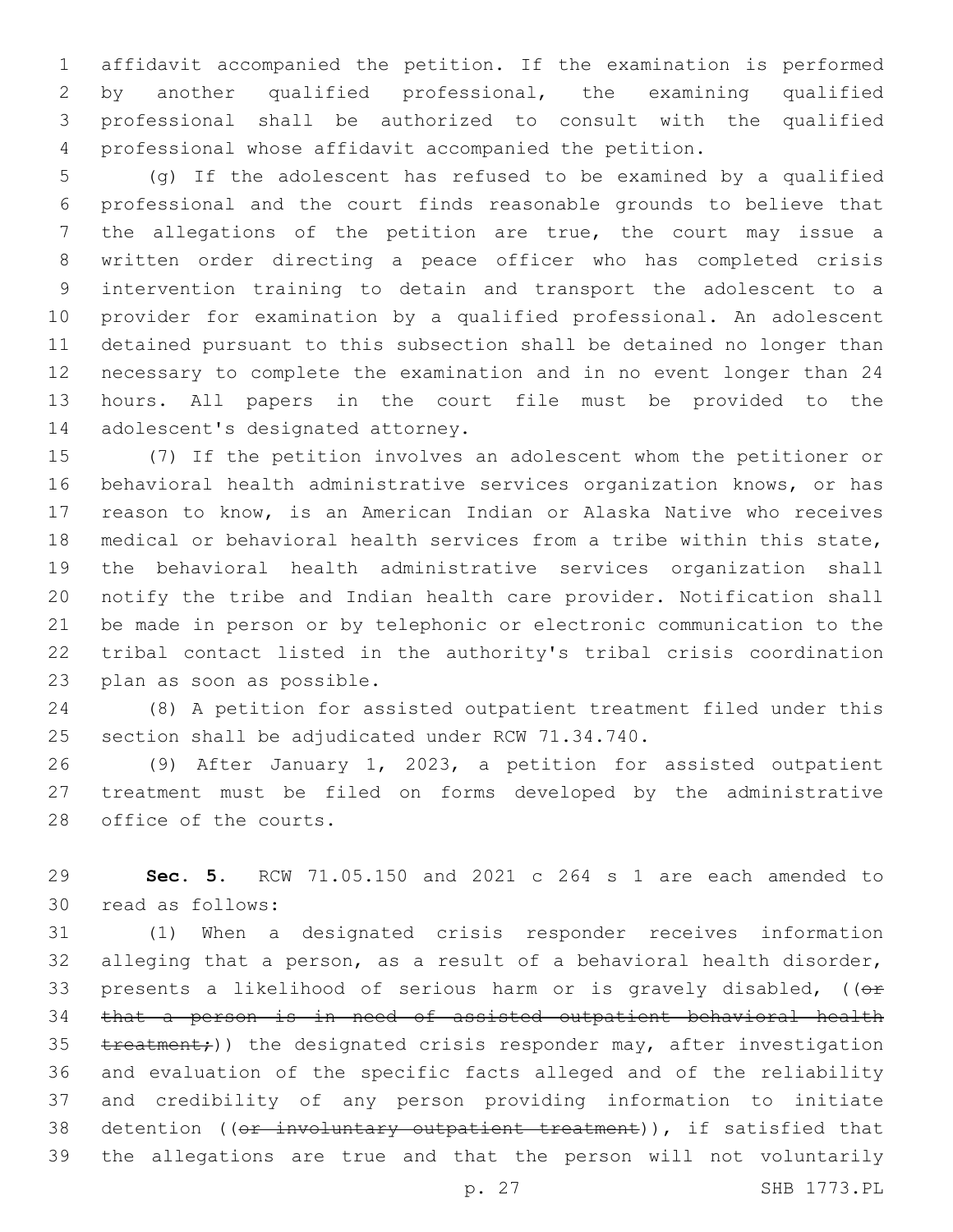affidavit accompanied the petition. If the examination is performed by another qualified professional, the examining qualified professional shall be authorized to consult with the qualified professional whose affidavit accompanied the petition.

(g) If the adolescent has refused to be examined by a qualified professional and the court finds reasonable grounds to believe that the allegations of the petition are true, the court may issue a written order directing a peace officer who has completed crisis intervention training to detain and transport the adolescent to a provider for examination by a qualified professional. An adolescent detained pursuant to this subsection shall be detained no longer than necessary to complete the examination and in no event longer than 24 hours. All papers in the court file must be provided to the adolescent's designated attorney.

(7) If the petition involves an adolescent whom the petitioner or behavioral health administrative services organization knows, or has reason to know, is an American Indian or Alaska Native who receives medical or behavioral health services from a tribe within this state, the behavioral health administrative services organization shall notify the tribe and Indian health care provider. Notification shall be made in person or by telephonic or electronic communication to the tribal contact listed in the authority's tribal crisis coordination plan as soon as possible.

(8) A petition for assisted outpatient treatment filed under this section shall be adjudicated under RCW 71.34.740.

(9) After January 1, 2023, a petition for assisted outpatient treatment must be filed on forms developed by the administrative office of the courts.

**Sec. 5.** RCW 71.05.150 and 2021 c 264 s 1 are each amended to read as follows:

(1) When a designated crisis responder receives information alleging that a person, as a result of a behavioral health disorder, presents a likelihood of serious harm or is gravely disabled, ((~~or that a person is in need of assisted outpatient behavioral health treatment;~~)) the designated crisis responder may, after investigation and evaluation of the specific facts alleged and of the reliability and credibility of any person providing information to initiate detention ((~~or involuntary outpatient treatment~~)), if satisfied that the allegations are true and that the person will not voluntarily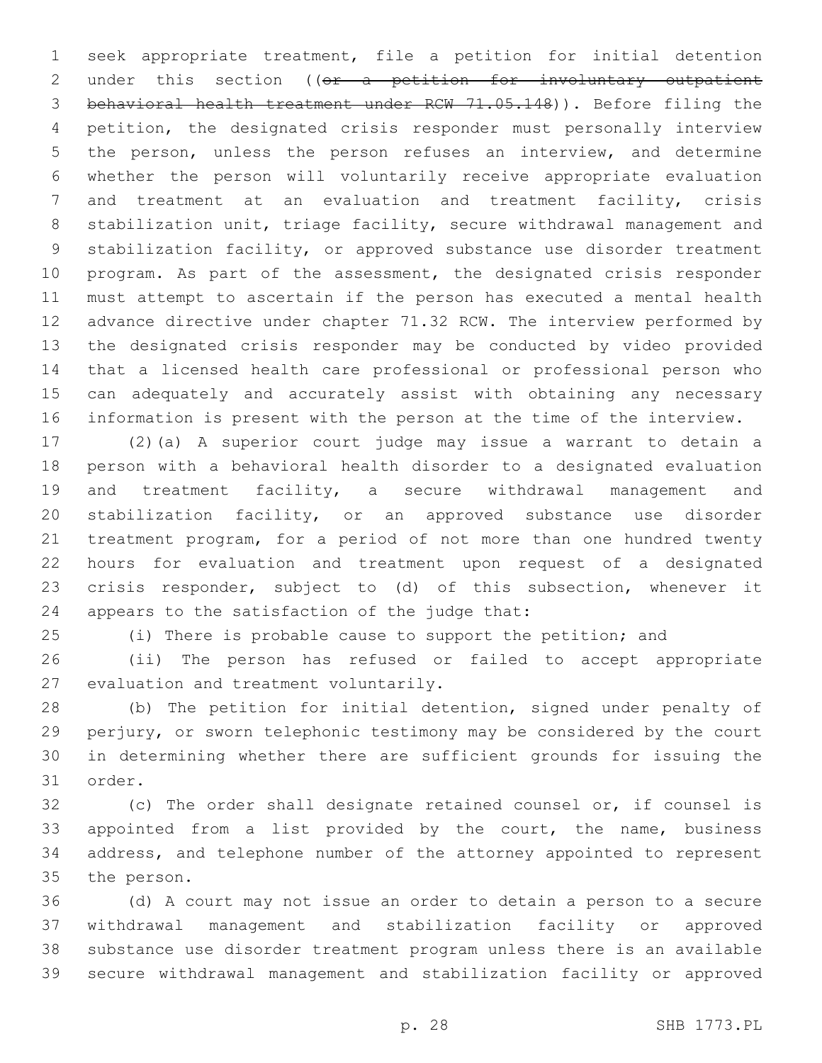seek appropriate treatment, file a petition for initial detention under this section ((~~or a petition for involuntary outpatient behavioral health treatment under RCW 71.05.148~~)). Before filing the petition, the designated crisis responder must personally interview the person, unless the person refuses an interview, and determine whether the person will voluntarily receive appropriate evaluation and treatment at an evaluation and treatment facility, crisis stabilization unit, triage facility, secure withdrawal management and stabilization facility, or approved substance use disorder treatment program. As part of the assessment, the designated crisis responder must attempt to ascertain if the person has executed a mental health advance directive under chapter 71.32 RCW. The interview performed by the designated crisis responder may be conducted by video provided that a licensed health care professional or professional person who can adequately and accurately assist with obtaining any necessary information is present with the person at the time of the interview.

(2)(a) A superior court judge may issue a warrant to detain a person with a behavioral health disorder to a designated evaluation and treatment facility, a secure withdrawal management and stabilization facility, or an approved substance use disorder treatment program, for a period of not more than one hundred twenty hours for evaluation and treatment upon request of a designated crisis responder, subject to (d) of this subsection, whenever it appears to the satisfaction of the judge that:

(i) There is probable cause to support the petition; and

(ii) The person has refused or failed to accept appropriate evaluation and treatment voluntarily.

(b) The petition for initial detention, signed under penalty of perjury, or sworn telephonic testimony may be considered by the court in determining whether there are sufficient grounds for issuing the order.

(c) The order shall designate retained counsel or, if counsel is appointed from a list provided by the court, the name, business address, and telephone number of the attorney appointed to represent the person.

(d) A court may not issue an order to detain a person to a secure withdrawal management and stabilization facility or approved substance use disorder treatment program unless there is an available secure withdrawal management and stabilization facility or approved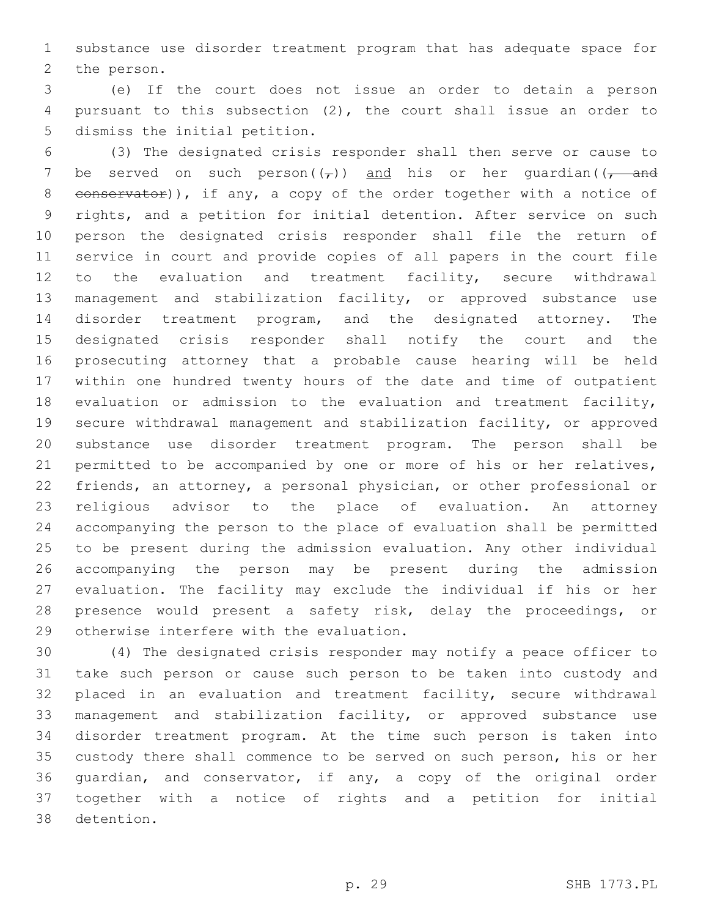substance use disorder treatment program that has adequate space for the person.

(e) If the court does not issue an order to detain a person pursuant to this subsection (2), the court shall issue an order to dismiss the initial petition.

(3) The designated crisis responder shall then serve or cause to be served on such person((,)) and his or her guardian((, and conservator)), if any, a copy of the order together with a notice of rights, and a petition for initial detention. After service on such person the designated crisis responder shall file the return of service in court and provide copies of all papers in the court file to the evaluation and treatment facility, secure withdrawal management and stabilization facility, or approved substance use disorder treatment program, and the designated attorney. The designated crisis responder shall notify the court and the prosecuting attorney that a probable cause hearing will be held within one hundred twenty hours of the date and time of outpatient evaluation or admission to the evaluation and treatment facility, secure withdrawal management and stabilization facility, or approved substance use disorder treatment program. The person shall be permitted to be accompanied by one or more of his or her relatives, friends, an attorney, a personal physician, or other professional or religious advisor to the place of evaluation. An attorney accompanying the person to the place of evaluation shall be permitted to be present during the admission evaluation. Any other individual accompanying the person may be present during the admission evaluation. The facility may exclude the individual if his or her presence would present a safety risk, delay the proceedings, or otherwise interfere with the evaluation.

(4) The designated crisis responder may notify a peace officer to take such person or cause such person to be taken into custody and placed in an evaluation and treatment facility, secure withdrawal management and stabilization facility, or approved substance use disorder treatment program. At the time such person is taken into custody there shall commence to be served on such person, his or her guardian, and conservator, if any, a copy of the original order together with a notice of rights and a petition for initial detention.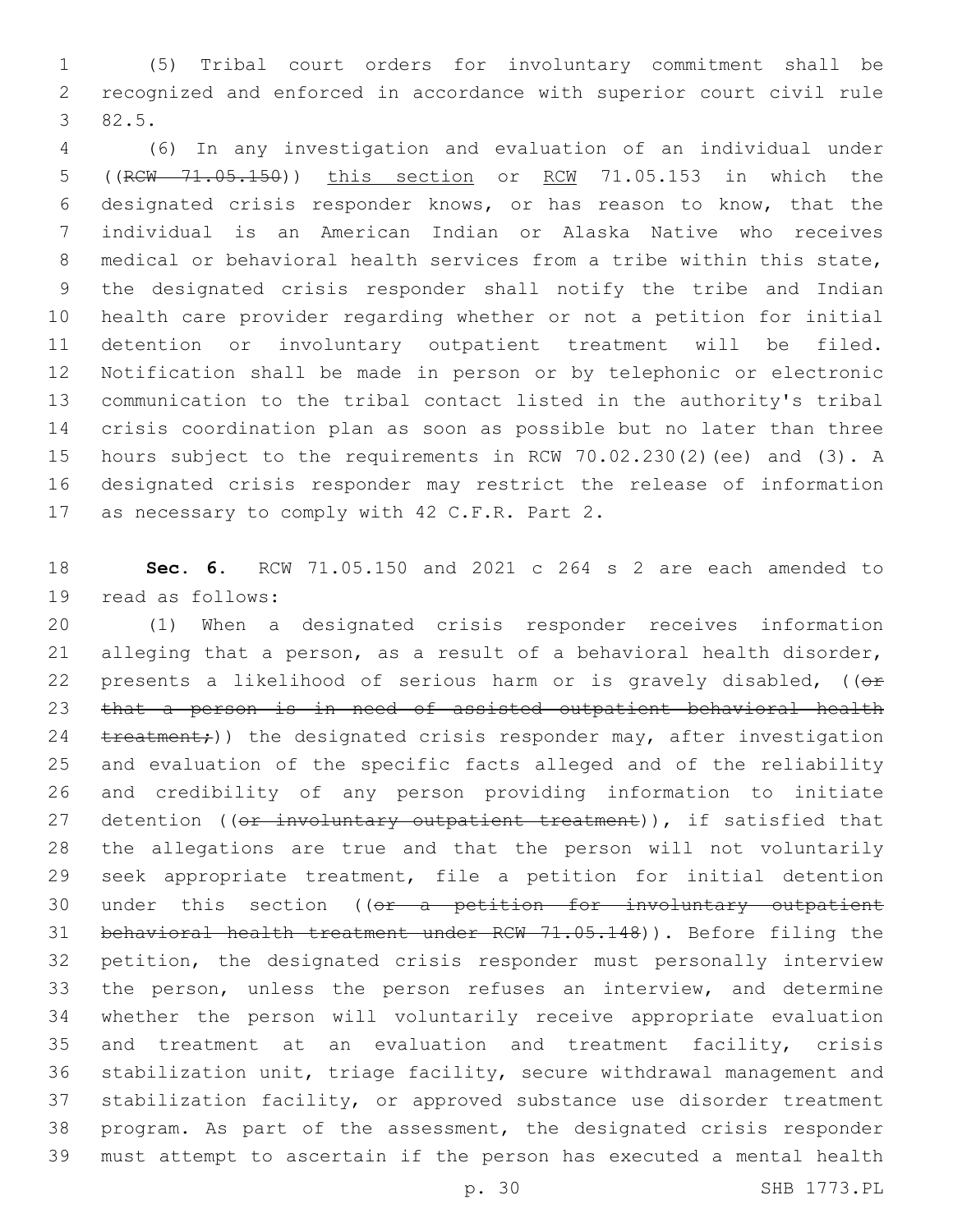(5) Tribal court orders for involuntary commitment shall be recognized and enforced in accordance with superior court civil rule 82.5.

(6) In any investigation and evaluation of an individual under ((~~RCW 71.05.150~~)) <u>this section</u> or <u>RCW</u> 71.05.153 in which the designated crisis responder knows, or has reason to know, that the individual is an American Indian or Alaska Native who receives medical or behavioral health services from a tribe within this state, the designated crisis responder shall notify the tribe and Indian health care provider regarding whether or not a petition for initial detention or involuntary outpatient treatment will be filed. Notification shall be made in person or by telephonic or electronic communication to the tribal contact listed in the authority's tribal crisis coordination plan as soon as possible but no later than three hours subject to the requirements in RCW 70.02.230(2)(ee) and (3). A designated crisis responder may restrict the release of information as necessary to comply with 42 C.F.R. Part 2.

**Sec. 6.** RCW 71.05.150 and 2021 c 264 s 2 are each amended to read as follows:

(1) When a designated crisis responder receives information alleging that a person, as a result of a behavioral health disorder, presents a likelihood of serious harm or is gravely disabled, ((~~or that a person is in need of assisted outpatient behavioral health treatment;~~)) the designated crisis responder may, after investigation and evaluation of the specific facts alleged and of the reliability and credibility of any person providing information to initiate detention ((~~or involuntary outpatient treatment~~)), if satisfied that the allegations are true and that the person will not voluntarily seek appropriate treatment, file a petition for initial detention under this section ((~~or a petition for involuntary outpatient behavioral health treatment under RCW 71.05.148~~)). Before filing the petition, the designated crisis responder must personally interview the person, unless the person refuses an interview, and determine whether the person will voluntarily receive appropriate evaluation and treatment at an evaluation and treatment facility, crisis stabilization unit, triage facility, secure withdrawal management and stabilization facility, or approved substance use disorder treatment program. As part of the assessment, the designated crisis responder must attempt to ascertain if the person has executed a mental health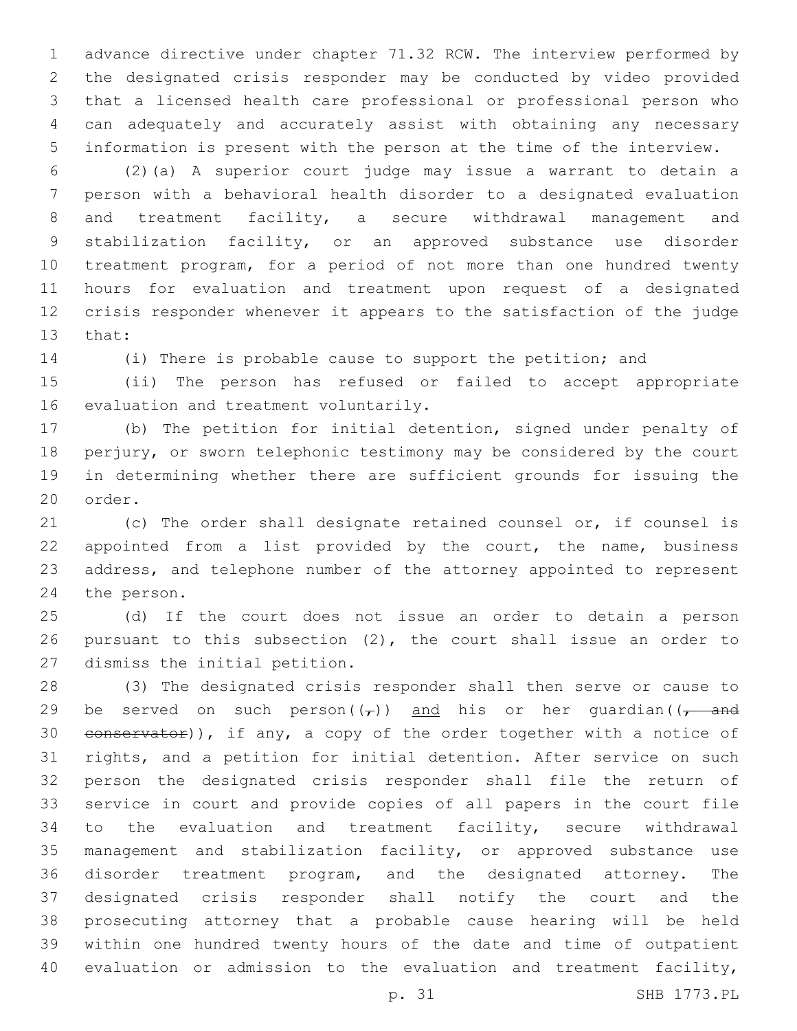advance directive under chapter 71.32 RCW. The interview performed by the designated crisis responder may be conducted by video provided that a licensed health care professional or professional person who can adequately and accurately assist with obtaining any necessary information is present with the person at the time of the interview.

(2)(a) A superior court judge may issue a warrant to detain a person with a behavioral health disorder to a designated evaluation and treatment facility, a secure withdrawal management and stabilization facility, or an approved substance use disorder treatment program, for a period of not more than one hundred twenty hours for evaluation and treatment upon request of a designated crisis responder whenever it appears to the satisfaction of the judge that:

(i) There is probable cause to support the petition; and

(ii) The person has refused or failed to accept appropriate evaluation and treatment voluntarily.

(b) The petition for initial detention, signed under penalty of perjury, or sworn telephonic testimony may be considered by the court in determining whether there are sufficient grounds for issuing the order.

(c) The order shall designate retained counsel or, if counsel is appointed from a list provided by the court, the name, business address, and telephone number of the attorney appointed to represent the person.

(d) If the court does not issue an order to detain a person pursuant to this subsection (2), the court shall issue an order to dismiss the initial petition.

(3) The designated crisis responder shall then serve or cause to be served on such person((~~,~~)) and his or her guardian((~~, and conservator~~)), if any, a copy of the order together with a notice of rights, and a petition for initial detention. After service on such person the designated crisis responder shall file the return of service in court and provide copies of all papers in the court file to the evaluation and treatment facility, secure withdrawal management and stabilization facility, or approved substance use disorder treatment program, and the designated attorney. The designated crisis responder shall notify the court and the prosecuting attorney that a probable cause hearing will be held within one hundred twenty hours of the date and time of outpatient evaluation or admission to the evaluation and treatment facility,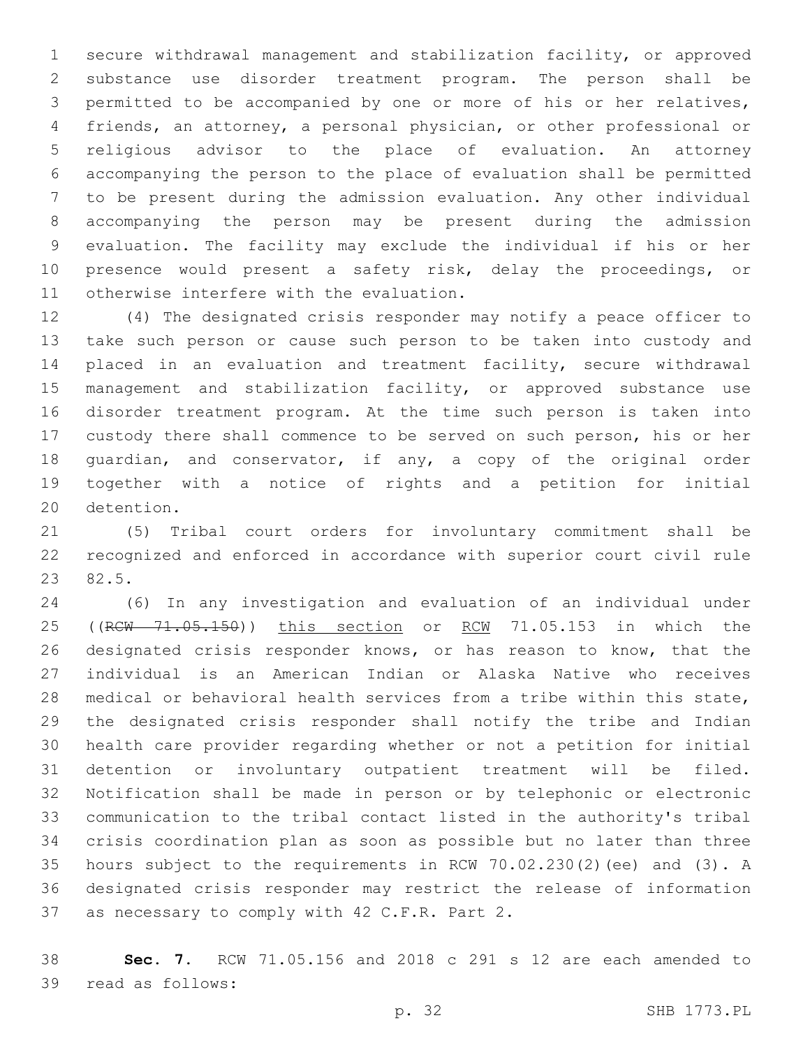secure withdrawal management and stabilization facility, or approved substance use disorder treatment program. The person shall be permitted to be accompanied by one or more of his or her relatives, friends, an attorney, a personal physician, or other professional or religious advisor to the place of evaluation. An attorney accompanying the person to the place of evaluation shall be permitted to be present during the admission evaluation. Any other individual accompanying the person may be present during the admission evaluation. The facility may exclude the individual if his or her presence would present a safety risk, delay the proceedings, or otherwise interfere with the evaluation.

(4) The designated crisis responder may notify a peace officer to take such person or cause such person to be taken into custody and placed in an evaluation and treatment facility, secure withdrawal management and stabilization facility, or approved substance use disorder treatment program. At the time such person is taken into custody there shall commence to be served on such person, his or her guardian, and conservator, if any, a copy of the original order together with a notice of rights and a petition for initial detention.

(5) Tribal court orders for involuntary commitment shall be recognized and enforced in accordance with superior court civil rule 82.5.

(6) In any investigation and evaluation of an individual under ((~~RCW 71.05.150~~)) <u>this section</u> or <u>RCW</u> 71.05.153 in which the designated crisis responder knows, or has reason to know, that the individual is an American Indian or Alaska Native who receives medical or behavioral health services from a tribe within this state, the designated crisis responder shall notify the tribe and Indian health care provider regarding whether or not a petition for initial detention or involuntary outpatient treatment will be filed. Notification shall be made in person or by telephonic or electronic communication to the tribal contact listed in the authority's tribal crisis coordination plan as soon as possible but no later than three hours subject to the requirements in RCW 70.02.230(2)(ee) and (3). A designated crisis responder may restrict the release of information as necessary to comply with 42 C.F.R. Part 2.

**Sec. 7.** RCW 71.05.156 and 2018 c 291 s 12 are each amended to read as follows: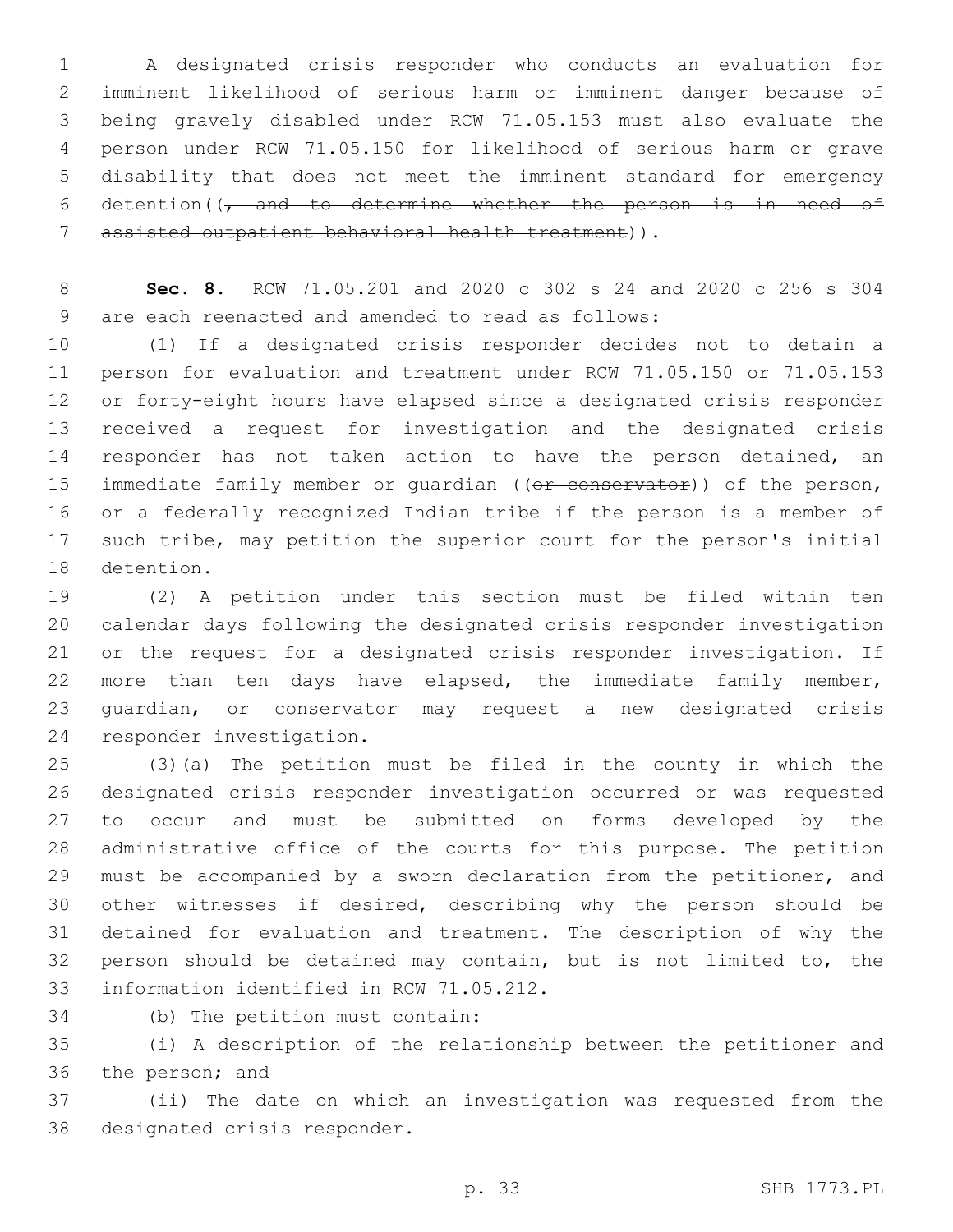A designated crisis responder who conducts an evaluation for imminent likelihood of serious harm or imminent danger because of being gravely disabled under RCW 71.05.153 must also evaluate the person under RCW 71.05.150 for likelihood of serious harm or grave disability that does not meet the imminent standard for emergency detention((~~, and to determine whether the person is in need of assisted outpatient behavioral health treatment~~)).

**Sec. 8.** RCW 71.05.201 and 2020 c 302 s 24 and 2020 c 256 s 304 are each reenacted and amended to read as follows:

(1) If a designated crisis responder decides not to detain a person for evaluation and treatment under RCW 71.05.150 or 71.05.153 or forty-eight hours have elapsed since a designated crisis responder received a request for investigation and the designated crisis responder has not taken action to have the person detained, an immediate family member or guardian ((~~or conservator~~)) of the person, or a federally recognized Indian tribe if the person is a member of such tribe, may petition the superior court for the person's initial detention.

(2) A petition under this section must be filed within ten calendar days following the designated crisis responder investigation or the request for a designated crisis responder investigation. If more than ten days have elapsed, the immediate family member, guardian, or conservator may request a new designated crisis responder investigation.

(3)(a) The petition must be filed in the county in which the designated crisis responder investigation occurred or was requested to occur and must be submitted on forms developed by the administrative office of the courts for this purpose. The petition must be accompanied by a sworn declaration from the petitioner, and other witnesses if desired, describing why the person should be detained for evaluation and treatment. The description of why the person should be detained may contain, but is not limited to, the information identified in RCW 71.05.212.

(b) The petition must contain:

(i) A description of the relationship between the petitioner and the person; and

(ii) The date on which an investigation was requested from the designated crisis responder.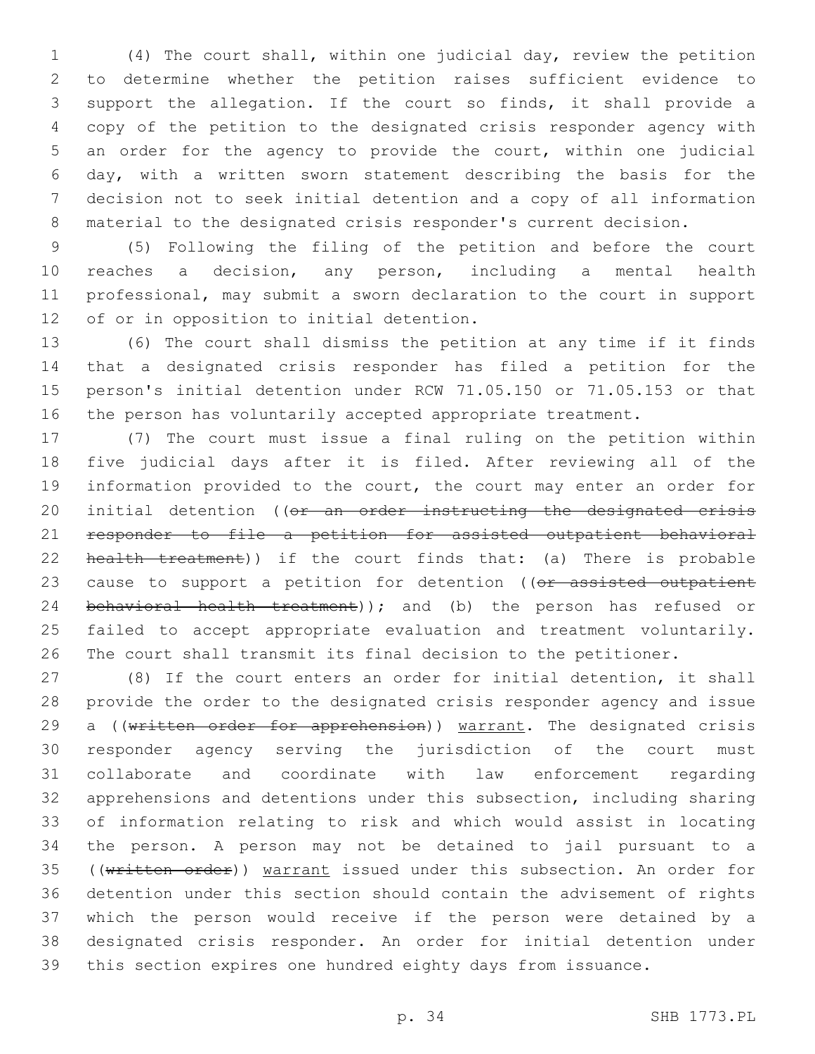(4) The court shall, within one judicial day, review the petition to determine whether the petition raises sufficient evidence to support the allegation. If the court so finds, it shall provide a copy of the petition to the designated crisis responder agency with an order for the agency to provide the court, within one judicial day, with a written sworn statement describing the basis for the decision not to seek initial detention and a copy of all information material to the designated crisis responder's current decision.

(5) Following the filing of the petition and before the court reaches a decision, any person, including a mental health professional, may submit a sworn declaration to the court in support of or in opposition to initial detention.

(6) The court shall dismiss the petition at any time if it finds that a designated crisis responder has filed a petition for the person's initial detention under RCW 71.05.150 or 71.05.153 or that the person has voluntarily accepted appropriate treatment.

(7) The court must issue a final ruling on the petition within five judicial days after it is filed. After reviewing all of the information provided to the court, the court may enter an order for initial detention ((~~or an order instructing the designated crisis responder to file a petition for assisted outpatient behavioral health treatment~~)) if the court finds that: (a) There is probable cause to support a petition for detention ((~~or assisted outpatient behavioral health treatment~~)); and (b) the person has refused or failed to accept appropriate evaluation and treatment voluntarily. The court shall transmit its final decision to the petitioner.

(8) If the court enters an order for initial detention, it shall provide the order to the designated crisis responder agency and issue a ((~~written order for apprehension~~)) <u>warrant</u>. The designated crisis responder agency serving the jurisdiction of the court must collaborate and coordinate with law enforcement regarding apprehensions and detentions under this subsection, including sharing of information relating to risk and which would assist in locating the person. A person may not be detained to jail pursuant to a ((~~written order~~)) <u>warrant</u> issued under this subsection. An order for detention under this section should contain the advisement of rights which the person would receive if the person were detained by a designated crisis responder. An order for initial detention under this section expires one hundred eighty days from issuance.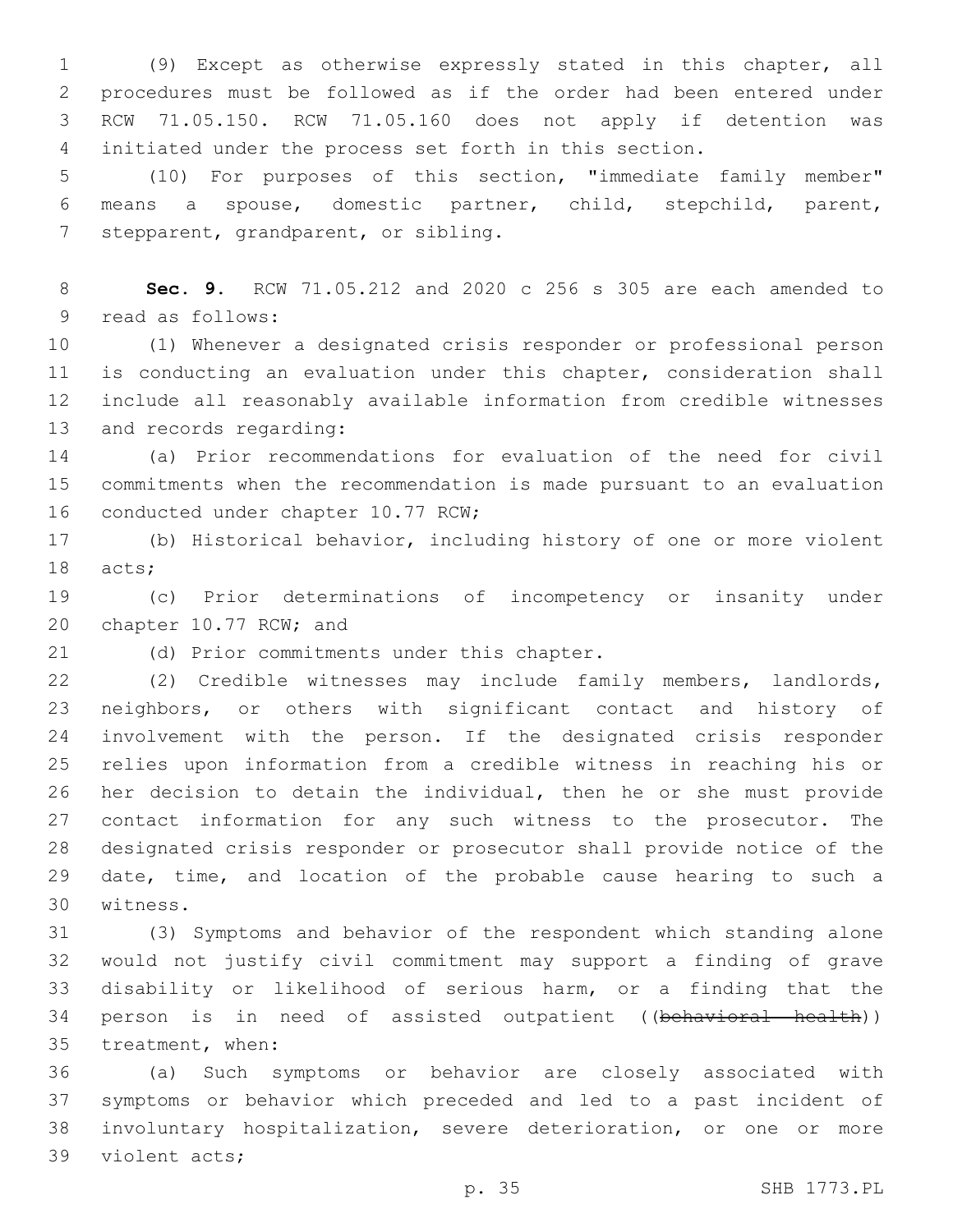(9) Except as otherwise expressly stated in this chapter, all procedures must be followed as if the order had been entered under RCW 71.05.150. RCW 71.05.160 does not apply if detention was initiated under the process set forth in this section.

(10) For purposes of this section, "immediate family member" means a spouse, domestic partner, child, stepchild, parent, stepparent, grandparent, or sibling.

**Sec. 9.** RCW 71.05.212 and 2020 c 256 s 305 are each amended to read as follows:

(1) Whenever a designated crisis responder or professional person is conducting an evaluation under this chapter, consideration shall include all reasonably available information from credible witnesses and records regarding:

(a) Prior recommendations for evaluation of the need for civil commitments when the recommendation is made pursuant to an evaluation conducted under chapter 10.77 RCW;

(b) Historical behavior, including history of one or more violent acts;

(c) Prior determinations of incompetency or insanity under chapter 10.77 RCW; and

(d) Prior commitments under this chapter.

(2) Credible witnesses may include family members, landlords, neighbors, or others with significant contact and history of involvement with the person. If the designated crisis responder relies upon information from a credible witness in reaching his or her decision to detain the individual, then he or she must provide contact information for any such witness to the prosecutor. The designated crisis responder or prosecutor shall provide notice of the date, time, and location of the probable cause hearing to such a witness.

(3) Symptoms and behavior of the respondent which standing alone would not justify civil commitment may support a finding of grave disability or likelihood of serious harm, or a finding that the person is in need of assisted outpatient ((~~behavioral health~~)) treatment, when:

(a) Such symptoms or behavior are closely associated with symptoms or behavior which preceded and led to a past incident of involuntary hospitalization, severe deterioration, or one or more violent acts;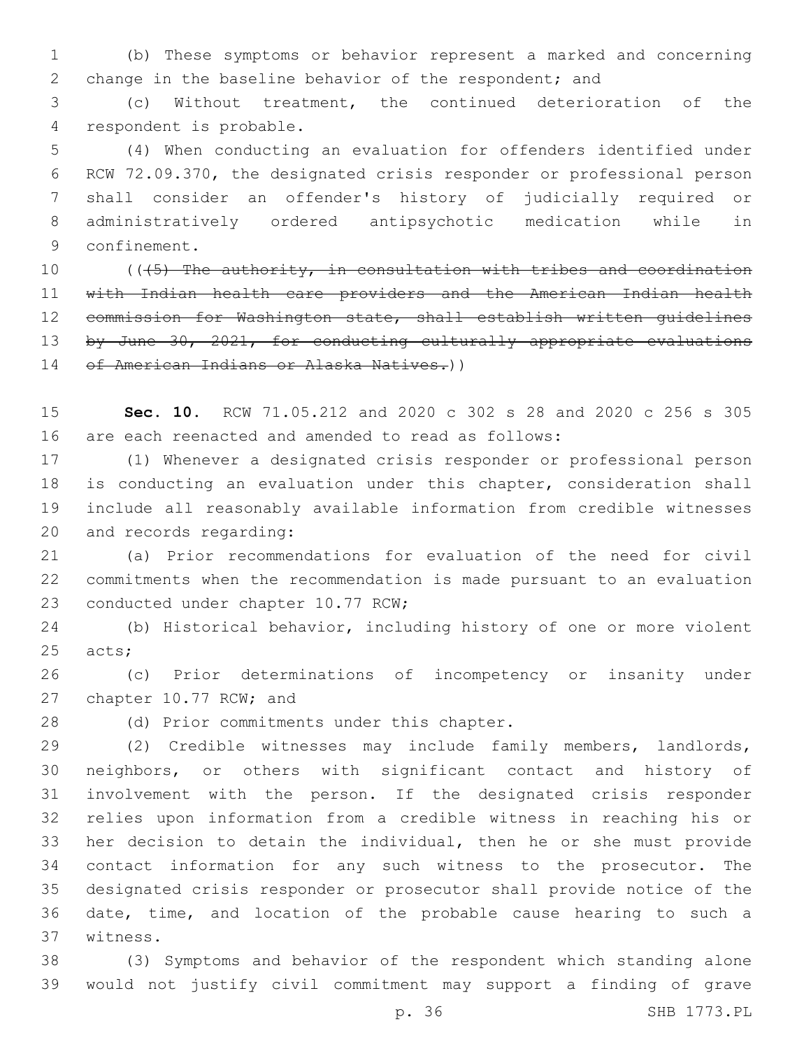(b) These symptoms or behavior represent a marked and concerning change in the baseline behavior of the respondent; and

(c) Without treatment, the continued deterioration of the respondent is probable.

(4) When conducting an evaluation for offenders identified under RCW 72.09.370, the designated crisis responder or professional person shall consider an offender's history of judicially required or administratively ordered antipsychotic medication while in confinement.

~~(((5) The authority, in consultation with tribes and coordination with Indian health care providers and the American Indian health commission for Washington state, shall establish written guidelines by June 30, 2021, for conducting culturally appropriate evaluations of American Indians or Alaska Natives.))~~

**Sec. 10.** RCW 71.05.212 and 2020 c 302 s 28 and 2020 c 256 s 305 are each reenacted and amended to read as follows:

(1) Whenever a designated crisis responder or professional person is conducting an evaluation under this chapter, consideration shall include all reasonably available information from credible witnesses and records regarding:

(a) Prior recommendations for evaluation of the need for civil commitments when the recommendation is made pursuant to an evaluation conducted under chapter 10.77 RCW;

(b) Historical behavior, including history of one or more violent acts;

(c) Prior determinations of incompetency or insanity under chapter 10.77 RCW; and

(d) Prior commitments under this chapter.

(2) Credible witnesses may include family members, landlords, neighbors, or others with significant contact and history of involvement with the person. If the designated crisis responder relies upon information from a credible witness in reaching his or her decision to detain the individual, then he or she must provide contact information for any such witness to the prosecutor. The designated crisis responder or prosecutor shall provide notice of the date, time, and location of the probable cause hearing to such a witness.

(3) Symptoms and behavior of the respondent which standing alone would not justify civil commitment may support a finding of grave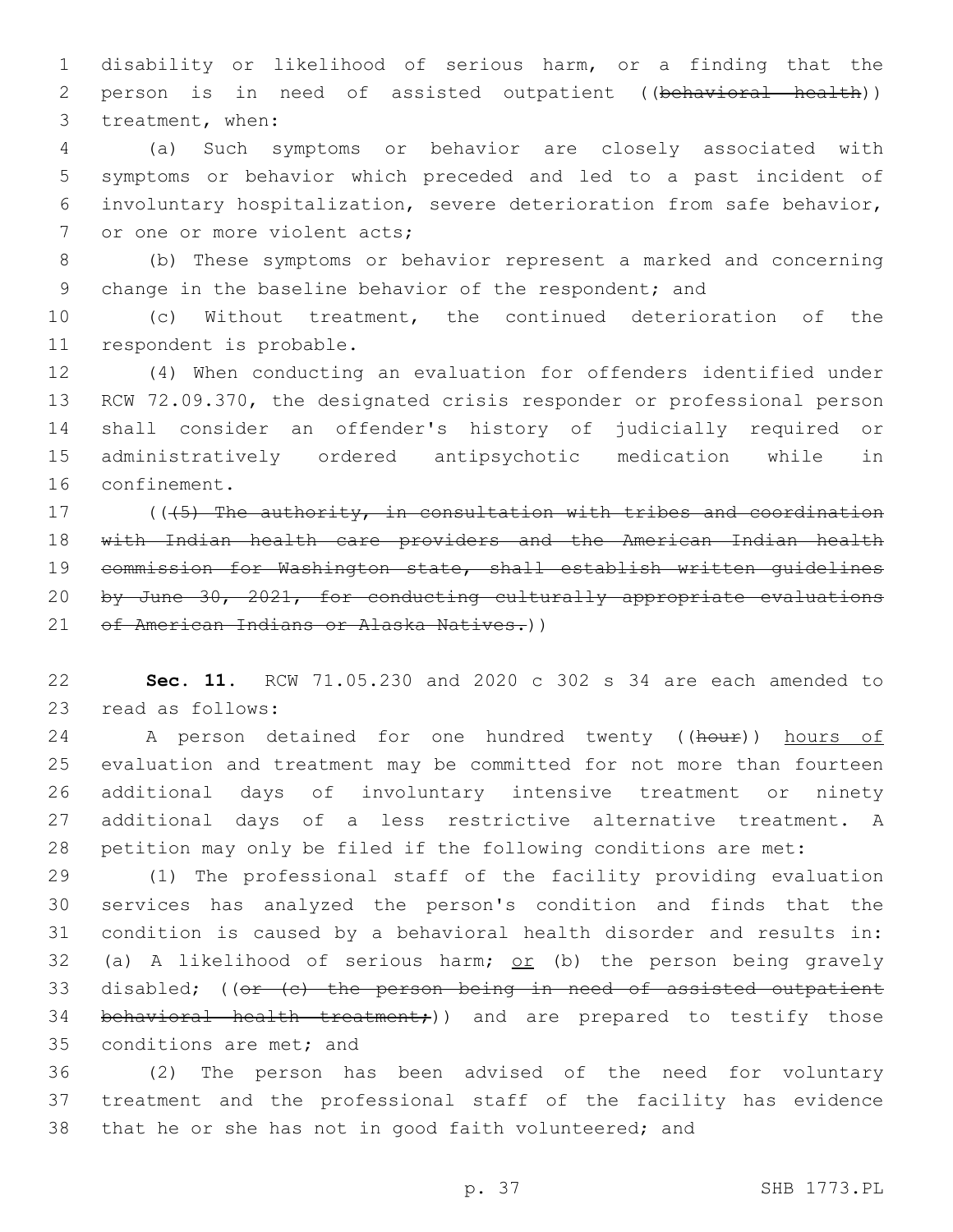disability or likelihood of serious harm, or a finding that the person is in need of assisted outpatient ((~~behavioral health~~)) treatment, when:

(a) Such symptoms or behavior are closely associated with symptoms or behavior which preceded and led to a past incident of involuntary hospitalization, severe deterioration from safe behavior, or one or more violent acts;

(b) These symptoms or behavior represent a marked and concerning change in the baseline behavior of the respondent; and

(c) Without treatment, the continued deterioration of the respondent is probable.

(4) When conducting an evaluation for offenders identified under RCW 72.09.370, the designated crisis responder or professional person shall consider an offender's history of judicially required or administratively ordered antipsychotic medication while in confinement.

((~~(5) The authority, in consultation with tribes and coordination with Indian health care providers and the American Indian health commission for Washington state, shall establish written guidelines by June 30, 2021, for conducting culturally appropriate evaluations of American Indians or Alaska Natives.~~))

**Sec. 11.** RCW 71.05.230 and 2020 c 302 s 34 are each amended to read as follows:

A person detained for one hundred twenty ((~~hour~~)) <u>hours of</u> evaluation and treatment may be committed for not more than fourteen additional days of involuntary intensive treatment or ninety additional days of a less restrictive alternative treatment. A petition may only be filed if the following conditions are met:

(1) The professional staff of the facility providing evaluation services has analyzed the person's condition and finds that the condition is caused by a behavioral health disorder and results in: (a) A likelihood of serious harm; <u>or</u> (b) the person being gravely disabled; ((~~or (c) the person being in need of assisted outpatient behavioral health treatment;~~)) and are prepared to testify those conditions are met; and

(2) The person has been advised of the need for voluntary treatment and the professional staff of the facility has evidence that he or she has not in good faith volunteered; and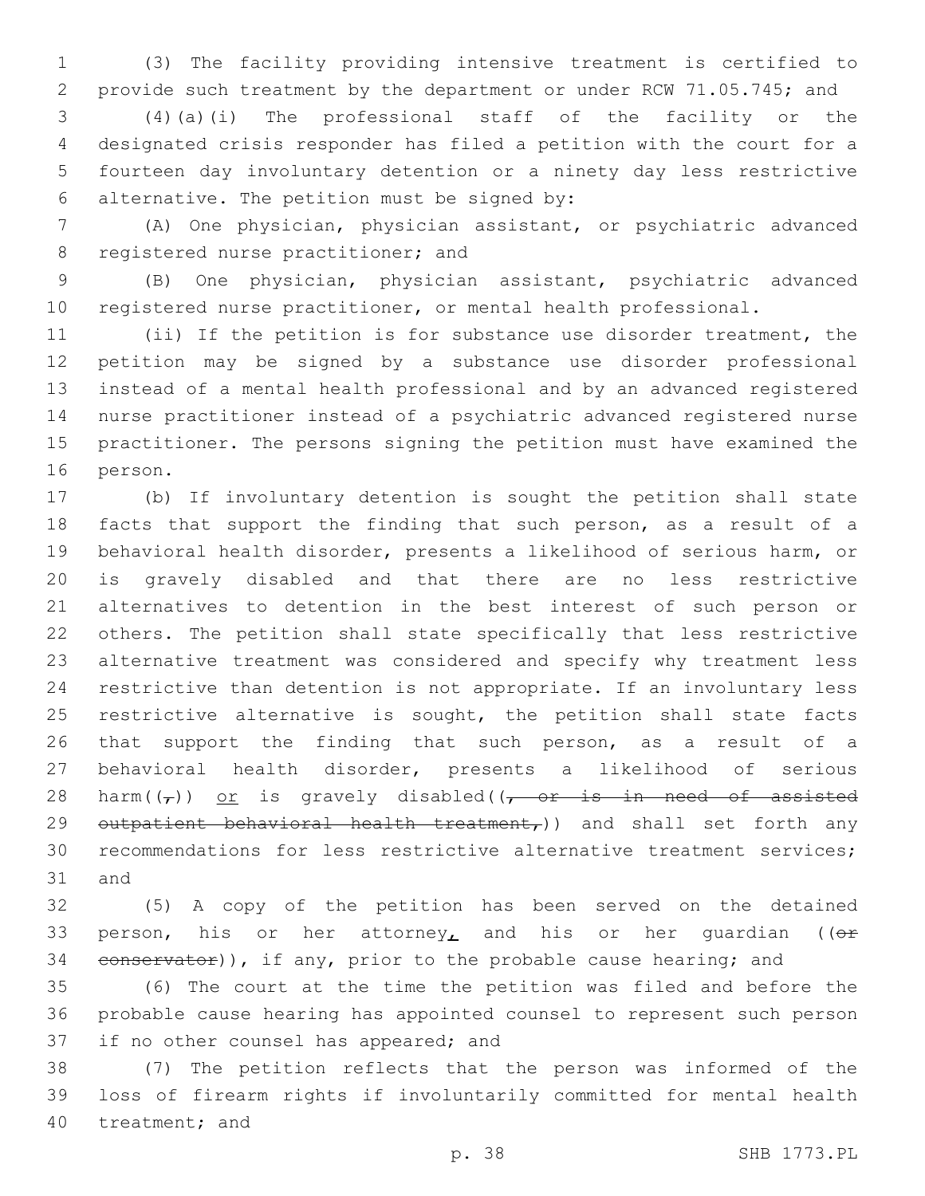(3) The facility providing intensive treatment is certified to provide such treatment by the department or under RCW 71.05.745; and

(4)(a)(i) The professional staff of the facility or the designated crisis responder has filed a petition with the court for a fourteen day involuntary detention or a ninety day less restrictive alternative. The petition must be signed by:

(A) One physician, physician assistant, or psychiatric advanced registered nurse practitioner; and

(B) One physician, physician assistant, psychiatric advanced registered nurse practitioner, or mental health professional.

(ii) If the petition is for substance use disorder treatment, the petition may be signed by a substance use disorder professional instead of a mental health professional and by an advanced registered nurse practitioner instead of a psychiatric advanced registered nurse practitioner. The persons signing the petition must have examined the person.

(b) If involuntary detention is sought the petition shall state facts that support the finding that such person, as a result of a behavioral health disorder, presents a likelihood of serious harm, or is gravely disabled and that there are no less restrictive alternatives to detention in the best interest of such person or others. The petition shall state specifically that less restrictive alternative treatment was considered and specify why treatment less restrictive than detention is not appropriate. If an involuntary less restrictive alternative is sought, the petition shall state facts that support the finding that such person, as a result of a behavioral health disorder, presents a likelihood of serious harm((~~,~~)) <u>or</u> is gravely disabled((~~, or is in need of assisted outpatient behavioral health treatment,~~)) and shall set forth any recommendations for less restrictive alternative treatment services; and

(5) A copy of the petition has been served on the detained person, his or her attorney<u>,</u> and his or her guardian ((~~or conservator~~)), if any, prior to the probable cause hearing; and

(6) The court at the time the petition was filed and before the probable cause hearing has appointed counsel to represent such person if no other counsel has appeared; and

(7) The petition reflects that the person was informed of the loss of firearm rights if involuntarily committed for mental health treatment; and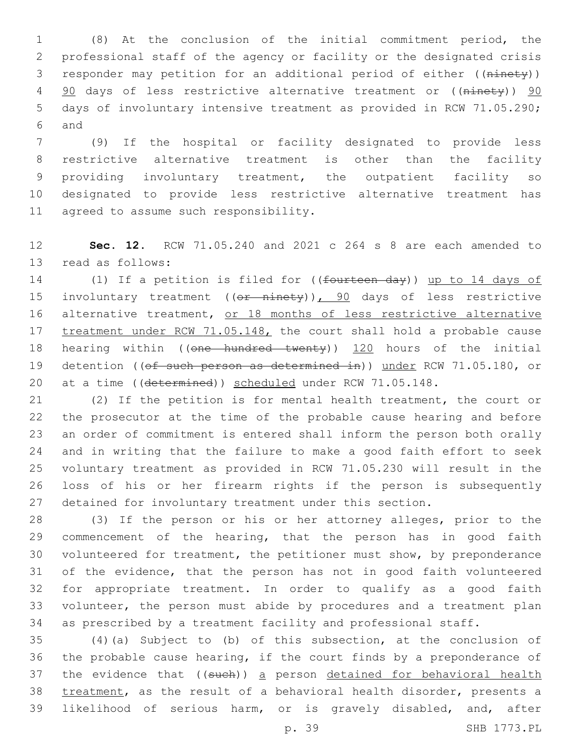(8) At the conclusion of the initial commitment period, the professional staff of the agency or facility or the designated crisis responder may petition for an additional period of either ((~~ninety~~)) <u>90</u> days of less restrictive alternative treatment or ((~~ninety~~)) <u>90</u> days of involuntary intensive treatment as provided in RCW 71.05.290; and

(9) If the hospital or facility designated to provide less restrictive alternative treatment is other than the facility providing involuntary treatment, the outpatient facility so designated to provide less restrictive alternative treatment has agreed to assume such responsibility.

**Sec. 12.** RCW 71.05.240 and 2021 c 264 s 8 are each amended to read as follows:

(1) If a petition is filed for ((~~fourteen day~~)) <u>up to 14 days of</u> involuntary treatment ((~~or ninety~~))<u>, 90</u> days of less restrictive alternative treatment, <u>or 18 months of less restrictive alternative treatment under RCW 71.05.148,</u> the court shall hold a probable cause hearing within ((~~one hundred twenty~~)) <u>120</u> hours of the initial detention ((~~of such person as determined in~~)) <u>under</u> RCW 71.05.180, or at a time ((~~determined~~)) <u>scheduled</u> under RCW 71.05.148.

(2) If the petition is for mental health treatment, the court or the prosecutor at the time of the probable cause hearing and before an order of commitment is entered shall inform the person both orally and in writing that the failure to make a good faith effort to seek voluntary treatment as provided in RCW 71.05.230 will result in the loss of his or her firearm rights if the person is subsequently detained for involuntary treatment under this section.

(3) If the person or his or her attorney alleges, prior to the commencement of the hearing, that the person has in good faith volunteered for treatment, the petitioner must show, by preponderance of the evidence, that the person has not in good faith volunteered for appropriate treatment. In order to qualify as a good faith volunteer, the person must abide by procedures and a treatment plan as prescribed by a treatment facility and professional staff.

(4)(a) Subject to (b) of this subsection, at the conclusion of the probable cause hearing, if the court finds by a preponderance of the evidence that ((~~such~~)) <u>a</u> person <u>detained for behavioral health treatment</u>, as the result of a behavioral health disorder, presents a likelihood of serious harm, or is gravely disabled, and, after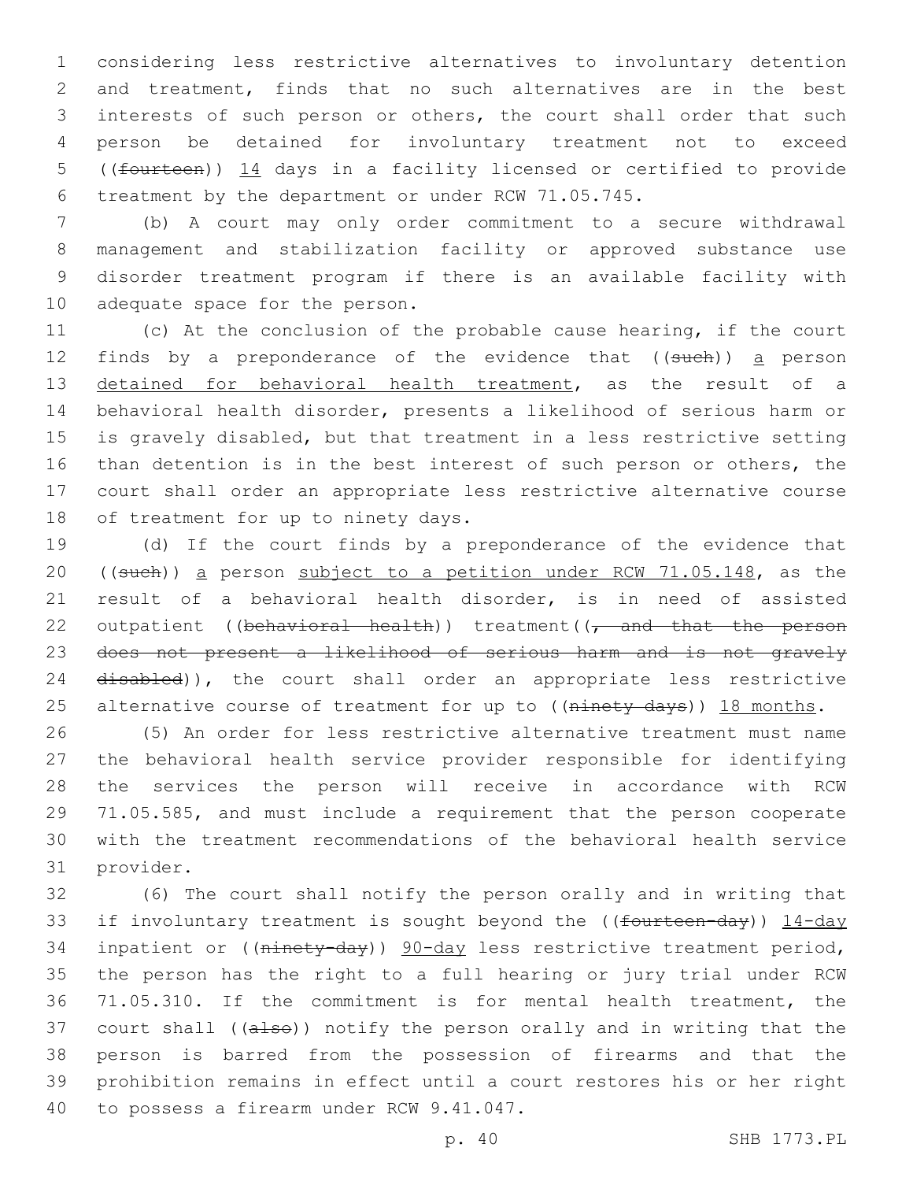considering less restrictive alternatives to involuntary detention and treatment, finds that no such alternatives are in the best interests of such person or others, the court shall order that such person be detained for involuntary treatment not to exceed ((~~fourteen~~)) 14 days in a facility licensed or certified to provide treatment by the department or under RCW 71.05.745.

(b) A court may only order commitment to a secure withdrawal management and stabilization facility or approved substance use disorder treatment program if there is an available facility with adequate space for the person.

(c) At the conclusion of the probable cause hearing, if the court finds by a preponderance of the evidence that ((~~such~~)) a person detained for behavioral health treatment, as the result of a behavioral health disorder, presents a likelihood of serious harm or is gravely disabled, but that treatment in a less restrictive setting than detention is in the best interest of such person or others, the court shall order an appropriate less restrictive alternative course of treatment for up to ninety days.

(d) If the court finds by a preponderance of the evidence that ((~~such~~)) a person subject to a petition under RCW 71.05.148, as the result of a behavioral health disorder, is in need of assisted outpatient ((~~behavioral health~~)) treatment((~~, and that the person does not present a likelihood of serious harm and is not gravely disabled~~)), the court shall order an appropriate less restrictive alternative course of treatment for up to ((~~ninety days~~)) 18 months.

(5) An order for less restrictive alternative treatment must name the behavioral health service provider responsible for identifying the services the person will receive in accordance with RCW 71.05.585, and must include a requirement that the person cooperate with the treatment recommendations of the behavioral health service provider.

(6) The court shall notify the person orally and in writing that if involuntary treatment is sought beyond the ((~~fourteen-day~~)) 14-day inpatient or ((~~ninety-day~~)) 90-day less restrictive treatment period, the person has the right to a full hearing or jury trial under RCW 71.05.310. If the commitment is for mental health treatment, the court shall ((~~also~~)) notify the person orally and in writing that the person is barred from the possession of firearms and that the prohibition remains in effect until a court restores his or her right to possess a firearm under RCW 9.41.047.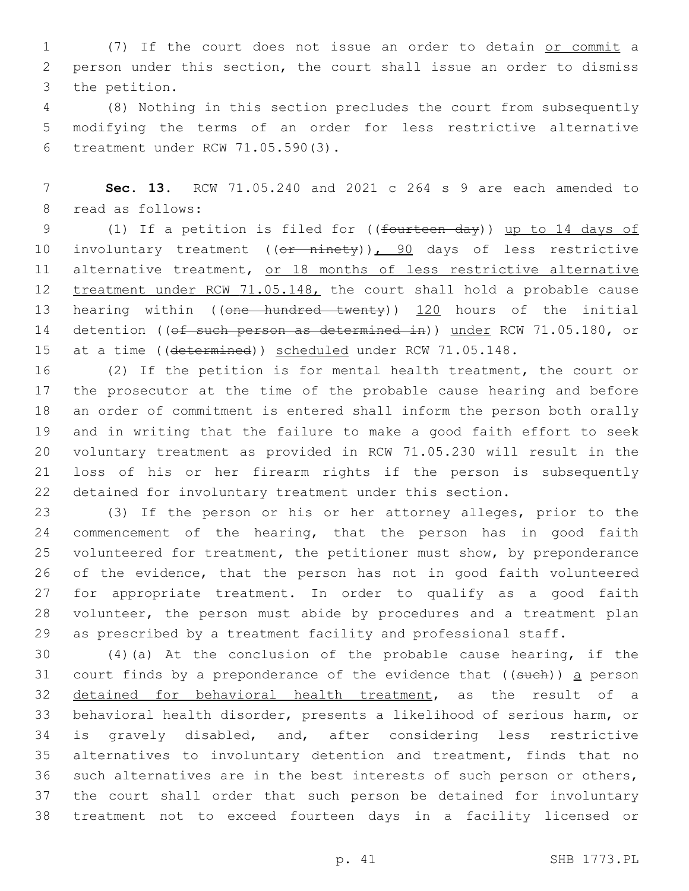(7) If the court does not issue an order to detain or commit a person under this section, the court shall issue an order to dismiss the petition.

(8) Nothing in this section precludes the court from subsequently modifying the terms of an order for less restrictive alternative treatment under RCW 71.05.590(3).

**Sec. 13.** RCW 71.05.240 and 2021 c 264 s 9 are each amended to read as follows:

(1) If a petition is filed for ((~~fourteen day~~)) up to 14 days of involuntary treatment ((~~or ninety~~)), 90 days of less restrictive alternative treatment, or 18 months of less restrictive alternative treatment under RCW 71.05.148, the court shall hold a probable cause hearing within ((~~one hundred twenty~~)) 120 hours of the initial detention ((~~of such person as determined in~~)) under RCW 71.05.180, or at a time ((~~determined~~)) scheduled under RCW 71.05.148.

(2) If the petition is for mental health treatment, the court or the prosecutor at the time of the probable cause hearing and before an order of commitment is entered shall inform the person both orally and in writing that the failure to make a good faith effort to seek voluntary treatment as provided in RCW 71.05.230 will result in the loss of his or her firearm rights if the person is subsequently detained for involuntary treatment under this section.

(3) If the person or his or her attorney alleges, prior to the commencement of the hearing, that the person has in good faith volunteered for treatment, the petitioner must show, by preponderance of the evidence, that the person has not in good faith volunteered for appropriate treatment. In order to qualify as a good faith volunteer, the person must abide by procedures and a treatment plan as prescribed by a treatment facility and professional staff.

(4)(a) At the conclusion of the probable cause hearing, if the court finds by a preponderance of the evidence that ((~~such~~)) a person detained for behavioral health treatment, as the result of a behavioral health disorder, presents a likelihood of serious harm, or is gravely disabled, and, after considering less restrictive alternatives to involuntary detention and treatment, finds that no such alternatives are in the best interests of such person or others, the court shall order that such person be detained for involuntary treatment not to exceed fourteen days in a facility licensed or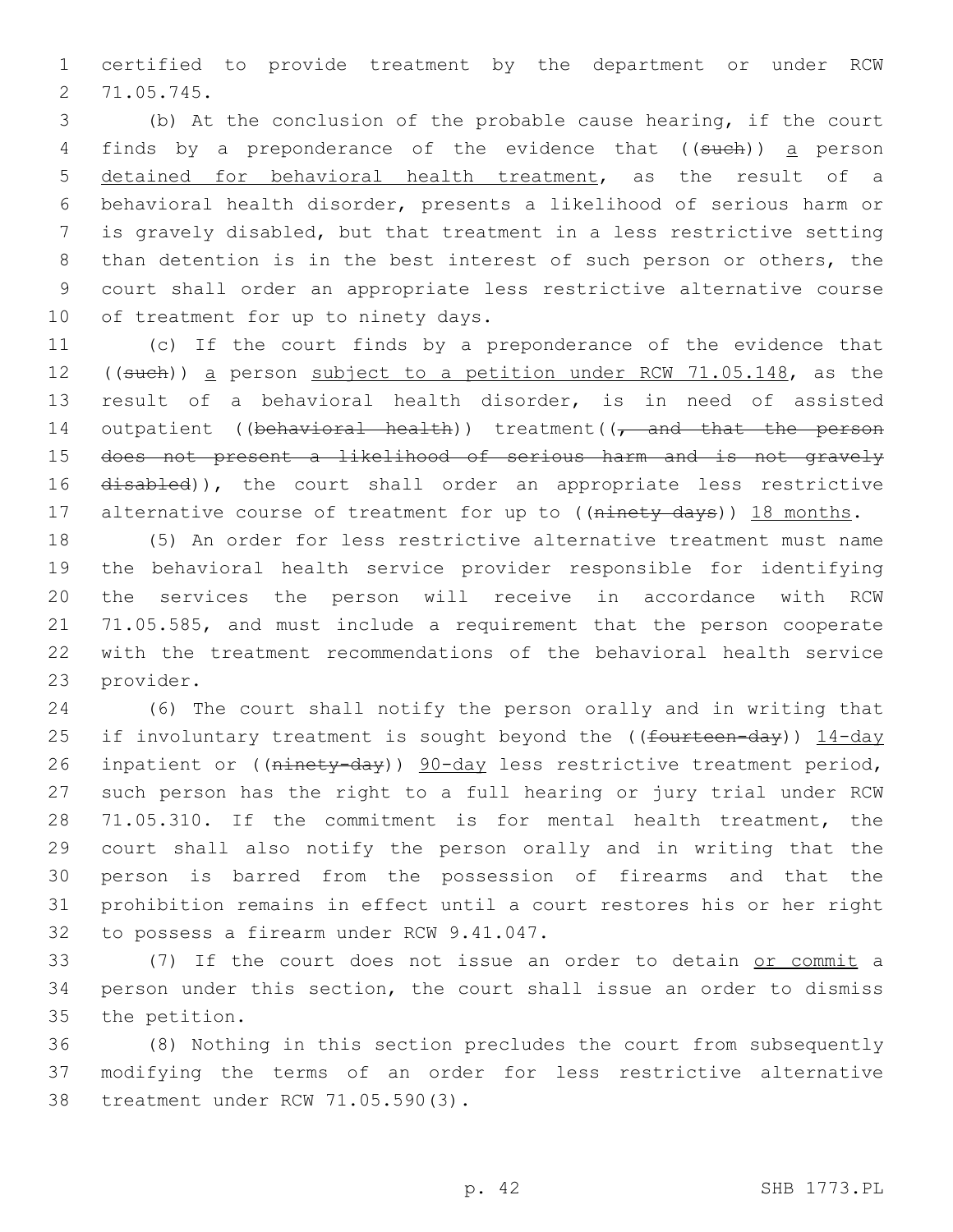certified to provide treatment by the department or under RCW 71.05.745.

(b) At the conclusion of the probable cause hearing, if the court finds by a preponderance of the evidence that ((~~such~~)) a person detained for behavioral health treatment, as the result of a behavioral health disorder, presents a likelihood of serious harm or is gravely disabled, but that treatment in a less restrictive setting than detention is in the best interest of such person or others, the court shall order an appropriate less restrictive alternative course of treatment for up to ninety days.

(c) If the court finds by a preponderance of the evidence that ((~~such~~)) a person subject to a petition under RCW 71.05.148, as the result of a behavioral health disorder, is in need of assisted outpatient ((~~behavioral health~~)) treatment((~~, and that the person does not present a likelihood of serious harm and is not gravely disabled~~)), the court shall order an appropriate less restrictive alternative course of treatment for up to ((~~ninety days~~)) 18 months.

(5) An order for less restrictive alternative treatment must name the behavioral health service provider responsible for identifying the services the person will receive in accordance with RCW 71.05.585, and must include a requirement that the person cooperate with the treatment recommendations of the behavioral health service provider.

(6) The court shall notify the person orally and in writing that if involuntary treatment is sought beyond the ((~~fourteen-day~~)) 14-day inpatient or ((~~ninety-day~~)) 90-day less restrictive treatment period, such person has the right to a full hearing or jury trial under RCW 71.05.310. If the commitment is for mental health treatment, the court shall also notify the person orally and in writing that the person is barred from the possession of firearms and that the prohibition remains in effect until a court restores his or her right to possess a firearm under RCW 9.41.047.

(7) If the court does not issue an order to detain or commit a person under this section, the court shall issue an order to dismiss the petition.

(8) Nothing in this section precludes the court from subsequently modifying the terms of an order for less restrictive alternative treatment under RCW 71.05.590(3).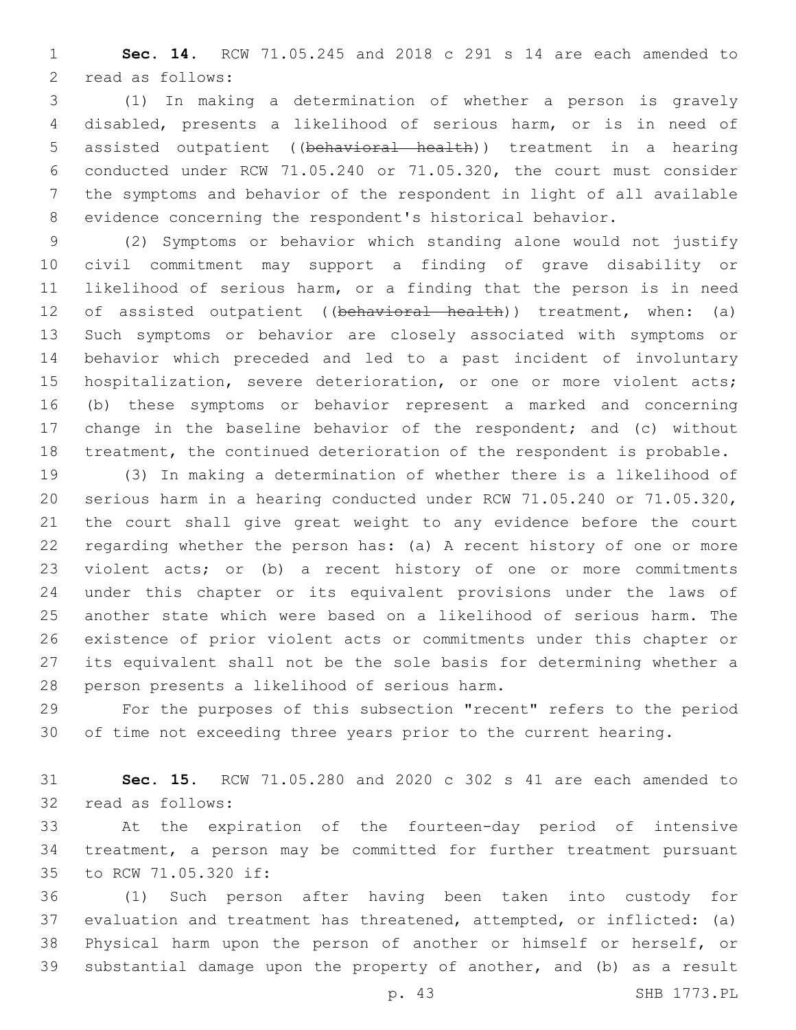**Sec. 14.** RCW 71.05.245 and 2018 c 291 s 14 are each amended to read as follows:

(1) In making a determination of whether a person is gravely disabled, presents a likelihood of serious harm, or is in need of assisted outpatient ((~~behavioral health~~)) treatment in a hearing conducted under RCW 71.05.240 or 71.05.320, the court must consider the symptoms and behavior of the respondent in light of all available evidence concerning the respondent's historical behavior.

(2) Symptoms or behavior which standing alone would not justify civil commitment may support a finding of grave disability or likelihood of serious harm, or a finding that the person is in need of assisted outpatient ((~~behavioral health~~)) treatment, when: (a) Such symptoms or behavior are closely associated with symptoms or behavior which preceded and led to a past incident of involuntary hospitalization, severe deterioration, or one or more violent acts; (b) these symptoms or behavior represent a marked and concerning change in the baseline behavior of the respondent; and (c) without treatment, the continued deterioration of the respondent is probable.

(3) In making a determination of whether there is a likelihood of serious harm in a hearing conducted under RCW 71.05.240 or 71.05.320, the court shall give great weight to any evidence before the court regarding whether the person has: (a) A recent history of one or more violent acts; or (b) a recent history of one or more commitments under this chapter or its equivalent provisions under the laws of another state which were based on a likelihood of serious harm. The existence of prior violent acts or commitments under this chapter or its equivalent shall not be the sole basis for determining whether a person presents a likelihood of serious harm.

For the purposes of this subsection "recent" refers to the period of time not exceeding three years prior to the current hearing.

**Sec. 15.** RCW 71.05.280 and 2020 c 302 s 41 are each amended to read as follows:

At the expiration of the fourteen-day period of intensive treatment, a person may be committed for further treatment pursuant to RCW 71.05.320 if:

(1) Such person after having been taken into custody for evaluation and treatment has threatened, attempted, or inflicted: (a) Physical harm upon the person of another or himself or herself, or substantial damage upon the property of another, and (b) as a result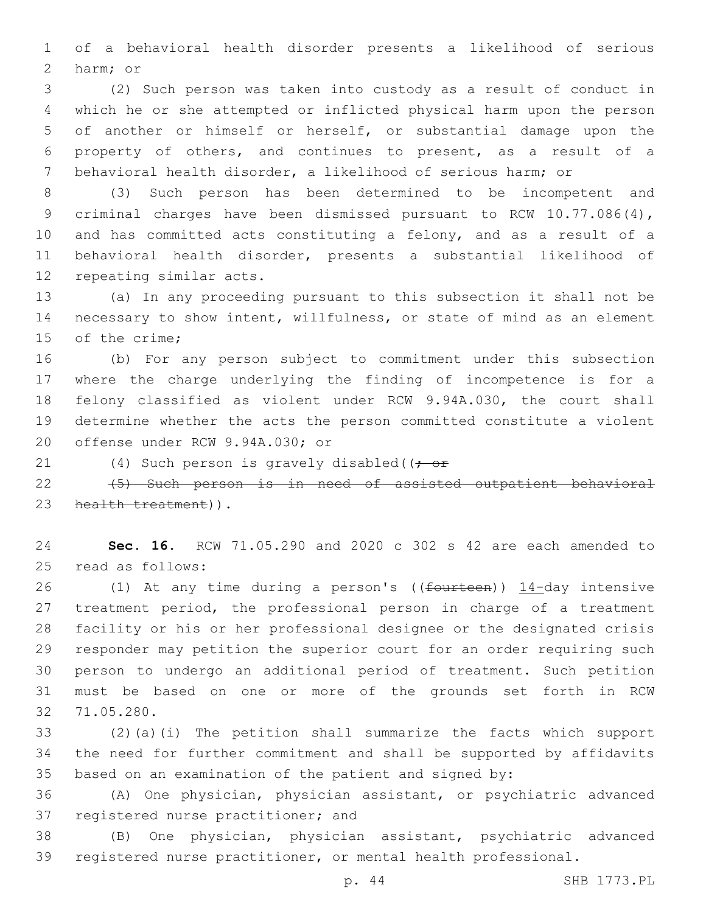of a behavioral health disorder presents a likelihood of serious harm; or

(2) Such person was taken into custody as a result of conduct in which he or she attempted or inflicted physical harm upon the person of another or himself or herself, or substantial damage upon the property of others, and continues to present, as a result of a behavioral health disorder, a likelihood of serious harm; or

(3) Such person has been determined to be incompetent and criminal charges have been dismissed pursuant to RCW 10.77.086(4), and has committed acts constituting a felony, and as a result of a behavioral health disorder, presents a substantial likelihood of repeating similar acts.

(a) In any proceeding pursuant to this subsection it shall not be necessary to show intent, willfulness, or state of mind as an element of the crime;

(b) For any person subject to commitment under this subsection where the charge underlying the finding of incompetence is for a felony classified as violent under RCW 9.94A.030, the court shall determine whether the acts the person committed constitute a violent offense under RCW 9.94A.030; or

(4) Such person is gravely disabled((~~; or~~

~~(5) Such person is in need of assisted outpatient behavioral health treatment~~)).

**Sec. 16.** RCW 71.05.290 and 2020 c 302 s 42 are each amended to read as follows:

(1) At any time during a person's ((~~fourteen~~)) 14-day intensive treatment period, the professional person in charge of a treatment facility or his or her professional designee or the designated crisis responder may petition the superior court for an order requiring such person to undergo an additional period of treatment. Such petition must be based on one or more of the grounds set forth in RCW 71.05.280.

(2)(a)(i) The petition shall summarize the facts which support the need for further commitment and shall be supported by affidavits based on an examination of the patient and signed by:

(A) One physician, physician assistant, or psychiatric advanced registered nurse practitioner; and

(B) One physician, physician assistant, psychiatric advanced registered nurse practitioner, or mental health professional.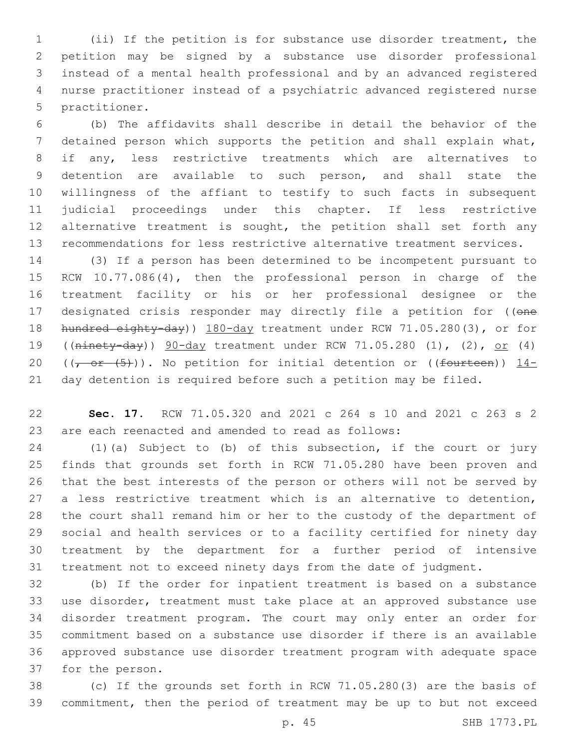(ii) If the petition is for substance use disorder treatment, the petition may be signed by a substance use disorder professional instead of a mental health professional and by an advanced registered nurse practitioner instead of a psychiatric advanced registered nurse practitioner.

(b) The affidavits shall describe in detail the behavior of the detained person which supports the petition and shall explain what, if any, less restrictive treatments which are alternatives to detention are available to such person, and shall state the willingness of the affiant to testify to such facts in subsequent judicial proceedings under this chapter. If less restrictive alternative treatment is sought, the petition shall set forth any recommendations for less restrictive alternative treatment services.

(3) If a person has been determined to be incompetent pursuant to RCW 10.77.086(4), then the professional person in charge of the treatment facility or his or her professional designee or the designated crisis responder may directly file a petition for ((~~one hundred eighty-day~~)) 180-day treatment under RCW 71.05.280(3), or for ((~~ninety-day~~)) 90-day treatment under RCW 71.05.280 (1), (2), or (4) ((~~, or (5)~~)). No petition for initial detention or ((~~fourteen~~)) 14-day detention is required before such a petition may be filed.

**Sec. 17.** RCW 71.05.320 and 2021 c 264 s 10 and 2021 c 263 s 2 are each reenacted and amended to read as follows:

(1)(a) Subject to (b) of this subsection, if the court or jury finds that grounds set forth in RCW 71.05.280 have been proven and that the best interests of the person or others will not be served by a less restrictive treatment which is an alternative to detention, the court shall remand him or her to the custody of the department of social and health services or to a facility certified for ninety day treatment by the department for a further period of intensive treatment not to exceed ninety days from the date of judgment.

(b) If the order for inpatient treatment is based on a substance use disorder, treatment must take place at an approved substance use disorder treatment program. The court may only enter an order for commitment based on a substance use disorder if there is an available approved substance use disorder treatment program with adequate space for the person.

(c) If the grounds set forth in RCW 71.05.280(3) are the basis of commitment, then the period of treatment may be up to but not exceed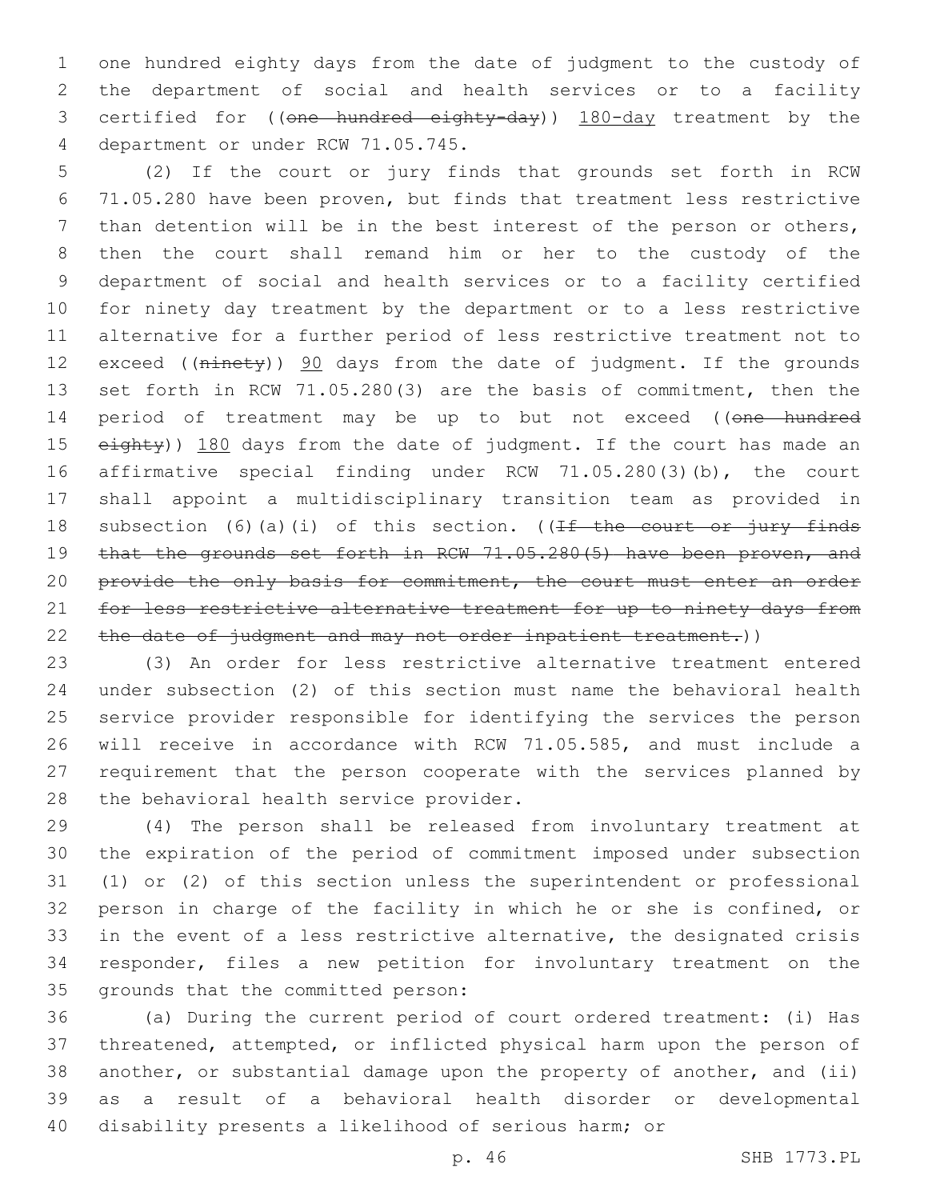one hundred eighty days from the date of judgment to the custody of the department of social and health services or to a facility certified for ((~~one hundred eighty-day~~)) 180-day treatment by the department or under RCW 71.05.745.

(2) If the court or jury finds that grounds set forth in RCW 71.05.280 have been proven, but finds that treatment less restrictive than detention will be in the best interest of the person or others, then the court shall remand him or her to the custody of the department of social and health services or to a facility certified for ninety day treatment by the department or to a less restrictive alternative for a further period of less restrictive treatment not to exceed ((~~ninety~~)) 90 days from the date of judgment. If the grounds set forth in RCW 71.05.280(3) are the basis of commitment, then the period of treatment may be up to but not exceed ((~~one hundred eighty~~)) 180 days from the date of judgment. If the court has made an affirmative special finding under RCW 71.05.280(3)(b), the court shall appoint a multidisciplinary transition team as provided in subsection (6)(a)(i) of this section. ((~~If the court or jury finds that the grounds set forth in RCW 71.05.280(5) have been proven, and provide the only basis for commitment, the court must enter an order for less restrictive alternative treatment for up to ninety days from the date of judgment and may not order inpatient treatment.~~))

(3) An order for less restrictive alternative treatment entered under subsection (2) of this section must name the behavioral health service provider responsible for identifying the services the person will receive in accordance with RCW 71.05.585, and must include a requirement that the person cooperate with the services planned by the behavioral health service provider.

(4) The person shall be released from involuntary treatment at the expiration of the period of commitment imposed under subsection (1) or (2) of this section unless the superintendent or professional person in charge of the facility in which he or she is confined, or in the event of a less restrictive alternative, the designated crisis responder, files a new petition for involuntary treatment on the grounds that the committed person:

(a) During the current period of court ordered treatment: (i) Has threatened, attempted, or inflicted physical harm upon the person of another, or substantial damage upon the property of another, and (ii) as a result of a behavioral health disorder or developmental disability presents a likelihood of serious harm; or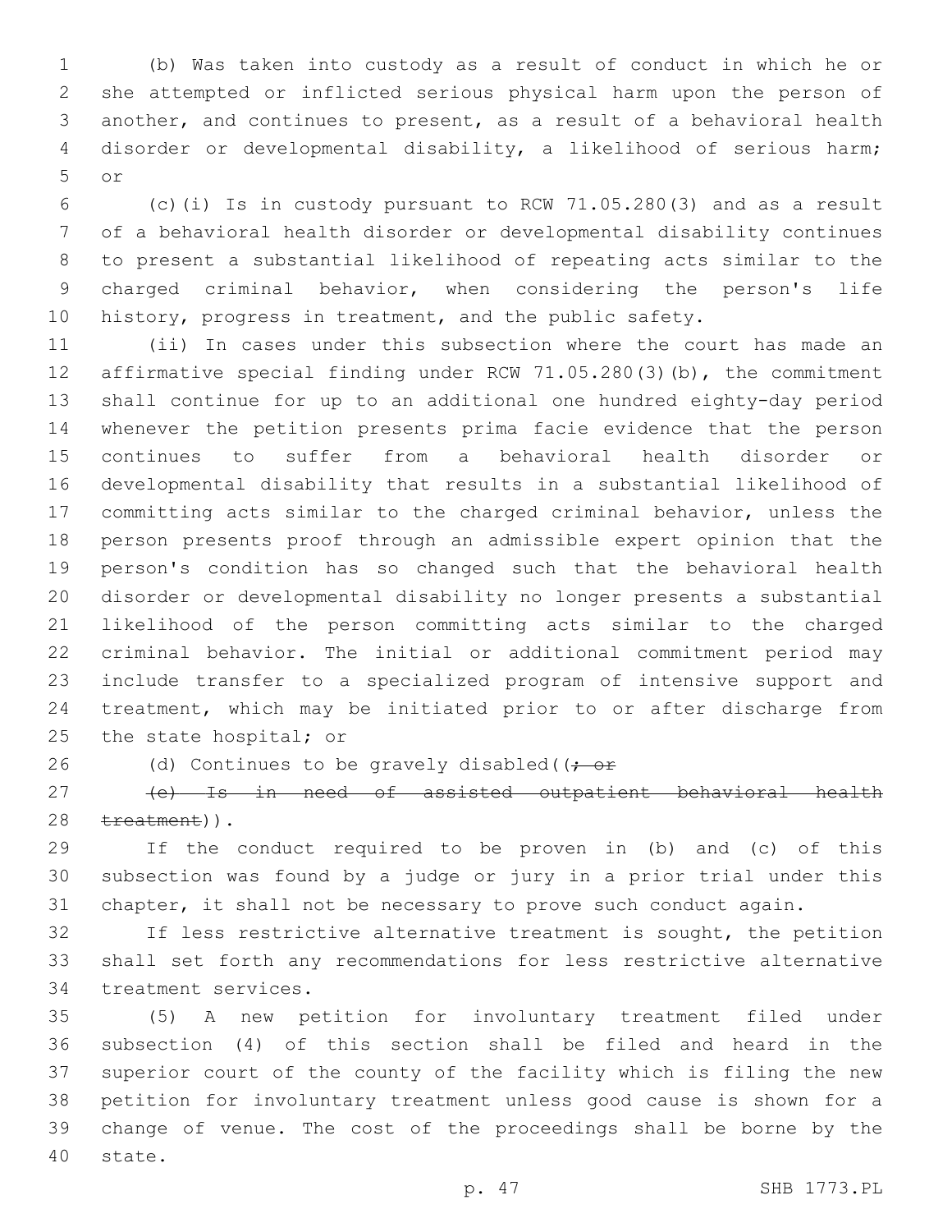(b) Was taken into custody as a result of conduct in which he or she attempted or inflicted serious physical harm upon the person of another, and continues to present, as a result of a behavioral health disorder or developmental disability, a likelihood of serious harm; or

(c)(i) Is in custody pursuant to RCW 71.05.280(3) and as a result of a behavioral health disorder or developmental disability continues to present a substantial likelihood of repeating acts similar to the charged criminal behavior, when considering the person's life history, progress in treatment, and the public safety.

(ii) In cases under this subsection where the court has made an affirmative special finding under RCW 71.05.280(3)(b), the commitment shall continue for up to an additional one hundred eighty-day period whenever the petition presents prima facie evidence that the person continues to suffer from a behavioral health disorder or developmental disability that results in a substantial likelihood of committing acts similar to the charged criminal behavior, unless the person presents proof through an admissible expert opinion that the person's condition has so changed such that the behavioral health disorder or developmental disability no longer presents a substantial likelihood of the person committing acts similar to the charged criminal behavior. The initial or additional commitment period may include transfer to a specialized program of intensive support and treatment, which may be initiated prior to or after discharge from the state hospital; or

(d) Continues to be gravely disabled((~~; or~~

~~(e) Is in need of assisted outpatient behavioral health treatment~~)).

If the conduct required to be proven in (b) and (c) of this subsection was found by a judge or jury in a prior trial under this chapter, it shall not be necessary to prove such conduct again.

If less restrictive alternative treatment is sought, the petition shall set forth any recommendations for less restrictive alternative treatment services.

(5) A new petition for involuntary treatment filed under subsection (4) of this section shall be filed and heard in the superior court of the county of the facility which is filing the new petition for involuntary treatment unless good cause is shown for a change of venue. The cost of the proceedings shall be borne by the state.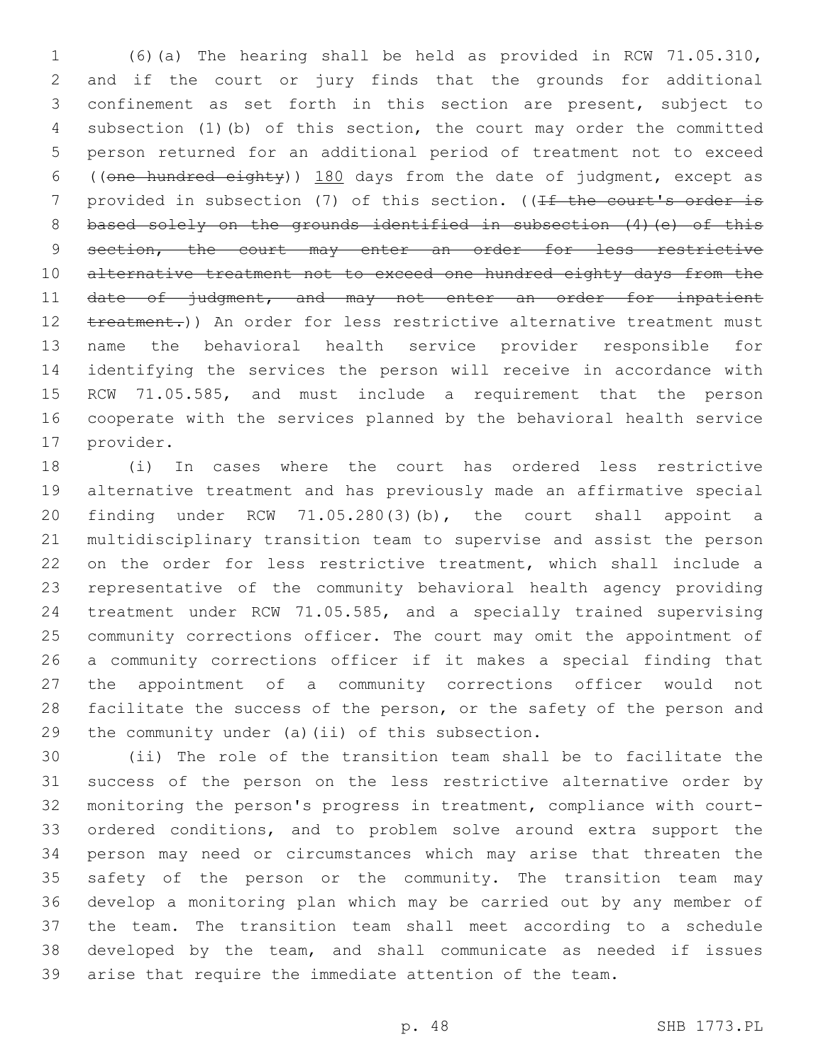(6)(a) The hearing shall be held as provided in RCW 71.05.310, and if the court or jury finds that the grounds for additional confinement as set forth in this section are present, subject to subsection (1)(b) of this section, the court may order the committed person returned for an additional period of treatment not to exceed ((~~one hundred eighty~~)) <u>180</u> days from the date of judgment, except as provided in subsection (7) of this section. ((~~If the court's order is based solely on the grounds identified in subsection (4)(e) of this section, the court may enter an order for less restrictive alternative treatment not to exceed one hundred eighty days from the date of judgment, and may not enter an order for inpatient treatment.~~)) An order for less restrictive alternative treatment must name the behavioral health service provider responsible for identifying the services the person will receive in accordance with RCW 71.05.585, and must include a requirement that the person cooperate with the services planned by the behavioral health service provider.

(i) In cases where the court has ordered less restrictive alternative treatment and has previously made an affirmative special finding under RCW 71.05.280(3)(b), the court shall appoint a multidisciplinary transition team to supervise and assist the person on the order for less restrictive treatment, which shall include a representative of the community behavioral health agency providing treatment under RCW 71.05.585, and a specially trained supervising community corrections officer. The court may omit the appointment of a community corrections officer if it makes a special finding that the appointment of a community corrections officer would not facilitate the success of the person, or the safety of the person and the community under (a)(ii) of this subsection.

(ii) The role of the transition team shall be to facilitate the success of the person on the less restrictive alternative order by monitoring the person's progress in treatment, compliance with court-ordered conditions, and to problem solve around extra support the person may need or circumstances which may arise that threaten the safety of the person or the community. The transition team may develop a monitoring plan which may be carried out by any member of the team. The transition team shall meet according to a schedule developed by the team, and shall communicate as needed if issues arise that require the immediate attention of the team.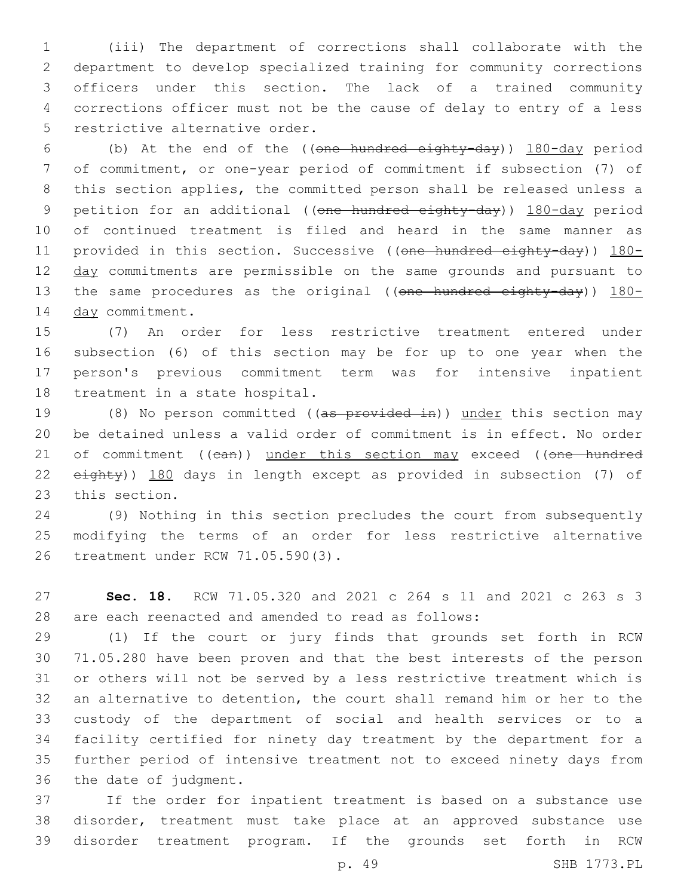(iii) The department of corrections shall collaborate with the department to develop specialized training for community corrections officers under this section. The lack of a trained community corrections officer must not be the cause of delay to entry of a less restrictive alternative order.

(b) At the end of the ((~~one hundred eighty-day~~)) 180-day period of commitment, or one-year period of commitment if subsection (7) of this section applies, the committed person shall be released unless a petition for an additional ((~~one hundred eighty-day~~)) 180-day period of continued treatment is filed and heard in the same manner as provided in this section. Successive ((~~one hundred eighty-day~~)) 180-day commitments are permissible on the same grounds and pursuant to the same procedures as the original ((~~one hundred eighty-day~~)) 180-day commitment.

(7) An order for less restrictive treatment entered under subsection (6) of this section may be for up to one year when the person's previous commitment term was for intensive inpatient treatment in a state hospital.

(8) No person committed ((~~as provided in~~)) under this section may be detained unless a valid order of commitment is in effect. No order of commitment ((~~can~~)) under this section may exceed ((~~one hundred eighty~~)) 180 days in length except as provided in subsection (7) of this section.

(9) Nothing in this section precludes the court from subsequently modifying the terms of an order for less restrictive alternative treatment under RCW 71.05.590(3).

**Sec. 18.** RCW 71.05.320 and 2021 c 264 s 11 and 2021 c 263 s 3 are each reenacted and amended to read as follows:

(1) If the court or jury finds that grounds set forth in RCW 71.05.280 have been proven and that the best interests of the person or others will not be served by a less restrictive treatment which is an alternative to detention, the court shall remand him or her to the custody of the department of social and health services or to a facility certified for ninety day treatment by the department for a further period of intensive treatment not to exceed ninety days from the date of judgment.

If the order for inpatient treatment is based on a substance use disorder, treatment must take place at an approved substance use disorder treatment program. If the grounds set forth in RCW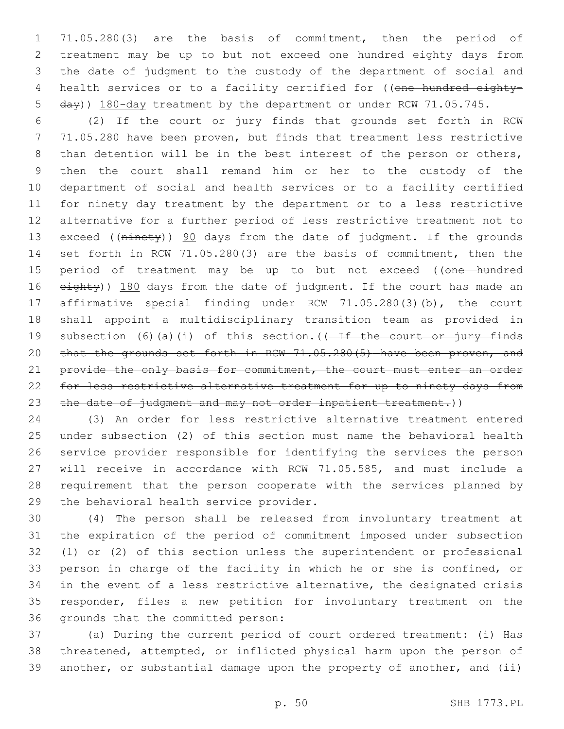71.05.280(3) are the basis of commitment, then the period of treatment may be up to but not exceed one hundred eighty days from the date of judgment to the custody of the department of social and health services or to a facility certified for ((~~one hundred eighty-day~~)) <u>180-day</u> treatment by the department or under RCW 71.05.745.

(2) If the court or jury finds that grounds set forth in RCW 71.05.280 have been proven, but finds that treatment less restrictive than detention will be in the best interest of the person or others, then the court shall remand him or her to the custody of the department of social and health services or to a facility certified for ninety day treatment by the department or to a less restrictive alternative for a further period of less restrictive treatment not to exceed ((~~ninety~~)) <u>90</u> days from the date of judgment. If the grounds set forth in RCW 71.05.280(3) are the basis of commitment, then the period of treatment may be up to but not exceed ((~~one hundred eighty~~)) <u>180</u> days from the date of judgment. If the court has made an affirmative special finding under RCW 71.05.280(3)(b), the court shall appoint a multidisciplinary transition team as provided in subsection (6)(a)(i) of this section.((~~ If the court or jury finds that the grounds set forth in RCW 71.05.280(5) have been proven, and provide the only basis for commitment, the court must enter an order for less restrictive alternative treatment for up to ninety days from the date of judgment and may not order inpatient treatment.~~))

(3) An order for less restrictive alternative treatment entered under subsection (2) of this section must name the behavioral health service provider responsible for identifying the services the person will receive in accordance with RCW 71.05.585, and must include a requirement that the person cooperate with the services planned by the behavioral health service provider.

(4) The person shall be released from involuntary treatment at the expiration of the period of commitment imposed under subsection (1) or (2) of this section unless the superintendent or professional person in charge of the facility in which he or she is confined, or in the event of a less restrictive alternative, the designated crisis responder, files a new petition for involuntary treatment on the grounds that the committed person:

(a) During the current period of court ordered treatment: (i) Has threatened, attempted, or inflicted physical harm upon the person of another, or substantial damage upon the property of another, and (ii)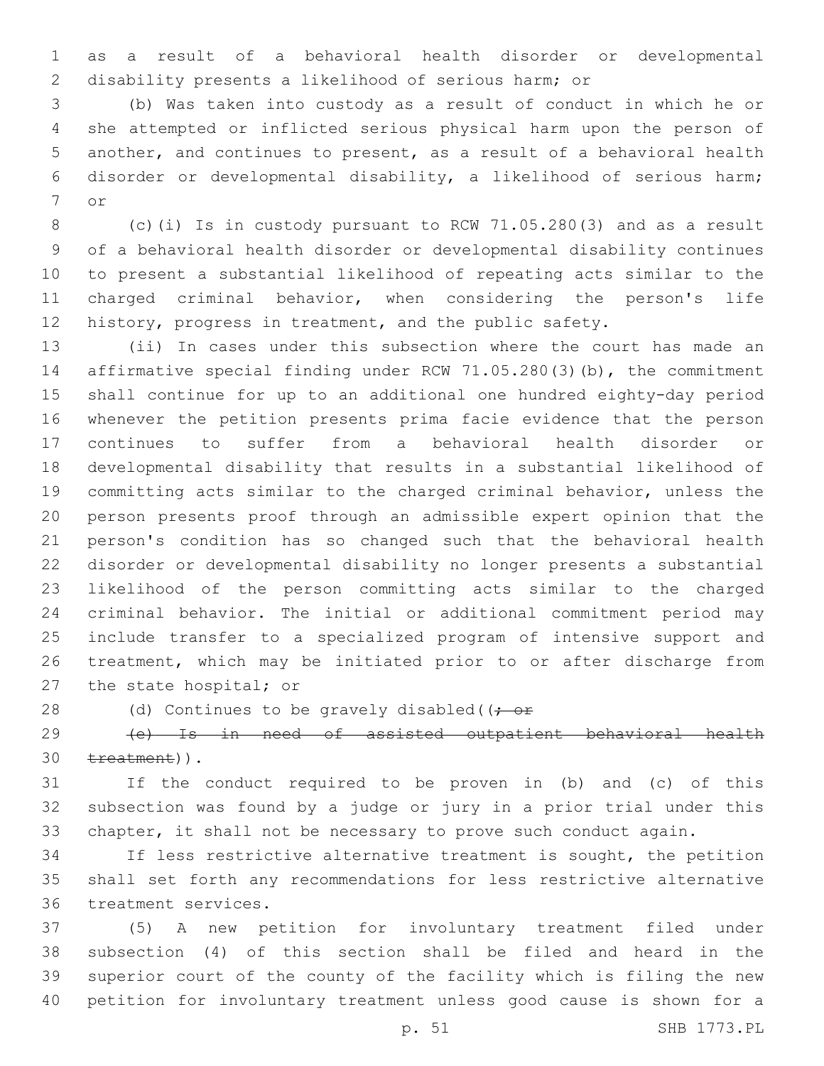as a result of a behavioral health disorder or developmental disability presents a likelihood of serious harm; or

(b) Was taken into custody as a result of conduct in which he or she attempted or inflicted serious physical harm upon the person of another, and continues to present, as a result of a behavioral health disorder or developmental disability, a likelihood of serious harm; or

(c)(i) Is in custody pursuant to RCW 71.05.280(3) and as a result of a behavioral health disorder or developmental disability continues to present a substantial likelihood of repeating acts similar to the charged criminal behavior, when considering the person's life history, progress in treatment, and the public safety.

(ii) In cases under this subsection where the court has made an affirmative special finding under RCW 71.05.280(3)(b), the commitment shall continue for up to an additional one hundred eighty-day period whenever the petition presents prima facie evidence that the person continues to suffer from a behavioral health disorder or developmental disability that results in a substantial likelihood of committing acts similar to the charged criminal behavior, unless the person presents proof through an admissible expert opinion that the person's condition has so changed such that the behavioral health disorder or developmental disability no longer presents a substantial likelihood of the person committing acts similar to the charged criminal behavior. The initial or additional commitment period may include transfer to a specialized program of intensive support and treatment, which may be initiated prior to or after discharge from the state hospital; or

(d) Continues to be gravely disabled((~~; or~~

~~(e) Is in need of assisted outpatient behavioral health treatment~~)).

If the conduct required to be proven in (b) and (c) of this subsection was found by a judge or jury in a prior trial under this chapter, it shall not be necessary to prove such conduct again.

If less restrictive alternative treatment is sought, the petition shall set forth any recommendations for less restrictive alternative treatment services.

(5) A new petition for involuntary treatment filed under subsection (4) of this section shall be filed and heard in the superior court of the county of the facility which is filing the new petition for involuntary treatment unless good cause is shown for a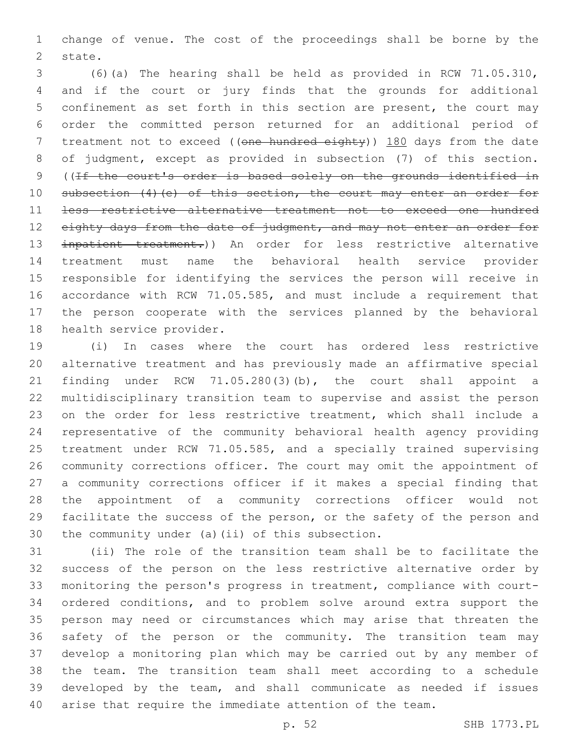change of venue. The cost of the proceedings shall be borne by the state.

(6)(a) The hearing shall be held as provided in RCW 71.05.310, and if the court or jury finds that the grounds for additional confinement as set forth in this section are present, the court may order the committed person returned for an additional period of treatment not to exceed ((~~one hundred eighty~~)) 180 days from the date of judgment, except as provided in subsection (7) of this section. ((~~If the court's order is based solely on the grounds identified in subsection (4)(e) of this section, the court may enter an order for less restrictive alternative treatment not to exceed one hundred eighty days from the date of judgment, and may not enter an order for inpatient treatment.~~)) An order for less restrictive alternative treatment must name the behavioral health service provider responsible for identifying the services the person will receive in accordance with RCW 71.05.585, and must include a requirement that the person cooperate with the services planned by the behavioral health service provider.

(i) In cases where the court has ordered less restrictive alternative treatment and has previously made an affirmative special finding under RCW 71.05.280(3)(b), the court shall appoint a multidisciplinary transition team to supervise and assist the person on the order for less restrictive treatment, which shall include a representative of the community behavioral health agency providing treatment under RCW 71.05.585, and a specially trained supervising community corrections officer. The court may omit the appointment of a community corrections officer if it makes a special finding that the appointment of a community corrections officer would not facilitate the success of the person, or the safety of the person and the community under (a)(ii) of this subsection.

(ii) The role of the transition team shall be to facilitate the success of the person on the less restrictive alternative order by monitoring the person's progress in treatment, compliance with court-ordered conditions, and to problem solve around extra support the person may need or circumstances which may arise that threaten the safety of the person or the community. The transition team may develop a monitoring plan which may be carried out by any member of the team. The transition team shall meet according to a schedule developed by the team, and shall communicate as needed if issues arise that require the immediate attention of the team.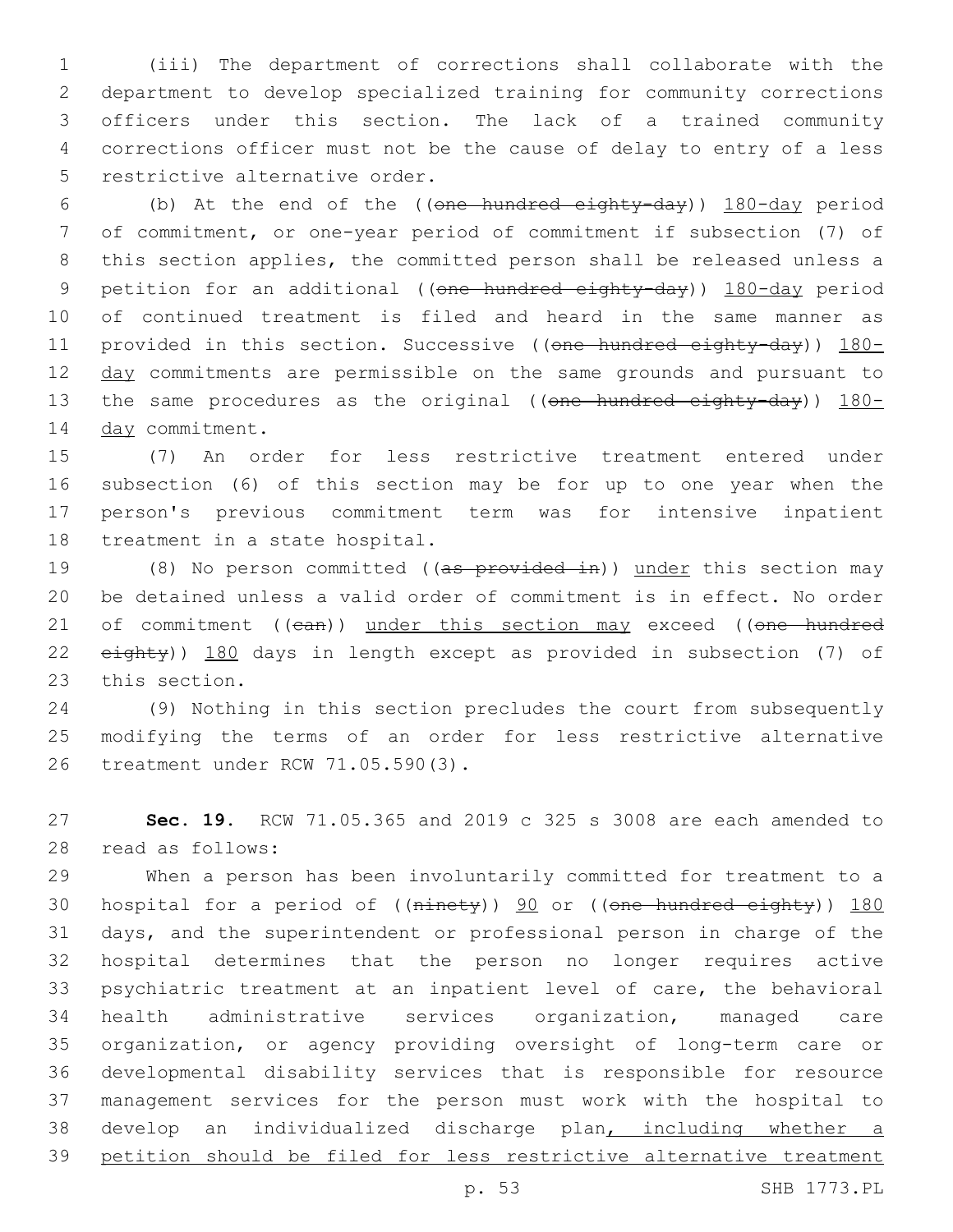(iii) The department of corrections shall collaborate with the department to develop specialized training for community corrections officers under this section. The lack of a trained community corrections officer must not be the cause of delay to entry of a less restrictive alternative order.

(b) At the end of the ((~~one hundred eighty-day~~)) <u>180-day</u> period of commitment, or one-year period of commitment if subsection (7) of this section applies, the committed person shall be released unless a petition for an additional ((~~one hundred eighty-day~~)) <u>180-day</u> period of continued treatment is filed and heard in the same manner as provided in this section. Successive ((~~one hundred eighty-day~~)) <u>180-day</u> commitments are permissible on the same grounds and pursuant to the same procedures as the original ((~~one hundred eighty-day~~)) <u>180-day</u> commitment.

(7) An order for less restrictive treatment entered under subsection (6) of this section may be for up to one year when the person's previous commitment term was for intensive inpatient treatment in a state hospital.

(8) No person committed ((~~as provided in~~)) <u>under</u> this section may be detained unless a valid order of commitment is in effect. No order of commitment ((~~can~~)) <u>under this section may</u> exceed ((~~one hundred eighty~~)) <u>180</u> days in length except as provided in subsection (7) of this section.

(9) Nothing in this section precludes the court from subsequently modifying the terms of an order for less restrictive alternative treatment under RCW 71.05.590(3).

**Sec. 19.** RCW 71.05.365 and 2019 c 325 s 3008 are each amended to read as follows:

When a person has been involuntarily committed for treatment to a hospital for a period of ((~~ninety~~)) <u>90</u> or ((~~one hundred eighty~~)) <u>180</u> days, and the superintendent or professional person in charge of the hospital determines that the person no longer requires active psychiatric treatment at an inpatient level of care, the behavioral health administrative services organization, managed care organization, or agency providing oversight of long-term care or developmental disability services that is responsible for resource management services for the person must work with the hospital to develop an individualized discharge plan<u>, including whether a petition should be filed for less restrictive alternative treatment</u>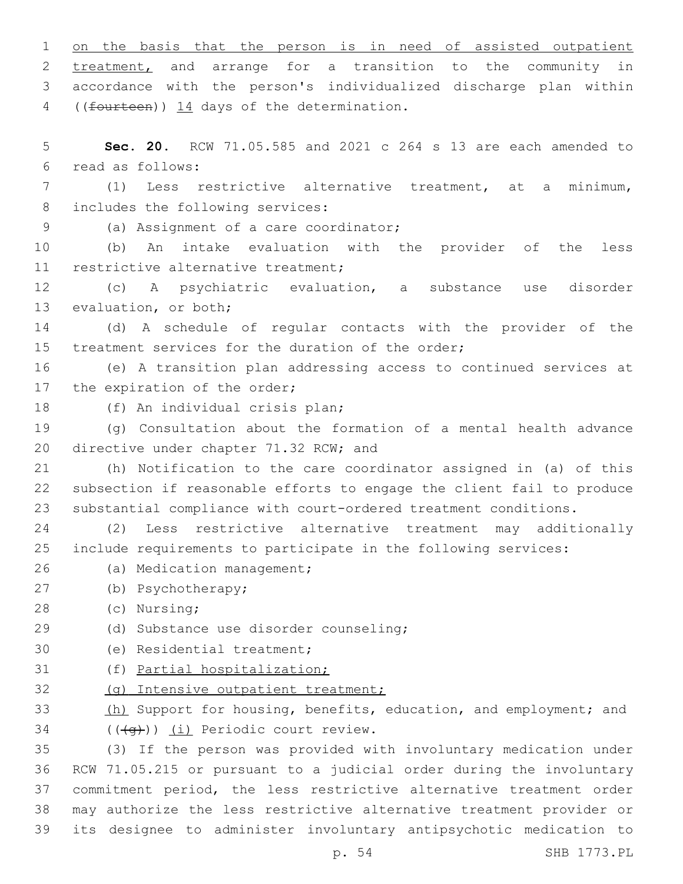on the basis that the person is in need of assisted outpatient treatment, and arrange for a transition to the community in accordance with the person's individualized discharge plan within ((fourteen)) 14 days of the determination.

**Sec. 20.** RCW 71.05.585 and 2021 c 264 s 13 are each amended to read as follows:

(1) Less restrictive alternative treatment, at a minimum, includes the following services:

(a) Assignment of a care coordinator;

(b) An intake evaluation with the provider of the less restrictive alternative treatment;

(c) A psychiatric evaluation, a substance use disorder evaluation, or both;

(d) A schedule of regular contacts with the provider of the treatment services for the duration of the order;

(e) A transition plan addressing access to continued services at the expiration of the order;

(f) An individual crisis plan;

(g) Consultation about the formation of a mental health advance directive under chapter 71.32 RCW; and

(h) Notification to the care coordinator assigned in (a) of this subsection if reasonable efforts to engage the client fail to produce substantial compliance with court-ordered treatment conditions.

(2) Less restrictive alternative treatment may additionally include requirements to participate in the following services:

(a) Medication management;

(b) Psychotherapy;

(c) Nursing;

(d) Substance use disorder counseling;

(e) Residential treatment;

(f) Partial hospitalization;

(g) Intensive outpatient treatment;

(h) Support for housing, benefits, education, and employment; and

(((g))) (i) Periodic court review.

(3) If the person was provided with involuntary medication under RCW 71.05.215 or pursuant to a judicial order during the involuntary commitment period, the less restrictive alternative treatment order may authorize the less restrictive alternative treatment provider or its designee to administer involuntary antipsychotic medication to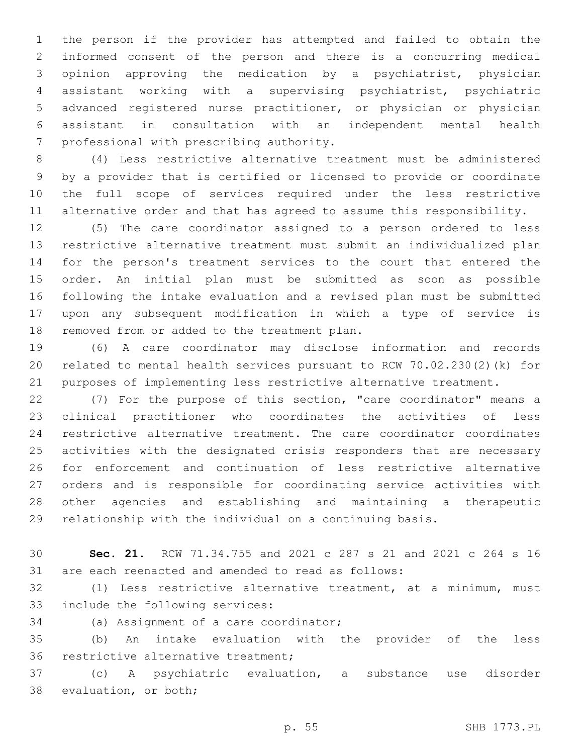the person if the provider has attempted and failed to obtain the informed consent of the person and there is a concurring medical opinion approving the medication by a psychiatrist, physician assistant working with a supervising psychiatrist, psychiatric advanced registered nurse practitioner, or physician or physician assistant in consultation with an independent mental health professional with prescribing authority.

(4) Less restrictive alternative treatment must be administered by a provider that is certified or licensed to provide or coordinate the full scope of services required under the less restrictive alternative order and that has agreed to assume this responsibility.

(5) The care coordinator assigned to a person ordered to less restrictive alternative treatment must submit an individualized plan for the person's treatment services to the court that entered the order. An initial plan must be submitted as soon as possible following the intake evaluation and a revised plan must be submitted upon any subsequent modification in which a type of service is removed from or added to the treatment plan.

(6) A care coordinator may disclose information and records related to mental health services pursuant to RCW 70.02.230(2)(k) for purposes of implementing less restrictive alternative treatment.

(7) For the purpose of this section, "care coordinator" means a clinical practitioner who coordinates the activities of less restrictive alternative treatment. The care coordinator coordinates activities with the designated crisis responders that are necessary for enforcement and continuation of less restrictive alternative orders and is responsible for coordinating service activities with other agencies and establishing and maintaining a therapeutic relationship with the individual on a continuing basis.

**Sec. 21.** RCW 71.34.755 and 2021 c 287 s 21 and 2021 c 264 s 16 are each reenacted and amended to read as follows:

(1) Less restrictive alternative treatment, at a minimum, must include the following services:

(a) Assignment of a care coordinator;

(b) An intake evaluation with the provider of the less restrictive alternative treatment;

(c) A psychiatric evaluation, a substance use disorder evaluation, or both;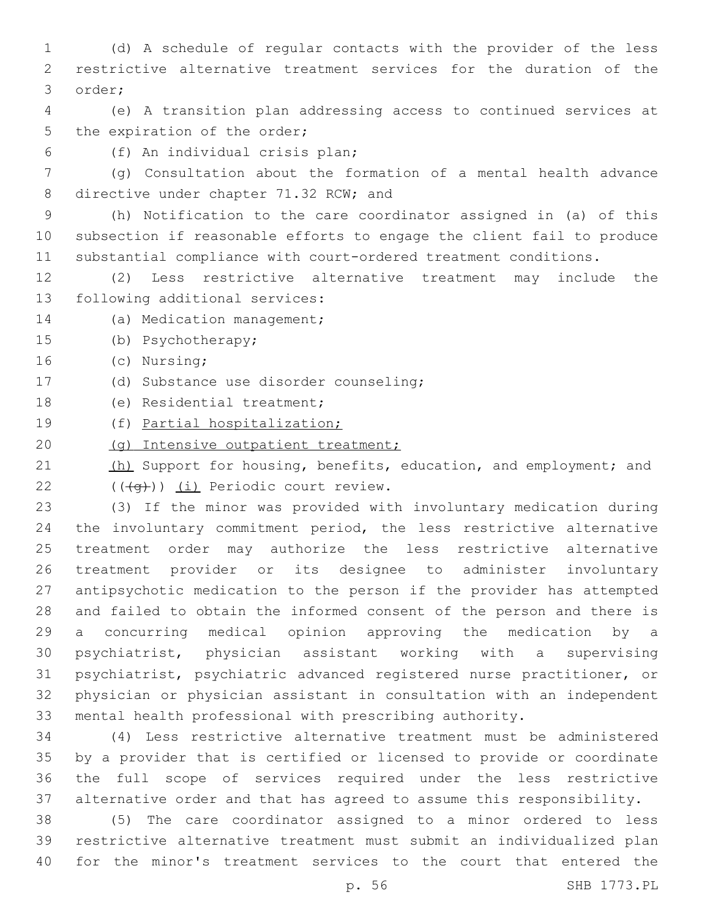(d) A schedule of regular contacts with the provider of the less restrictive alternative treatment services for the duration of the order;

(e) A transition plan addressing access to continued services at the expiration of the order;

(f) An individual crisis plan;

(g) Consultation about the formation of a mental health advance directive under chapter 71.32 RCW; and

(h) Notification to the care coordinator assigned in (a) of this subsection if reasonable efforts to engage the client fail to produce substantial compliance with court-ordered treatment conditions.

(2) Less restrictive alternative treatment may include the following additional services:

(a) Medication management;

(b) Psychotherapy;

(c) Nursing;

(d) Substance use disorder counseling;

(e) Residential treatment;

(f) Partial hospitalization;

(g) Intensive outpatient treatment;

(h) Support for housing, benefits, education, and employment; and

(((g))) (i) Periodic court review.

(3) If the minor was provided with involuntary medication during the involuntary commitment period, the less restrictive alternative treatment order may authorize the less restrictive alternative treatment provider or its designee to administer involuntary antipsychotic medication to the person if the provider has attempted and failed to obtain the informed consent of the person and there is a concurring medical opinion approving the medication by a psychiatrist, physician assistant working with a supervising psychiatrist, psychiatric advanced registered nurse practitioner, or physician or physician assistant in consultation with an independent mental health professional with prescribing authority.

(4) Less restrictive alternative treatment must be administered by a provider that is certified or licensed to provide or coordinate the full scope of services required under the less restrictive alternative order and that has agreed to assume this responsibility.

(5) The care coordinator assigned to a minor ordered to less restrictive alternative treatment must submit an individualized plan for the minor's treatment services to the court that entered the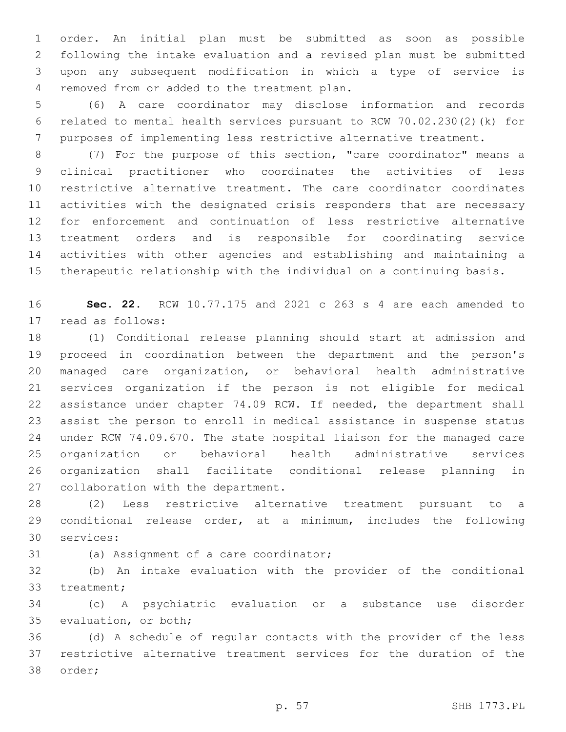order. An initial plan must be submitted as soon as possible following the intake evaluation and a revised plan must be submitted upon any subsequent modification in which a type of service is removed from or added to the treatment plan.

(6) A care coordinator may disclose information and records related to mental health services pursuant to RCW 70.02.230(2)(k) for purposes of implementing less restrictive alternative treatment.

(7) For the purpose of this section, "care coordinator" means a clinical practitioner who coordinates the activities of less restrictive alternative treatment. The care coordinator coordinates activities with the designated crisis responders that are necessary for enforcement and continuation of less restrictive alternative treatment orders and is responsible for coordinating service activities with other agencies and establishing and maintaining a therapeutic relationship with the individual on a continuing basis.

**Sec. 22.** RCW 10.77.175 and 2021 c 263 s 4 are each amended to read as follows:

(1) Conditional release planning should start at admission and proceed in coordination between the department and the person's managed care organization, or behavioral health administrative services organization if the person is not eligible for medical assistance under chapter 74.09 RCW. If needed, the department shall assist the person to enroll in medical assistance in suspense status under RCW 74.09.670. The state hospital liaison for the managed care organization or behavioral health administrative services organization shall facilitate conditional release planning in collaboration with the department.

(2) Less restrictive alternative treatment pursuant to a conditional release order, at a minimum, includes the following services:

(a) Assignment of a care coordinator;

(b) An intake evaluation with the provider of the conditional treatment;

(c) A psychiatric evaluation or a substance use disorder evaluation, or both;

(d) A schedule of regular contacts with the provider of the less restrictive alternative treatment services for the duration of the order;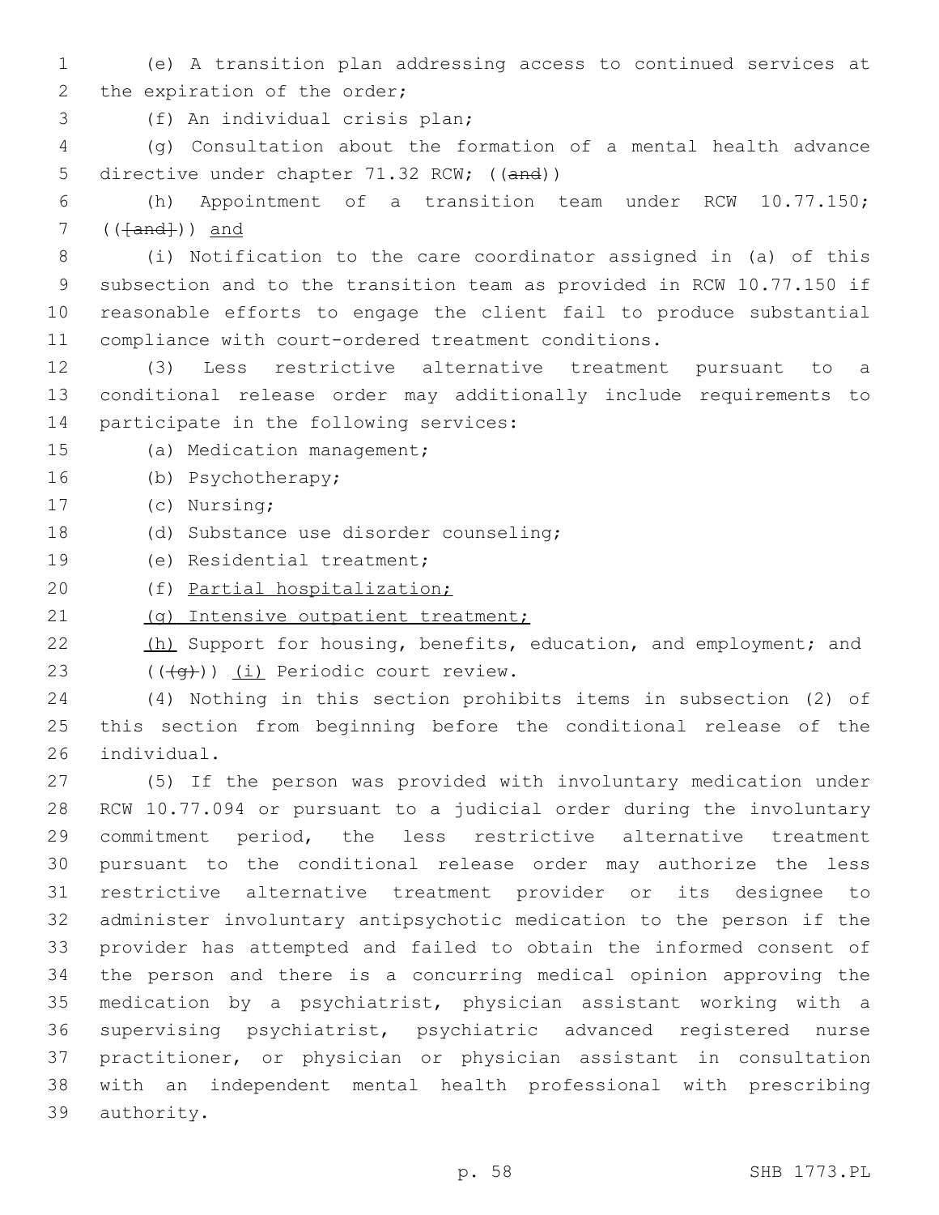(e) A transition plan addressing access to continued services at the expiration of the order;

(f) An individual crisis plan;

(g) Consultation about the formation of a mental health advance directive under chapter 71.32 RCW; ((and))

(h) Appointment of a transition team under RCW 10.77.150; (([and])) and

(i) Notification to the care coordinator assigned in (a) of this subsection and to the transition team as provided in RCW 10.77.150 if reasonable efforts to engage the client fail to produce substantial compliance with court-ordered treatment conditions.

(3) Less restrictive alternative treatment pursuant to a conditional release order may additionally include requirements to participate in the following services:

(a) Medication management;

(b) Psychotherapy;

(c) Nursing;

(d) Substance use disorder counseling;

(e) Residential treatment;

(f) Partial hospitalization;

(g) Intensive outpatient treatment;

(h) Support for housing, benefits, education, and employment; and

(((g))) (i) Periodic court review.

(4) Nothing in this section prohibits items in subsection (2) of this section from beginning before the conditional release of the individual.

(5) If the person was provided with involuntary medication under RCW 10.77.094 or pursuant to a judicial order during the involuntary commitment period, the less restrictive alternative treatment pursuant to the conditional release order may authorize the less restrictive alternative treatment provider or its designee to administer involuntary antipsychotic medication to the person if the provider has attempted and failed to obtain the informed consent of the person and there is a concurring medical opinion approving the medication by a psychiatrist, physician assistant working with a supervising psychiatrist, psychiatric advanced registered nurse practitioner, or physician or physician assistant in consultation with an independent mental health professional with prescribing authority.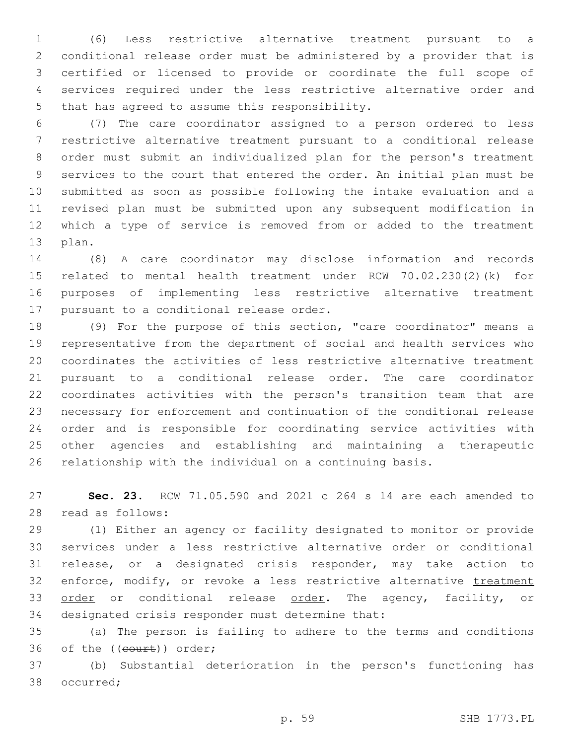(6) Less restrictive alternative treatment pursuant to a conditional release order must be administered by a provider that is certified or licensed to provide or coordinate the full scope of services required under the less restrictive alternative order and that has agreed to assume this responsibility.

(7) The care coordinator assigned to a person ordered to less restrictive alternative treatment pursuant to a conditional release order must submit an individualized plan for the person's treatment services to the court that entered the order. An initial plan must be submitted as soon as possible following the intake evaluation and a revised plan must be submitted upon any subsequent modification in which a type of service is removed from or added to the treatment plan.

(8) A care coordinator may disclose information and records related to mental health treatment under RCW 70.02.230(2)(k) for purposes of implementing less restrictive alternative treatment pursuant to a conditional release order.

(9) For the purpose of this section, "care coordinator" means a representative from the department of social and health services who coordinates the activities of less restrictive alternative treatment pursuant to a conditional release order. The care coordinator coordinates activities with the person's transition team that are necessary for enforcement and continuation of the conditional release order and is responsible for coordinating service activities with other agencies and establishing and maintaining a therapeutic relationship with the individual on a continuing basis.

**Sec. 23.** RCW 71.05.590 and 2021 c 264 s 14 are each amended to read as follows:

(1) Either an agency or facility designated to monitor or provide services under a less restrictive alternative order or conditional release, or a designated crisis responder, may take action to enforce, modify, or revoke a less restrictive alternative <u>treatment order</u> or conditional release <u>order</u>. The agency, facility, or designated crisis responder must determine that:

(a) The person is failing to adhere to the terms and conditions of the ((~~court~~)) order;

(b) Substantial deterioration in the person's functioning has occurred;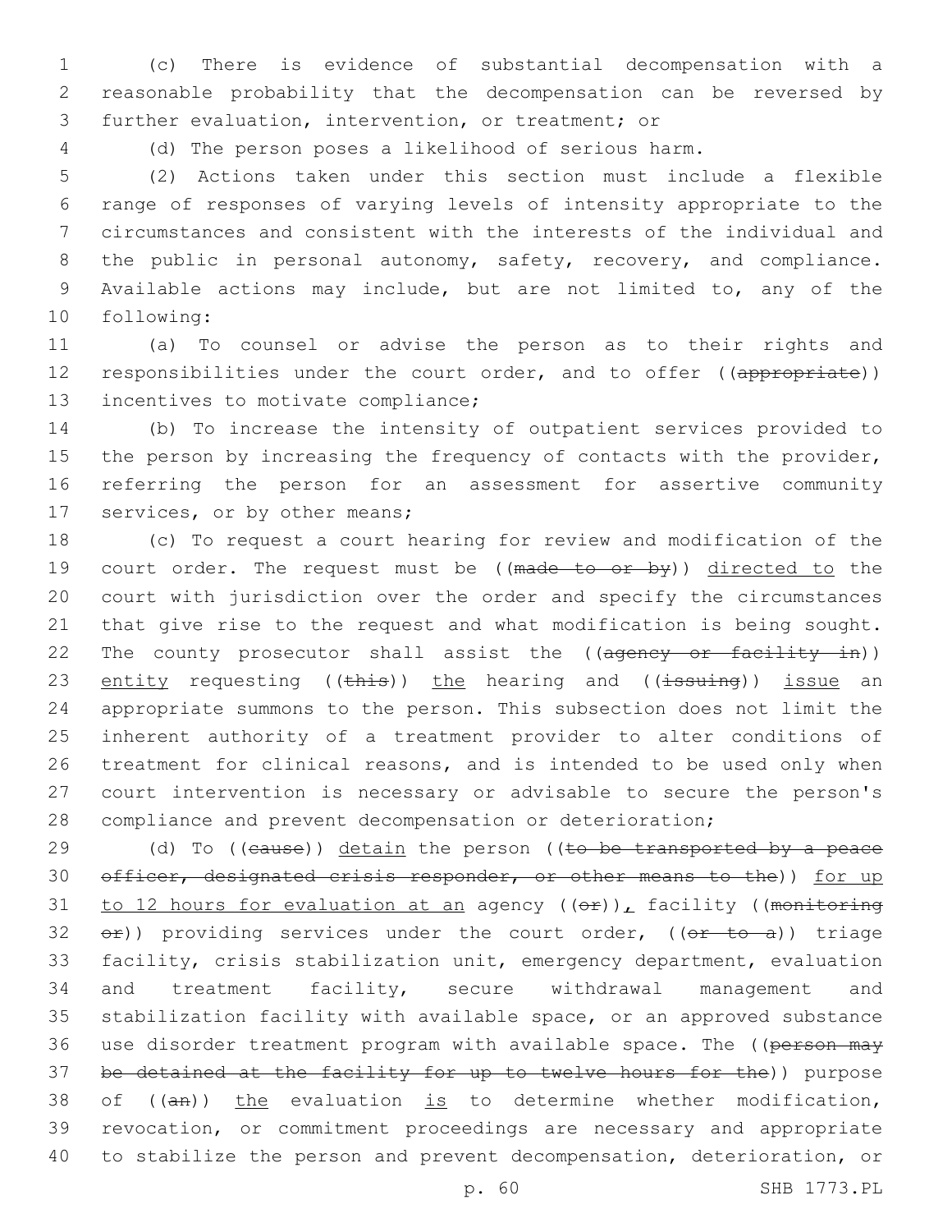(c) There is evidence of substantial decompensation with a reasonable probability that the decompensation can be reversed by further evaluation, intervention, or treatment; or

(d) The person poses a likelihood of serious harm.

(2) Actions taken under this section must include a flexible range of responses of varying levels of intensity appropriate to the circumstances and consistent with the interests of the individual and the public in personal autonomy, safety, recovery, and compliance. Available actions may include, but are not limited to, any of the following:

(a) To counsel or advise the person as to their rights and responsibilities under the court order, and to offer ((~~appropriate~~)) incentives to motivate compliance;

(b) To increase the intensity of outpatient services provided to the person by increasing the frequency of contacts with the provider, referring the person for an assessment for assertive community services, or by other means;

(c) To request a court hearing for review and modification of the court order. The request must be ((~~made to or by~~)) directed to the court with jurisdiction over the order and specify the circumstances that give rise to the request and what modification is being sought. The county prosecutor shall assist the ((~~agency or facility in~~)) entity requesting ((~~this~~)) the hearing and ((~~issuing~~)) issue an appropriate summons to the person. This subsection does not limit the inherent authority of a treatment provider to alter conditions of treatment for clinical reasons, and is intended to be used only when court intervention is necessary or advisable to secure the person's compliance and prevent decompensation or deterioration;

(d) To ((~~cause~~)) detain the person ((~~to be transported by a peace officer, designated crisis responder, or other means to the~~)) for up to 12 hours for evaluation at an agency ((~~or~~)), facility ((~~monitoring or~~)) providing services under the court order, ((~~or to a~~)) triage facility, crisis stabilization unit, emergency department, evaluation and treatment facility, secure withdrawal management and stabilization facility with available space, or an approved substance use disorder treatment program with available space. The ((~~person may be detained at the facility for up to twelve hours for the~~)) purpose of ((~~an~~)) the evaluation is to determine whether modification, revocation, or commitment proceedings are necessary and appropriate to stabilize the person and prevent decompensation, deterioration, or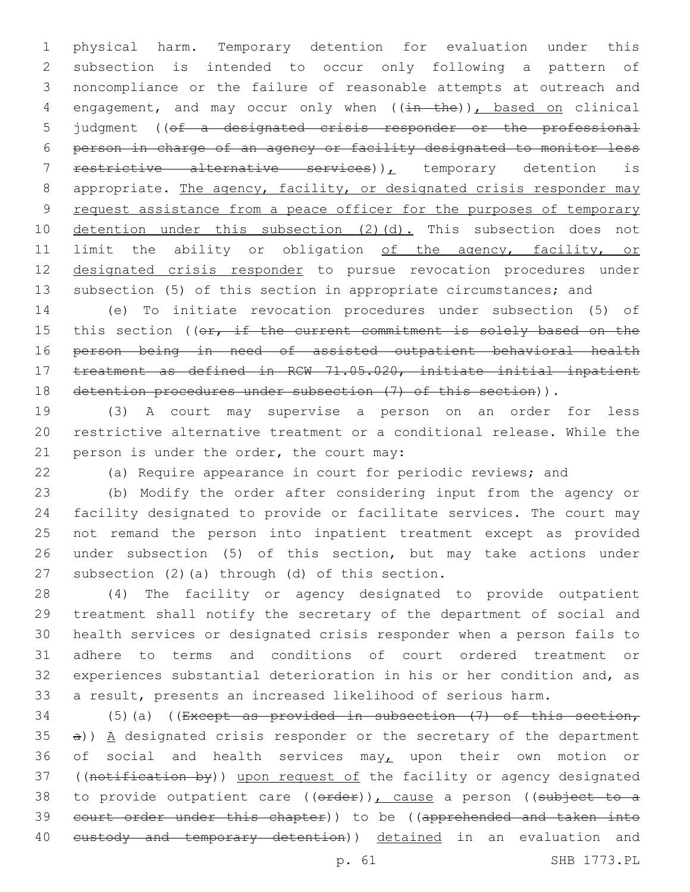physical harm. Temporary detention for evaluation under this subsection is intended to occur only following a pattern of noncompliance or the failure of reasonable attempts at outreach and engagement, and may occur only when ((~~in the~~)), based on clinical judgment ((~~of a designated crisis responder or the professional person in charge of an agency or facility designated to monitor less restrictive alternative services~~)), temporary detention is appropriate. The agency, facility, or designated crisis responder may request assistance from a peace officer for the purposes of temporary detention under this subsection (2)(d). This subsection does not limit the ability or obligation of the agency, facility, or designated crisis responder to pursue revocation procedures under subsection (5) of this section in appropriate circumstances; and

(e) To initiate revocation procedures under subsection (5) of this section ((~~or, if the current commitment is solely based on the person being in need of assisted outpatient behavioral health treatment as defined in RCW 71.05.020, initiate initial inpatient detention procedures under subsection (7) of this section~~)).

(3) A court may supervise a person on an order for less restrictive alternative treatment or a conditional release. While the person is under the order, the court may:

(a) Require appearance in court for periodic reviews; and

(b) Modify the order after considering input from the agency or facility designated to provide or facilitate services. The court may not remand the person into inpatient treatment except as provided under subsection (5) of this section, but may take actions under subsection (2)(a) through (d) of this section.

(4) The facility or agency designated to provide outpatient treatment shall notify the secretary of the department of social and health services or designated crisis responder when a person fails to adhere to terms and conditions of court ordered treatment or experiences substantial deterioration in his or her condition and, as a result, presents an increased likelihood of serious harm.

(5)(a) ((~~Except as provided in subsection (7) of this section, a~~)) A designated crisis responder or the secretary of the department of social and health services may, upon their own motion or ((~~notification by~~)) upon request of the facility or agency designated to provide outpatient care ((~~order~~)), cause a person ((~~subject to a court order under this chapter~~)) to be ((~~apprehended and taken into custody and temporary detention~~)) detained in an evaluation and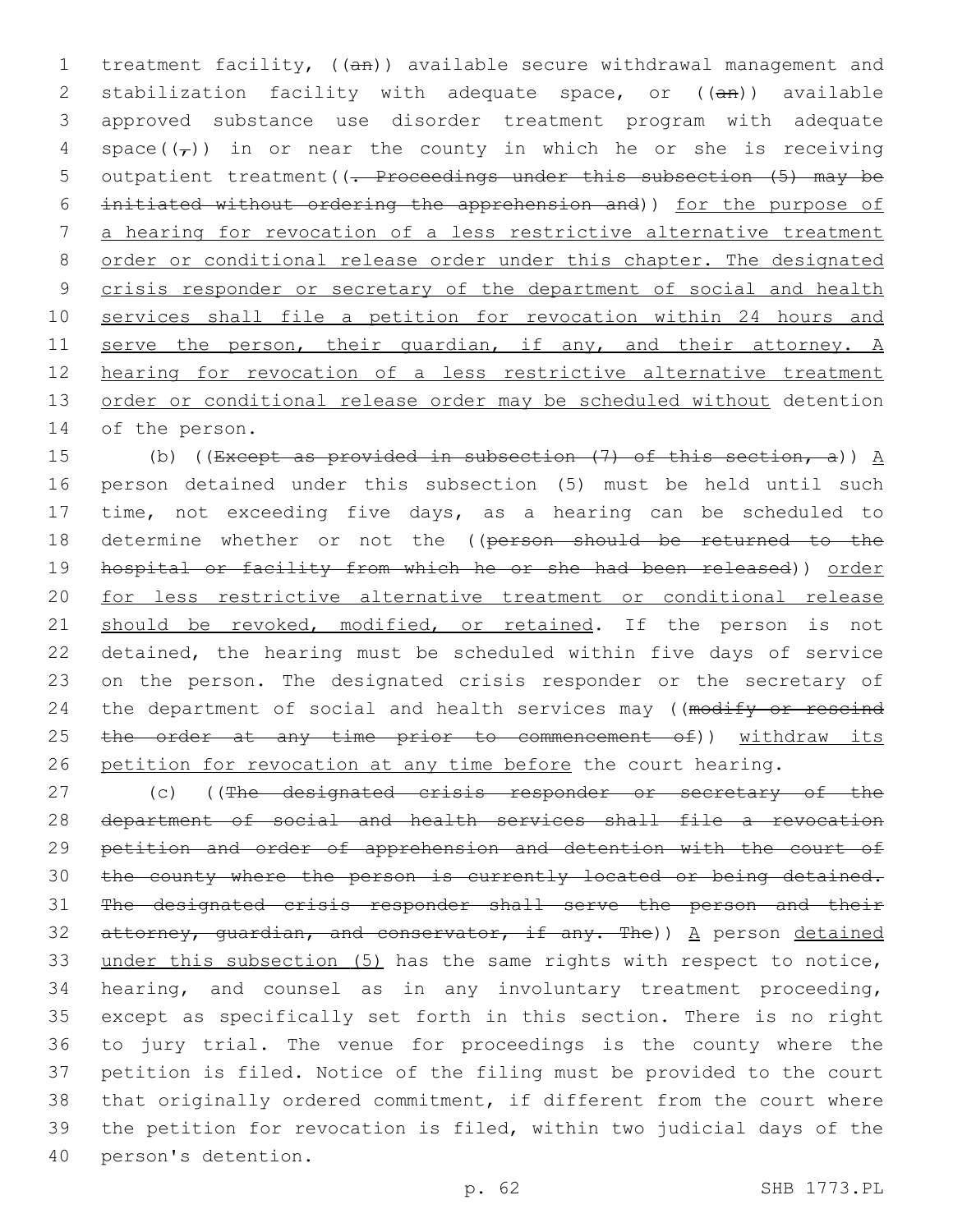treatment facility, ((~~an~~)) available secure withdrawal management and stabilization facility with adequate space, or ((~~an~~)) available approved substance use disorder treatment program with adequate space((~~,~~)) in or near the county in which he or she is receiving outpatient treatment((~~. Proceedings under this subsection (5) may be initiated without ordering the apprehension and~~)) <u>for the purpose of a hearing for revocation of a less restrictive alternative treatment order or conditional release order under this chapter. The designated crisis responder or secretary of the department of social and health services shall file a petition for revocation within 24 hours and serve the person, their guardian, if any, and their attorney. A hearing for revocation of a less restrictive alternative treatment order or conditional release order may be scheduled without</u> detention of the person.

(b) ((~~Except as provided in subsection (7) of this section, a~~)) <u>A</u> person detained under this subsection (5) must be held until such time, not exceeding five days, as a hearing can be scheduled to determine whether or not the ((~~person should be returned to the hospital or facility from which he or she had been released~~)) <u>order for less restrictive alternative treatment or conditional release should be revoked, modified, or retained</u>. If the person is not detained, the hearing must be scheduled within five days of service on the person. The designated crisis responder or the secretary of the department of social and health services may ((~~modify or rescind the order at any time prior to commencement of~~)) <u>withdraw its petition for revocation at any time before</u> the court hearing.

(c) ((~~The designated crisis responder or secretary of the department of social and health services shall file a revocation petition and order of apprehension and detention with the court of the county where the person is currently located or being detained. The designated crisis responder shall serve the person and their attorney, guardian, and conservator, if any. The~~)) <u>A</u> person <u>detained under this subsection (5)</u> has the same rights with respect to notice, hearing, and counsel as in any involuntary treatment proceeding, except as specifically set forth in this section. There is no right to jury trial. The venue for proceedings is the county where the petition is filed. Notice of the filing must be provided to the court that originally ordered commitment, if different from the court where the petition for revocation is filed, within two judicial days of the person's detention.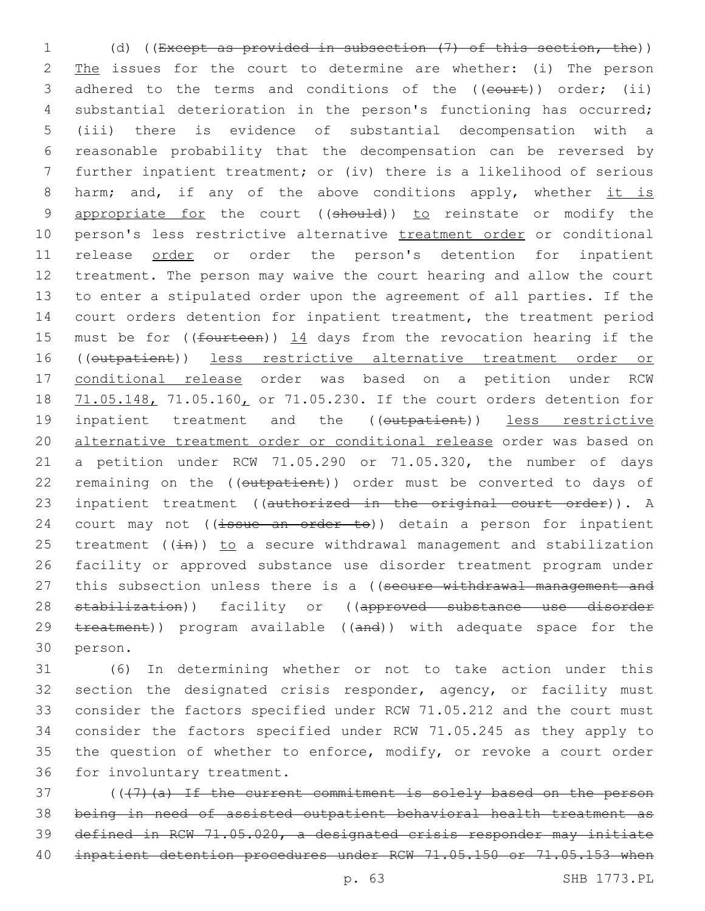(d) ((~~Except as provided in subsection (7) of this section, the~~)) The issues for the court to determine are whether: (i) The person adhered to the terms and conditions of the ((~~court~~)) order; (ii) substantial deterioration in the person's functioning has occurred; (iii) there is evidence of substantial decompensation with a reasonable probability that the decompensation can be reversed by further inpatient treatment; or (iv) there is a likelihood of serious harm; and, if any of the above conditions apply, whether it is appropriate for the court ((~~should~~)) to reinstate or modify the person's less restrictive alternative treatment order or conditional release order or order the person's detention for inpatient treatment. The person may waive the court hearing and allow the court to enter a stipulated order upon the agreement of all parties. If the court orders detention for inpatient treatment, the treatment period must be for ((~~fourteen~~)) 14 days from the revocation hearing if the ((~~outpatient~~)) less restrictive alternative treatment order or conditional release order was based on a petition under RCW 71.05.148, 71.05.160, or 71.05.230. If the court orders detention for inpatient treatment and the ((~~outpatient~~)) less restrictive alternative treatment order or conditional release order was based on a petition under RCW 71.05.290 or 71.05.320, the number of days remaining on the ((~~outpatient~~)) order must be converted to days of inpatient treatment ((~~authorized in the original court order~~)). A court may not ((~~issue an order to~~)) detain a person for inpatient treatment ((~~in~~)) to a secure withdrawal management and stabilization facility or approved substance use disorder treatment program under this subsection unless there is a ((~~secure withdrawal management and stabilization~~)) facility or ((~~approved substance use disorder treatment~~)) program available ((~~and~~)) with adequate space for the person.

(6) In determining whether or not to take action under this section the designated crisis responder, agency, or facility must consider the factors specified under RCW 71.05.212 and the court must consider the factors specified under RCW 71.05.245 as they apply to the question of whether to enforce, modify, or revoke a court order for involuntary treatment.

((~~(7)(a) If the current commitment is solely based on the person being in need of assisted outpatient behavioral health treatment as defined in RCW 71.05.020, a designated crisis responder may initiate inpatient detention procedures under RCW 71.05.150 or 71.05.153 when~~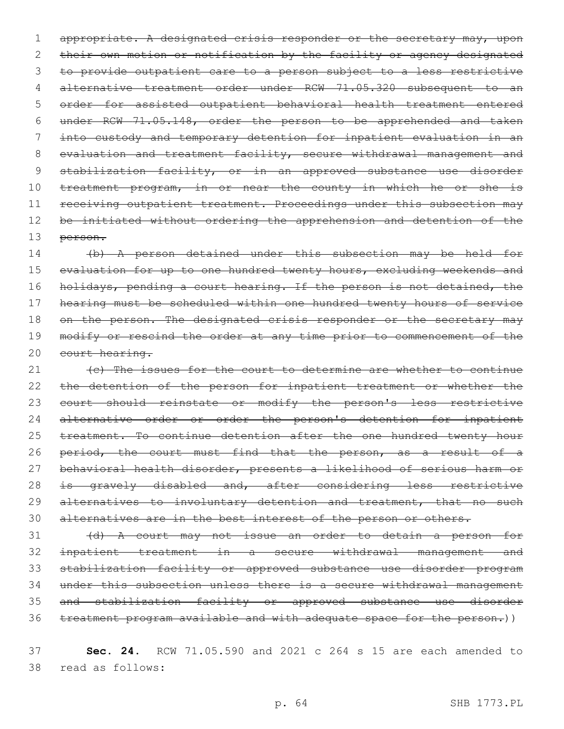~~appropriate. A designated crisis responder or the secretary may, upon their own motion or notification by the facility or agency designated to provide outpatient care to a person subject to a less restrictive alternative treatment order under RCW 71.05.320 subsequent to an order for assisted outpatient behavioral health treatment entered under RCW 71.05.148, order the person to be apprehended and taken into custody and temporary detention for inpatient evaluation in an evaluation and treatment facility, secure withdrawal management and stabilization facility, or in an approved substance use disorder treatment program, in or near the county in which he or she is receiving outpatient treatment. Proceedings under this subsection may be initiated without ordering the apprehension and detention of the person.~~

~~(b) A person detained under this subsection may be held for evaluation for up to one hundred twenty hours, excluding weekends and holidays, pending a court hearing. If the person is not detained, the hearing must be scheduled within one hundred twenty hours of service on the person. The designated crisis responder or the secretary may modify or rescind the order at any time prior to commencement of the court hearing.~~

~~(c) The issues for the court to determine are whether to continue the detention of the person for inpatient treatment or whether the court should reinstate or modify the person's less restrictive alternative order or order the person's detention for inpatient treatment. To continue detention after the one hundred twenty hour period, the court must find that the person, as a result of a behavioral health disorder, presents a likelihood of serious harm or is gravely disabled and, after considering less restrictive alternatives to involuntary detention and treatment, that no such alternatives are in the best interest of the person or others.~~

~~(d) A court may not issue an order to detain a person for inpatient treatment in a secure withdrawal management and stabilization facility or approved substance use disorder program under this subsection unless there is a secure withdrawal management and stabilization facility or approved substance use disorder treatment program available and with adequate space for the person.~~))

**Sec. 24.** RCW 71.05.590 and 2021 c 264 s 15 are each amended to read as follows: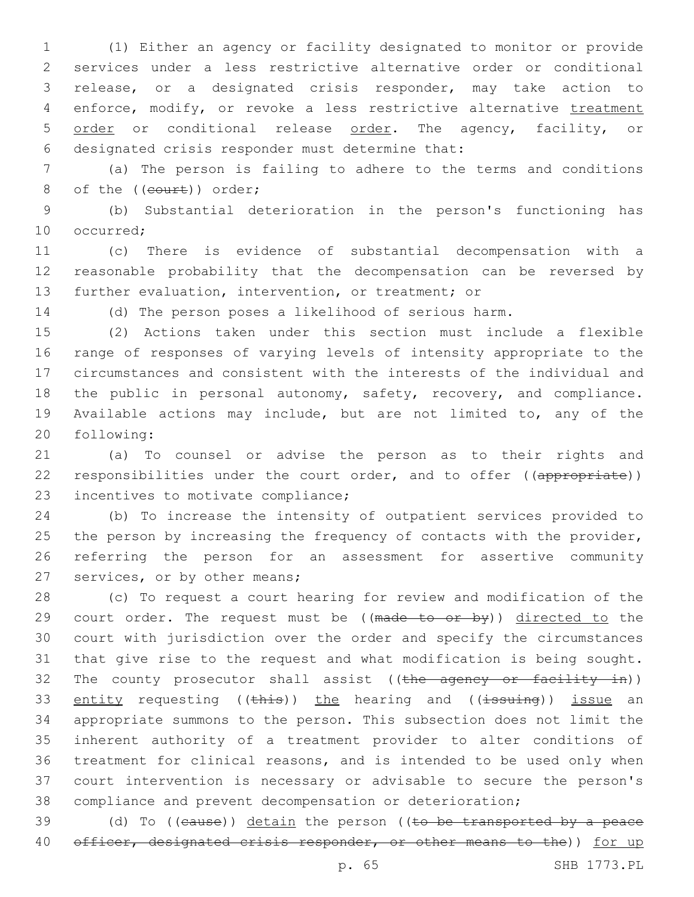(1) Either an agency or facility designated to monitor or provide services under a less restrictive alternative order or conditional release, or a designated crisis responder, may take action to enforce, modify, or revoke a less restrictive alternative treatment order or conditional release order. The agency, facility, or designated crisis responder must determine that:

(a) The person is failing to adhere to the terms and conditions of the ((court)) order;

(b) Substantial deterioration in the person's functioning has occurred;

(c) There is evidence of substantial decompensation with a reasonable probability that the decompensation can be reversed by further evaluation, intervention, or treatment; or

(d) The person poses a likelihood of serious harm.

(2) Actions taken under this section must include a flexible range of responses of varying levels of intensity appropriate to the circumstances and consistent with the interests of the individual and the public in personal autonomy, safety, recovery, and compliance. Available actions may include, but are not limited to, any of the following:

(a) To counsel or advise the person as to their rights and responsibilities under the court order, and to offer ((appropriate)) incentives to motivate compliance;

(b) To increase the intensity of outpatient services provided to the person by increasing the frequency of contacts with the provider, referring the person for an assessment for assertive community services, or by other means;

(c) To request a court hearing for review and modification of the court order. The request must be ((made to or by)) directed to the court with jurisdiction over the order and specify the circumstances that give rise to the request and what modification is being sought. The county prosecutor shall assist ((the agency or facility in)) entity requesting ((this)) the hearing and ((issuing)) issue an appropriate summons to the person. This subsection does not limit the inherent authority of a treatment provider to alter conditions of treatment for clinical reasons, and is intended to be used only when court intervention is necessary or advisable to secure the person's compliance and prevent decompensation or deterioration;

(d) To ((cause)) detain the person ((to be transported by a peace officer, designated crisis responder, or other means to the)) for up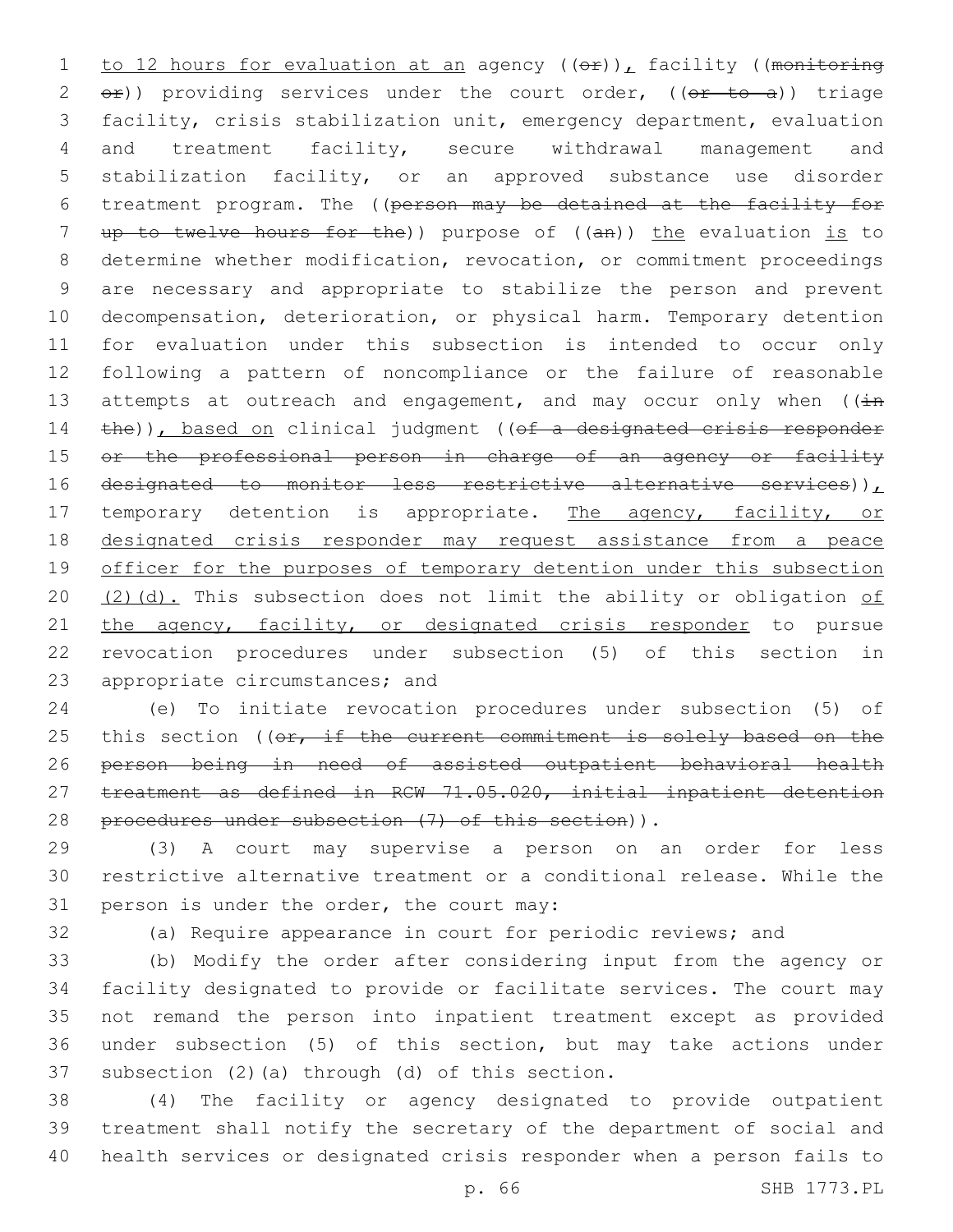to 12 hours for evaluation at an agency ((or)), facility ((monitoring or)) providing services under the court order, ((or to a)) triage facility, crisis stabilization unit, emergency department, evaluation and treatment facility, secure withdrawal management and stabilization facility, or an approved substance use disorder treatment program. The ((person may be detained at the facility for up to twelve hours for the)) purpose of ((an)) the evaluation is to determine whether modification, revocation, or commitment proceedings are necessary and appropriate to stabilize the person and prevent decompensation, deterioration, or physical harm. Temporary detention for evaluation under this subsection is intended to occur only following a pattern of noncompliance or the failure of reasonable attempts at outreach and engagement, and may occur only when ((in the)), based on clinical judgment ((of a designated crisis responder or the professional person in charge of an agency or facility designated to monitor less restrictive alternative services)), temporary detention is appropriate. The agency, facility, or designated crisis responder may request assistance from a peace officer for the purposes of temporary detention under this subsection (2)(d). This subsection does not limit the ability or obligation of the agency, facility, or designated crisis responder to pursue revocation procedures under subsection (5) of this section in appropriate circumstances; and

(e) To initiate revocation procedures under subsection (5) of this section ((or, if the current commitment is solely based on the person being in need of assisted outpatient behavioral health treatment as defined in RCW 71.05.020, initial inpatient detention procedures under subsection (7) of this section)).

(3) A court may supervise a person on an order for less restrictive alternative treatment or a conditional release. While the person is under the order, the court may:

(a) Require appearance in court for periodic reviews; and

(b) Modify the order after considering input from the agency or facility designated to provide or facilitate services. The court may not remand the person into inpatient treatment except as provided under subsection (5) of this section, but may take actions under subsection (2)(a) through (d) of this section.

(4) The facility or agency designated to provide outpatient treatment shall notify the secretary of the department of social and health services or designated crisis responder when a person fails to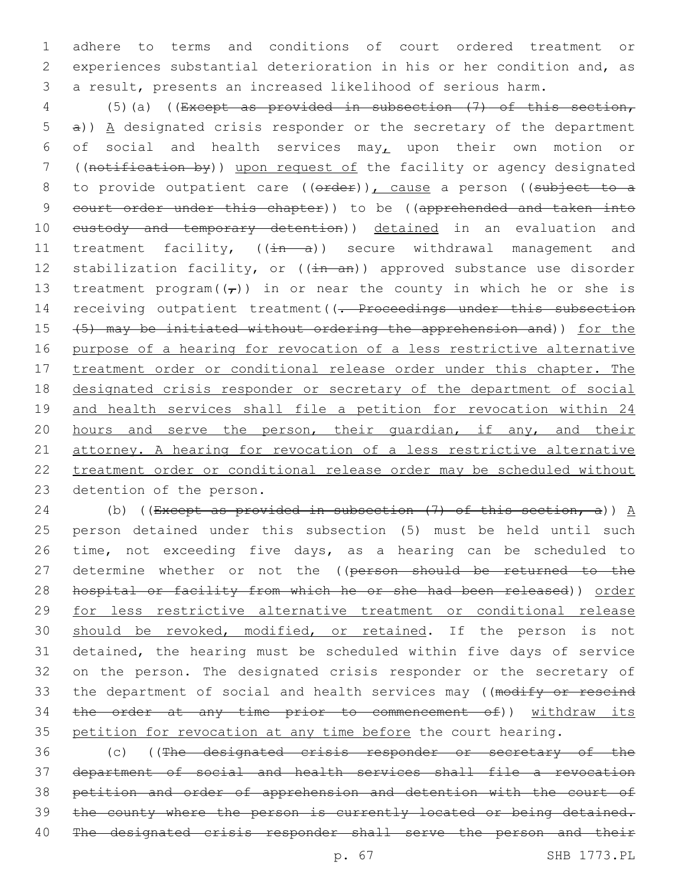adhere to terms and conditions of court ordered treatment or experiences substantial deterioration in his or her condition and, as a result, presents an increased likelihood of serious harm.

(5)(a) ((~~Except as provided in subsection (7) of this section, a~~)) A designated crisis responder or the secretary of the department of social and health services may, upon their own motion or ((~~notification by~~)) upon request of the facility or agency designated to provide outpatient care ((~~order~~)), cause a person ((~~subject to a court order under this chapter~~)) to be ((~~apprehended and taken into custody and temporary detention~~)) detained in an evaluation and treatment facility, ((~~in a~~)) secure withdrawal management and stabilization facility, or ((~~in an~~)) approved substance use disorder treatment program((~~,~~)) in or near the county in which he or she is receiving outpatient treatment((~~. Proceedings under this subsection (5) may be initiated without ordering the apprehension and~~)) for the purpose of a hearing for revocation of a less restrictive alternative treatment order or conditional release order under this chapter. The designated crisis responder or secretary of the department of social and health services shall file a petition for revocation within 24 hours and serve the person, their guardian, if any, and their attorney. A hearing for revocation of a less restrictive alternative treatment order or conditional release order may be scheduled without detention of the person.

(b) ((~~Except as provided in subsection (7) of this section, a~~)) A person detained under this subsection (5) must be held until such time, not exceeding five days, as a hearing can be scheduled to determine whether or not the ((~~person should be returned to the hospital or facility from which he or she had been released~~)) order for less restrictive alternative treatment or conditional release should be revoked, modified, or retained. If the person is not detained, the hearing must be scheduled within five days of service on the person. The designated crisis responder or the secretary of the department of social and health services may ((~~modify or rescind the order at any time prior to commencement of~~)) withdraw its petition for revocation at any time before the court hearing.

(c) ((~~The designated crisis responder or secretary of the department of social and health services shall file a revocation petition and order of apprehension and detention with the court of the county where the person is currently located or being detained. The designated crisis responder shall serve the person and their~~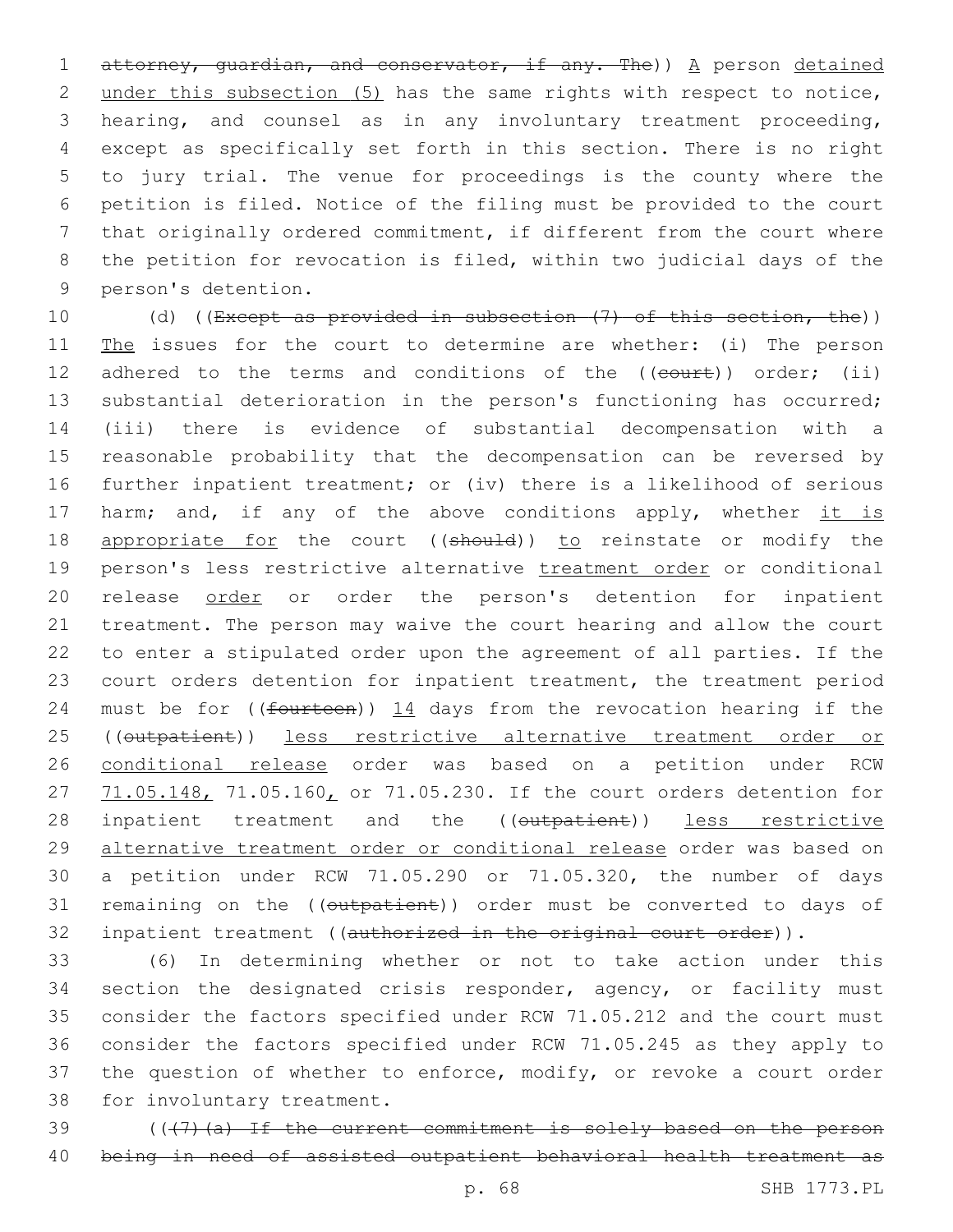~~attorney, guardian, and conservator, if any. The~~)) A person detained under this subsection (5) has the same rights with respect to notice, hearing, and counsel as in any involuntary treatment proceeding, except as specifically set forth in this section. There is no right to jury trial. The venue for proceedings is the county where the petition is filed. Notice of the filing must be provided to the court that originally ordered commitment, if different from the court where the petition for revocation is filed, within two judicial days of the person's detention.

(d) ((~~Except as provided in subsection (7) of this section, the~~)) The issues for the court to determine are whether: (i) The person adhered to the terms and conditions of the ((~~court~~)) order; (ii) substantial deterioration in the person's functioning has occurred; (iii) there is evidence of substantial decompensation with a reasonable probability that the decompensation can be reversed by further inpatient treatment; or (iv) there is a likelihood of serious harm; and, if any of the above conditions apply, whether it is appropriate for the court ((~~should~~)) to reinstate or modify the person's less restrictive alternative treatment order or conditional release order or order the person's detention for inpatient treatment. The person may waive the court hearing and allow the court to enter a stipulated order upon the agreement of all parties. If the court orders detention for inpatient treatment, the treatment period must be for ((~~fourteen~~)) 14 days from the revocation hearing if the ((~~outpatient~~)) less restrictive alternative treatment order or conditional release order was based on a petition under RCW 71.05.148, 71.05.160, or 71.05.230. If the court orders detention for inpatient treatment and the ((~~outpatient~~)) less restrictive alternative treatment order or conditional release order was based on a petition under RCW 71.05.290 or 71.05.320, the number of days remaining on the ((~~outpatient~~)) order must be converted to days of inpatient treatment ((~~authorized in the original court order~~)).

(6) In determining whether or not to take action under this section the designated crisis responder, agency, or facility must consider the factors specified under RCW 71.05.212 and the court must consider the factors specified under RCW 71.05.245 as they apply to the question of whether to enforce, modify, or revoke a court order for involuntary treatment.

((~~(7)(a) If the current commitment is solely based on the person being in need of assisted outpatient behavioral health treatment as~~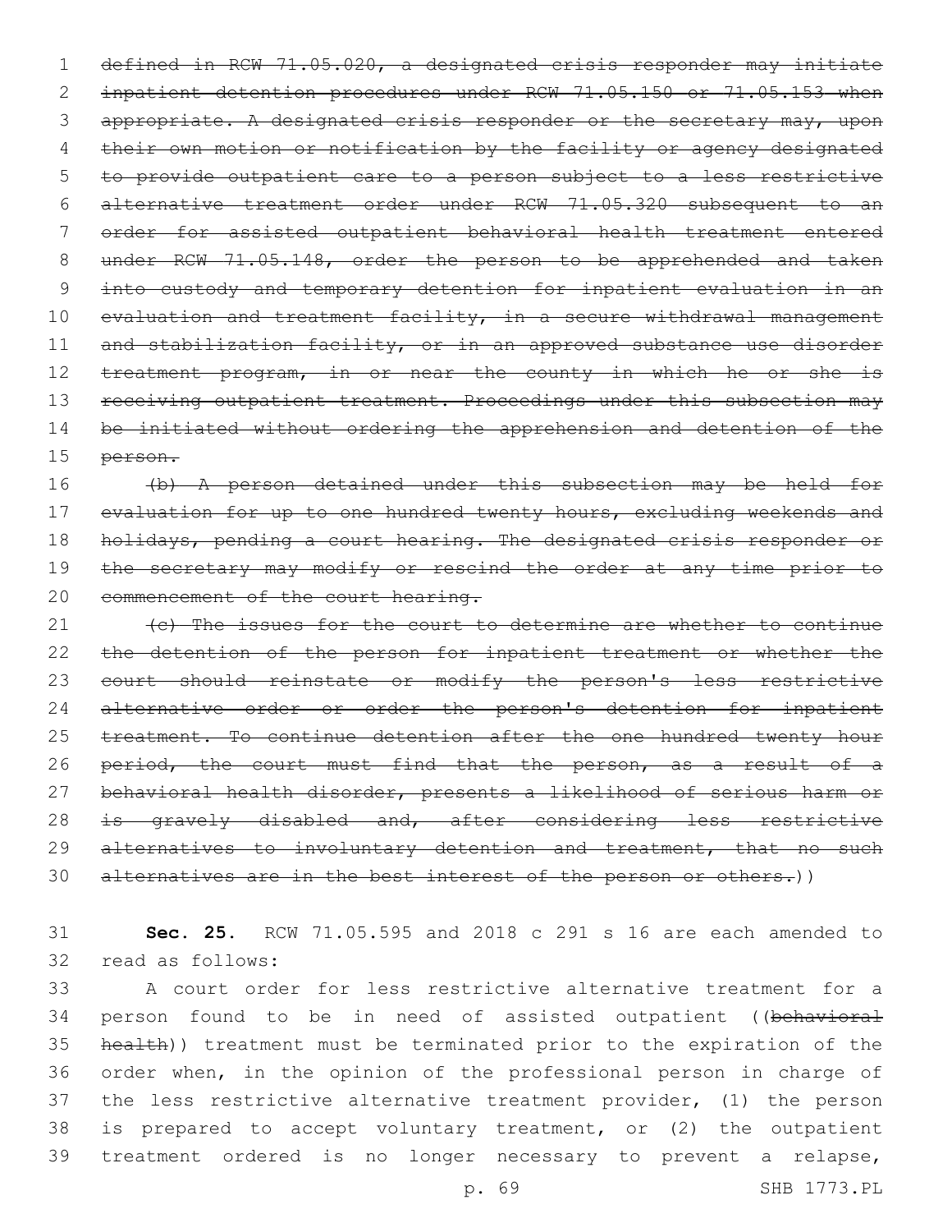defined in RCW 71.05.020, a designated crisis responder may initiate inpatient detention procedures under RCW 71.05.150 or 71.05.153 when appropriate. A designated crisis responder or the secretary may, upon their own motion or notification by the facility or agency designated to provide outpatient care to a person subject to a less restrictive alternative treatment order under RCW 71.05.320 subsequent to an order for assisted outpatient behavioral health treatment entered under RCW 71.05.148, order the person to be apprehended and taken into custody and temporary detention for inpatient evaluation in an evaluation and treatment facility, in a secure withdrawal management and stabilization facility, or in an approved substance use disorder treatment program, in or near the county in which he or she is receiving outpatient treatment. Proceedings under this subsection may be initiated without ordering the apprehension and detention of the person.

(b) A person detained under this subsection may be held for evaluation for up to one hundred twenty hours, excluding weekends and holidays, pending a court hearing. The designated crisis responder or the secretary may modify or rescind the order at any time prior to commencement of the court hearing.

(c) The issues for the court to determine are whether to continue the detention of the person for inpatient treatment or whether the court should reinstate or modify the person's less restrictive alternative order or order the person's detention for inpatient treatment. To continue detention after the one hundred twenty hour period, the court must find that the person, as a result of a behavioral health disorder, presents a likelihood of serious harm or is gravely disabled and, after considering less restrictive alternatives to involuntary detention and treatment, that no such alternatives are in the best interest of the person or others.))

**Sec. 25.** RCW 71.05.595 and 2018 c 291 s 16 are each amended to read as follows:

A court order for less restrictive alternative treatment for a person found to be in need of assisted outpatient ((behavioral health)) treatment must be terminated prior to the expiration of the order when, in the opinion of the professional person in charge of the less restrictive alternative treatment provider, (1) the person is prepared to accept voluntary treatment, or (2) the outpatient treatment ordered is no longer necessary to prevent a relapse,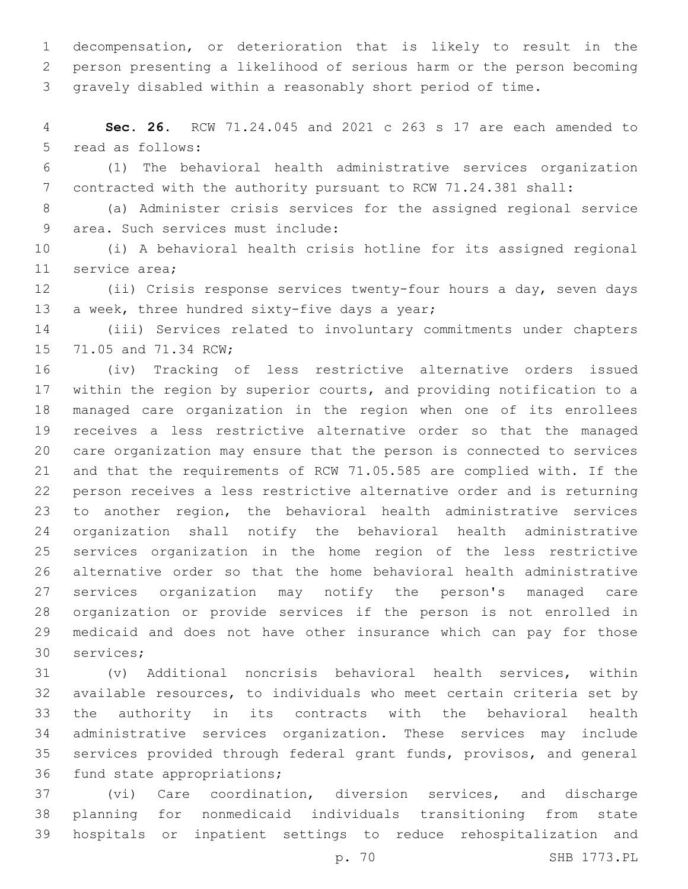decompensation, or deterioration that is likely to result in the person presenting a likelihood of serious harm or the person becoming gravely disabled within a reasonably short period of time.

**Sec. 26.** RCW 71.24.045 and 2021 c 263 s 17 are each amended to read as follows:

(1) The behavioral health administrative services organization contracted with the authority pursuant to RCW 71.24.381 shall:

(a) Administer crisis services for the assigned regional service area. Such services must include:

(i) A behavioral health crisis hotline for its assigned regional service area;

(ii) Crisis response services twenty-four hours a day, seven days a week, three hundred sixty-five days a year;

(iii) Services related to involuntary commitments under chapters 71.05 and 71.34 RCW;

(iv) Tracking of less restrictive alternative orders issued within the region by superior courts, and providing notification to a managed care organization in the region when one of its enrollees receives a less restrictive alternative order so that the managed care organization may ensure that the person is connected to services and that the requirements of RCW 71.05.585 are complied with. If the person receives a less restrictive alternative order and is returning to another region, the behavioral health administrative services organization shall notify the behavioral health administrative services organization in the home region of the less restrictive alternative order so that the home behavioral health administrative services organization may notify the person's managed care organization or provide services if the person is not enrolled in medicaid and does not have other insurance which can pay for those services;

(v) Additional noncrisis behavioral health services, within available resources, to individuals who meet certain criteria set by the authority in its contracts with the behavioral health administrative services organization. These services may include services provided through federal grant funds, provisos, and general fund state appropriations;

(vi) Care coordination, diversion services, and discharge planning for nonmedicaid individuals transitioning from state hospitals or inpatient settings to reduce rehospitalization and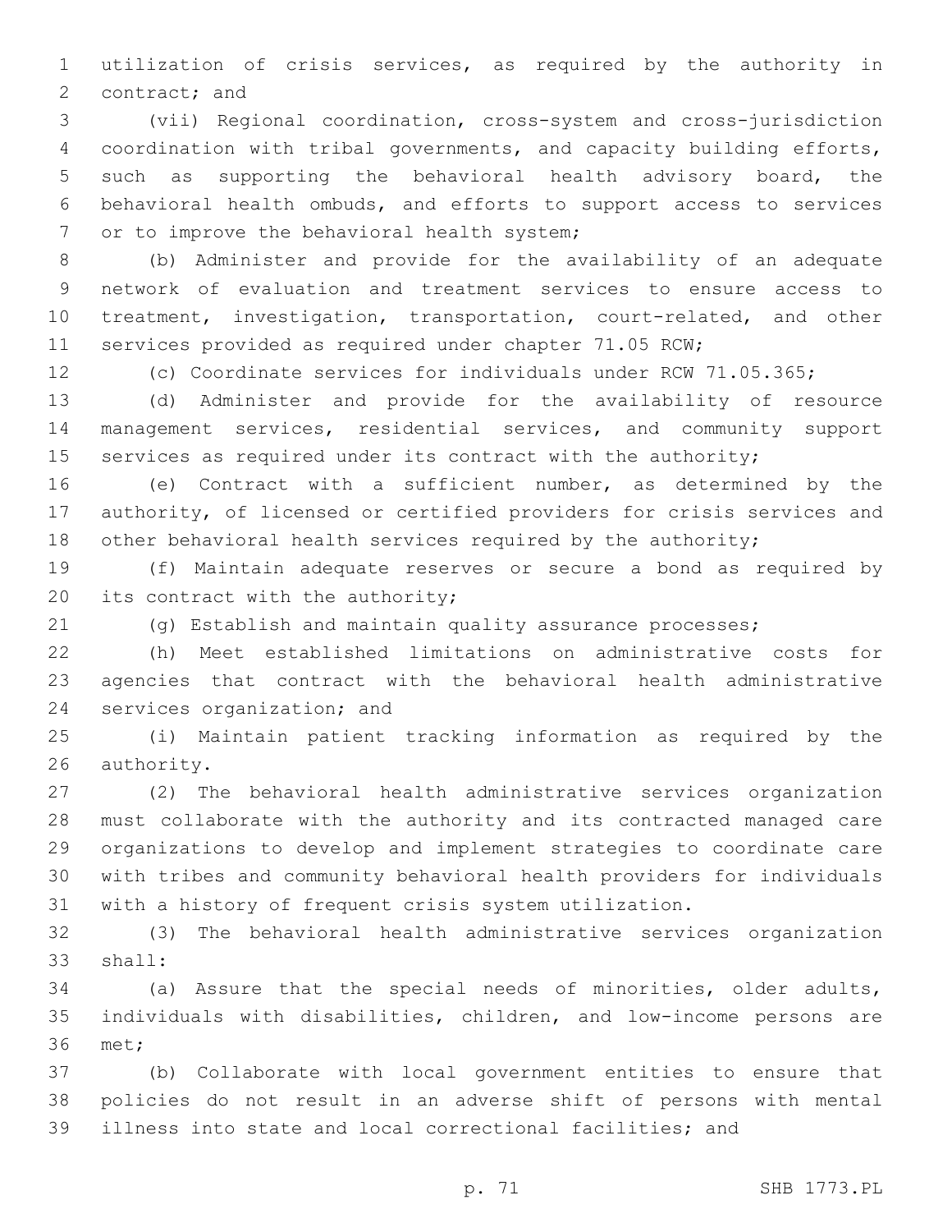utilization of crisis services, as required by the authority in contract; and

(vii) Regional coordination, cross-system and cross-jurisdiction coordination with tribal governments, and capacity building efforts, such as supporting the behavioral health advisory board, the behavioral health ombuds, and efforts to support access to services or to improve the behavioral health system;

(b) Administer and provide for the availability of an adequate network of evaluation and treatment services to ensure access to treatment, investigation, transportation, court-related, and other services provided as required under chapter 71.05 RCW;

(c) Coordinate services for individuals under RCW 71.05.365;

(d) Administer and provide for the availability of resource management services, residential services, and community support services as required under its contract with the authority;

(e) Contract with a sufficient number, as determined by the authority, of licensed or certified providers for crisis services and other behavioral health services required by the authority;

(f) Maintain adequate reserves or secure a bond as required by its contract with the authority;

(g) Establish and maintain quality assurance processes;

(h) Meet established limitations on administrative costs for agencies that contract with the behavioral health administrative services organization; and

(i) Maintain patient tracking information as required by the authority.

(2) The behavioral health administrative services organization must collaborate with the authority and its contracted managed care organizations to develop and implement strategies to coordinate care with tribes and community behavioral health providers for individuals with a history of frequent crisis system utilization.

(3) The behavioral health administrative services organization shall:

(a) Assure that the special needs of minorities, older adults, individuals with disabilities, children, and low-income persons are met;

(b) Collaborate with local government entities to ensure that policies do not result in an adverse shift of persons with mental illness into state and local correctional facilities; and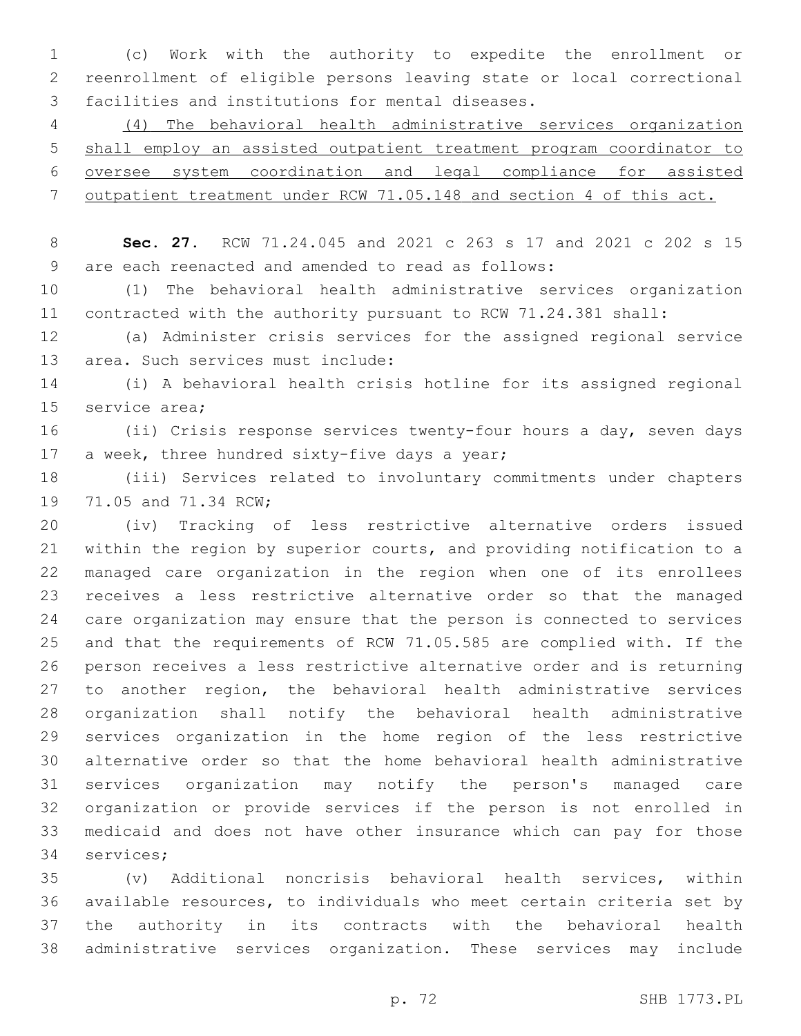(c) Work with the authority to expedite the enrollment or reenrollment of eligible persons leaving state or local correctional facilities and institutions for mental diseases.

(4) The behavioral health administrative services organization shall employ an assisted outpatient treatment program coordinator to oversee system coordination and legal compliance for assisted outpatient treatment under RCW 71.05.148 and section 4 of this act.

**Sec. 27.** RCW 71.24.045 and 2021 c 263 s 17 and 2021 c 202 s 15 are each reenacted and amended to read as follows:

(1) The behavioral health administrative services organization contracted with the authority pursuant to RCW 71.24.381 shall:

(a) Administer crisis services for the assigned regional service area. Such services must include:

(i) A behavioral health crisis hotline for its assigned regional service area;

(ii) Crisis response services twenty-four hours a day, seven days a week, three hundred sixty-five days a year;

(iii) Services related to involuntary commitments under chapters 71.05 and 71.34 RCW;

(iv) Tracking of less restrictive alternative orders issued within the region by superior courts, and providing notification to a managed care organization in the region when one of its enrollees receives a less restrictive alternative order so that the managed care organization may ensure that the person is connected to services and that the requirements of RCW 71.05.585 are complied with. If the person receives a less restrictive alternative order and is returning to another region, the behavioral health administrative services organization shall notify the behavioral health administrative services organization in the home region of the less restrictive alternative order so that the home behavioral health administrative services organization may notify the person's managed care organization or provide services if the person is not enrolled in medicaid and does not have other insurance which can pay for those services;

(v) Additional noncrisis behavioral health services, within available resources, to individuals who meet certain criteria set by the authority in its contracts with the behavioral health administrative services organization. These services may include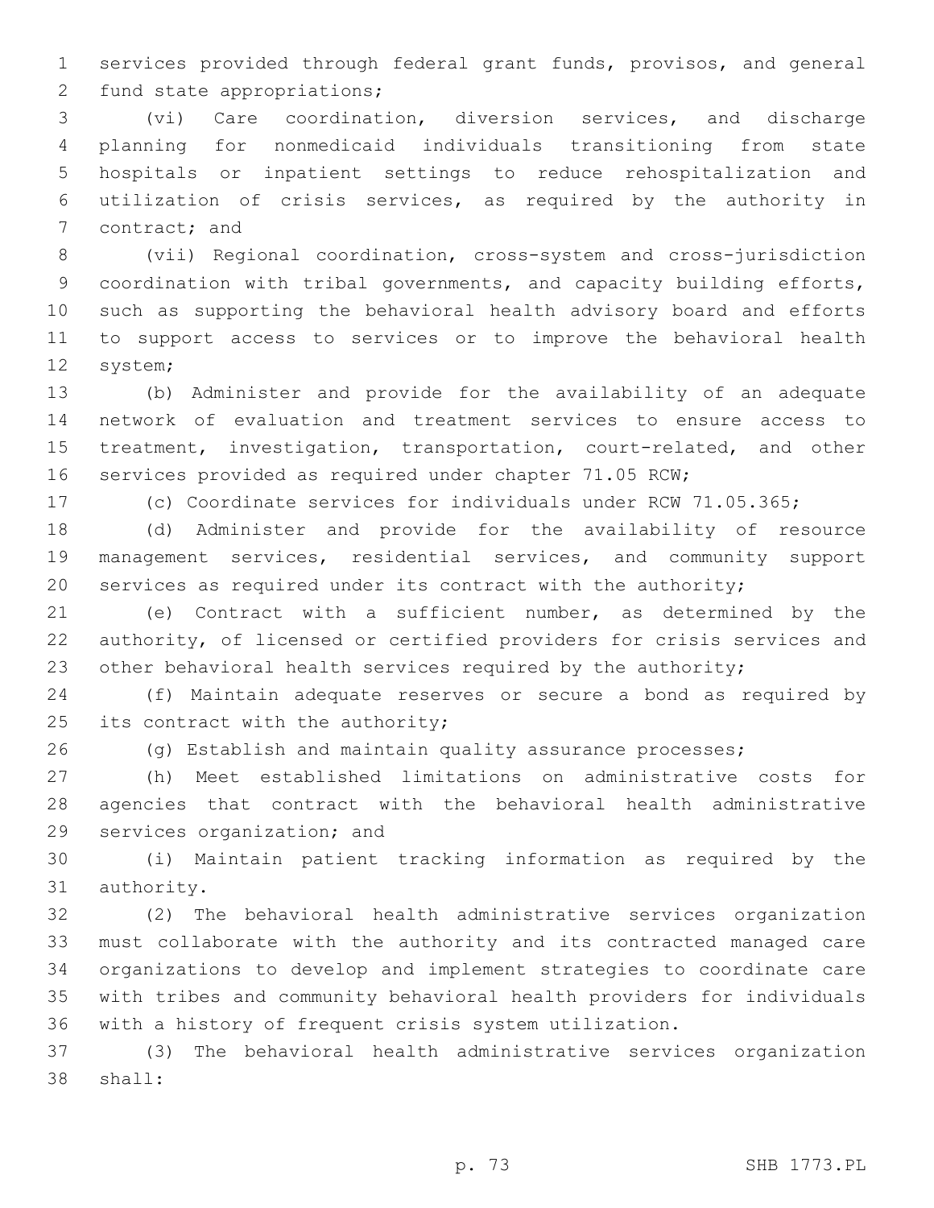services provided through federal grant funds, provisos, and general fund state appropriations;

(vi) Care coordination, diversion services, and discharge planning for nonmedicaid individuals transitioning from state hospitals or inpatient settings to reduce rehospitalization and utilization of crisis services, as required by the authority in contract; and

(vii) Regional coordination, cross-system and cross-jurisdiction coordination with tribal governments, and capacity building efforts, such as supporting the behavioral health advisory board and efforts to support access to services or to improve the behavioral health system;

(b) Administer and provide for the availability of an adequate network of evaluation and treatment services to ensure access to treatment, investigation, transportation, court-related, and other services provided as required under chapter 71.05 RCW;

(c) Coordinate services for individuals under RCW 71.05.365;

(d) Administer and provide for the availability of resource management services, residential services, and community support services as required under its contract with the authority;

(e) Contract with a sufficient number, as determined by the authority, of licensed or certified providers for crisis services and other behavioral health services required by the authority;

(f) Maintain adequate reserves or secure a bond as required by its contract with the authority;

(g) Establish and maintain quality assurance processes;

(h) Meet established limitations on administrative costs for agencies that contract with the behavioral health administrative services organization; and

(i) Maintain patient tracking information as required by the authority.

(2) The behavioral health administrative services organization must collaborate with the authority and its contracted managed care organizations to develop and implement strategies to coordinate care with tribes and community behavioral health providers for individuals with a history of frequent crisis system utilization.

(3) The behavioral health administrative services organization shall: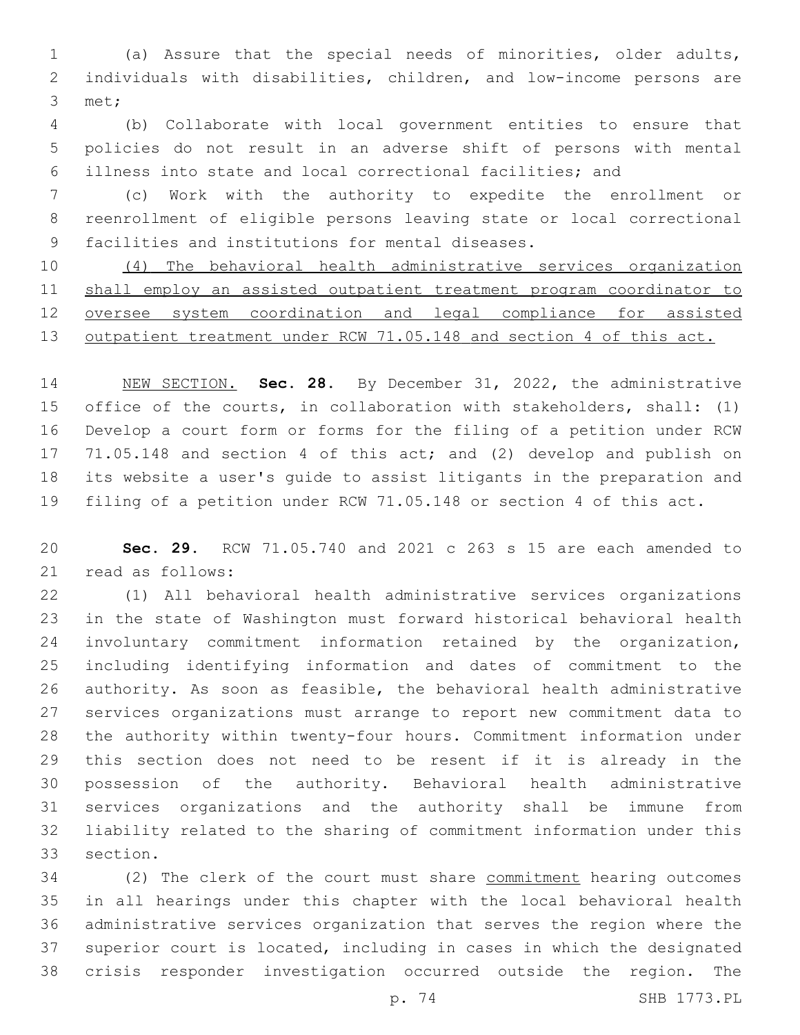(a) Assure that the special needs of minorities, older adults, individuals with disabilities, children, and low-income persons are met;

(b) Collaborate with local government entities to ensure that policies do not result in an adverse shift of persons with mental illness into state and local correctional facilities; and

(c) Work with the authority to expedite the enrollment or reenrollment of eligible persons leaving state or local correctional facilities and institutions for mental diseases.

<u>(4) The behavioral health administrative services organization shall employ an assisted outpatient treatment program coordinator to oversee system coordination and legal compliance for assisted outpatient treatment under RCW 71.05.148 and section 4 of this act.</u>

<u>NEW SECTION.</u> **Sec. 28.** By December 31, 2022, the administrative office of the courts, in collaboration with stakeholders, shall: (1) Develop a court form or forms for the filing of a petition under RCW 71.05.148 and section 4 of this act; and (2) develop and publish on its website a user's guide to assist litigants in the preparation and filing of a petition under RCW 71.05.148 or section 4 of this act.

**Sec. 29.** RCW 71.05.740 and 2021 c 263 s 15 are each amended to read as follows:

(1) All behavioral health administrative services organizations in the state of Washington must forward historical behavioral health involuntary commitment information retained by the organization, including identifying information and dates of commitment to the authority. As soon as feasible, the behavioral health administrative services organizations must arrange to report new commitment data to the authority within twenty-four hours. Commitment information under this section does not need to be resent if it is already in the possession of the authority. Behavioral health administrative services organizations and the authority shall be immune from liability related to the sharing of commitment information under this section.

(2) The clerk of the court must share <u>commitment</u> hearing outcomes in all hearings under this chapter with the local behavioral health administrative services organization that serves the region where the superior court is located, including in cases in which the designated crisis responder investigation occurred outside the region. The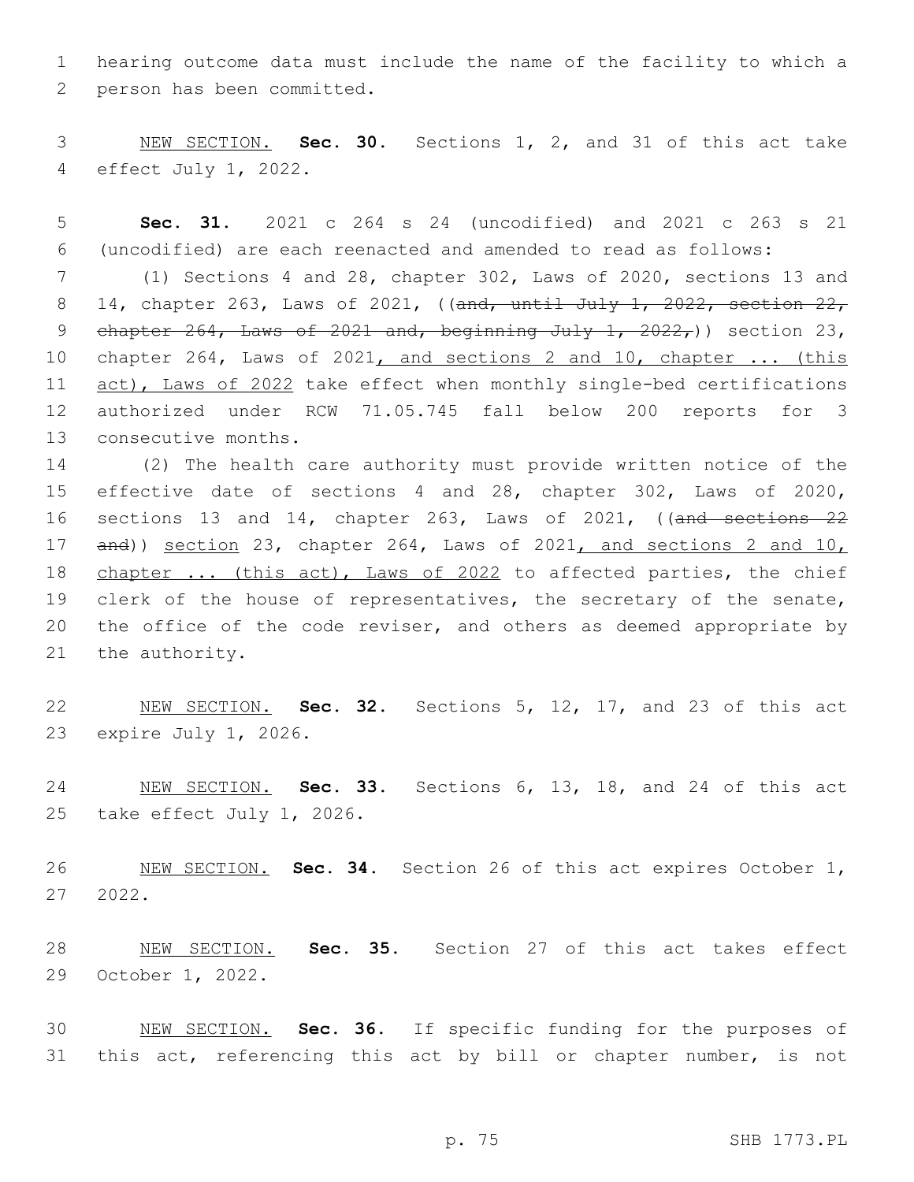hearing outcome data must include the name of the facility to which a person has been committed.

NEW SECTION. **Sec. 30.** Sections 1, 2, and 31 of this act take effect July 1, 2022.

**Sec. 31.** 2021 c 264 s 24 (uncodified) and 2021 c 263 s 21 (uncodified) are each reenacted and amended to read as follows:

(1) Sections 4 and 28, chapter 302, Laws of 2020, sections 13 and 14, chapter 263, Laws of 2021, ((~~and, until July 1, 2022, section 22, chapter 264, Laws of 2021 and, beginning July 1, 2022,~~)) section 23, chapter 264, Laws of 2021, and sections 2 and 10, chapter ... (this act), Laws of 2022 take effect when monthly single-bed certifications authorized under RCW 71.05.745 fall below 200 reports for 3 consecutive months.

(2) The health care authority must provide written notice of the effective date of sections 4 and 28, chapter 302, Laws of 2020, sections 13 and 14, chapter 263, Laws of 2021, ((~~and sections 22 and~~)) section 23, chapter 264, Laws of 2021, and sections 2 and 10, chapter ... (this act), Laws of 2022 to affected parties, the chief clerk of the house of representatives, the secretary of the senate, the office of the code reviser, and others as deemed appropriate by the authority.

NEW SECTION. **Sec. 32.** Sections 5, 12, 17, and 23 of this act expire July 1, 2026.

NEW SECTION. **Sec. 33.** Sections 6, 13, 18, and 24 of this act take effect July 1, 2026.

NEW SECTION. **Sec. 34.** Section 26 of this act expires October 1, 2022.

NEW SECTION. **Sec. 35.** Section 27 of this act takes effect October 1, 2022.

NEW SECTION. **Sec. 36.** If specific funding for the purposes of this act, referencing this act by bill or chapter number, is not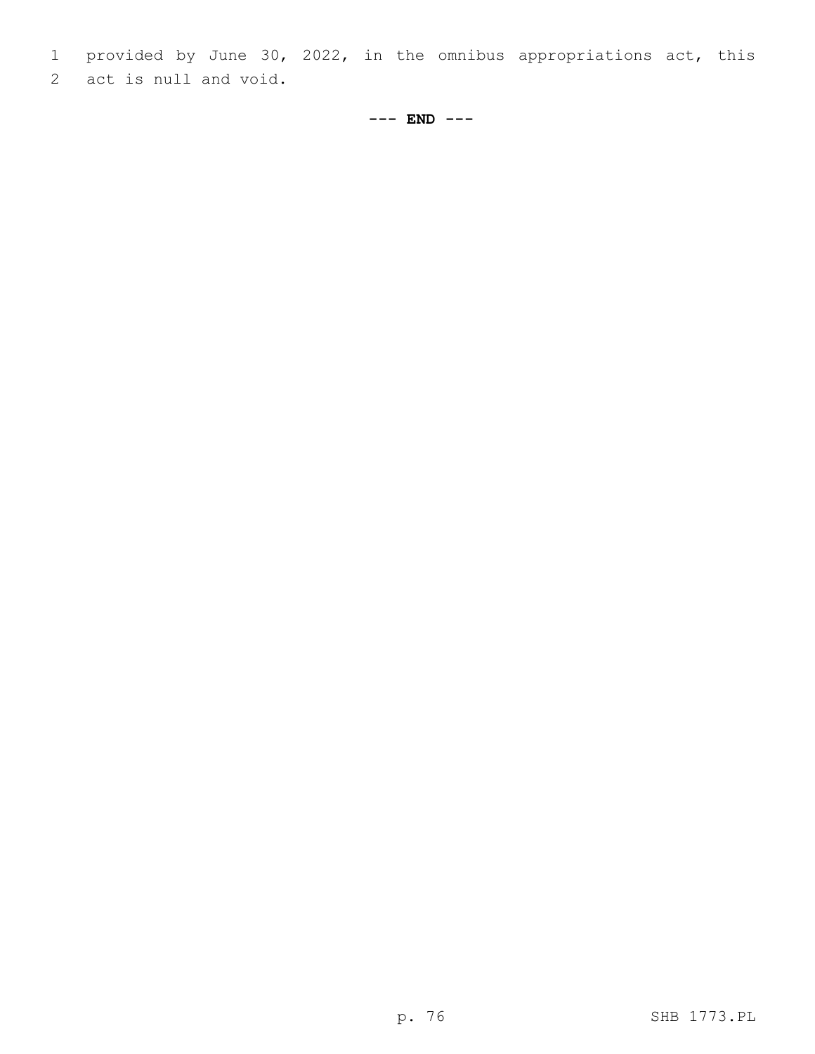provided by June 30, 2022, in the omnibus appropriations act, this act is null and void.

**--- END ---**